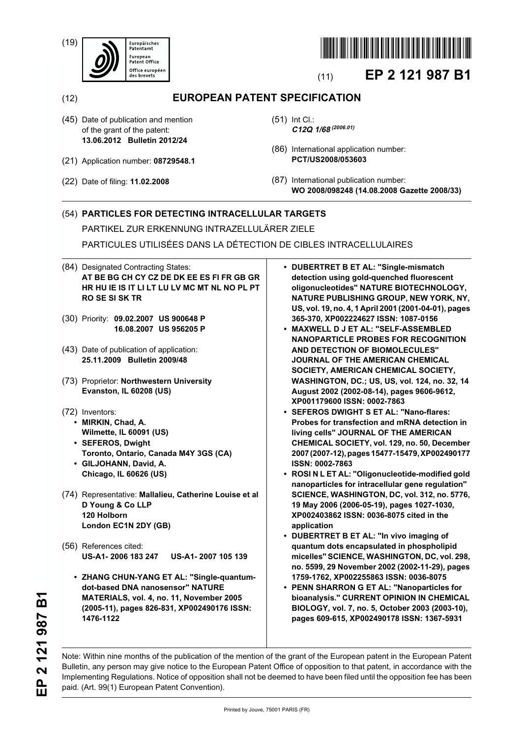(19) Europäisches Patentamt European Patent Office Office européen des brevets

(11) **EP 2 121 987 B1**

(12) **EUROPEAN PATENT SPECIFICATION**

(45) Date of publication and mention of the grant of the patent: **13.06.2012 Bulletin 2012/24**

(21) Application number: **08729548.1**

(22) Date of filing: **11.02.2008**

(51) Int Cl.: ***C12Q 1/68*** *(2006.01)*

(86) International application number: **PCT/US2008/053603**

(87) International publication number: **WO 2008/098248 (14.08.2008 Gazette 2008/33)**

(54) **PARTICLES FOR DETECTING INTRACELLULAR TARGETS**

PARTIKEL ZUR ERKENNUNG INTRAZELLULÄRER ZIELE

PARTICULES UTILISÉES DANS LA DÉTECTION DE CIBLES INTRACELLULAIRES

(84) Designated Contracting States: **AT BE BG CH CY CZ DE DK EE ES FI FR GB GR HR HU IE IS IT LI LT LU LV MC MT NL NO PL PT RO SE SI SK TR**

(30) Priority: **09.02.2007 US 900648 P 16.08.2007 US 956205 P**

(43) Date of publication of application: **25.11.2009 Bulletin 2009/48**

(73) Proprietor: **Northwestern University Evanston, IL 60208 (US)**

(72) Inventors:

- **MIRKIN, Chad, A. Wilmette, IL 60091 (US)**
- **SEFEROS, Dwight Toronto, Ontario, Canada M4Y 3GS (CA)**
- **GILJOHANN, David, A. Chicago, IL 60626 (US)**

(74) Representative: **Mallalieu, Catherine Louise et al D Young & Co LLP 120 Holborn London EC1N 2DY (GB)**

(56) References cited:
**US-A1- 2006 183 247 US-A1- 2007 105 139**

- **ZHANG CHUN-YANG ET AL: "Single-quantum-dot-based DNA nanosensor" NATURE MATERIALS, vol. 4, no. 11, November 2005 (2005-11), pages 826-831, XP002490176 ISSN: 1476-1122**
- **DUBERTRET B ET AL: "Single-mismatch detection using gold-quenched fluorescent oligonucleotides" NATURE BIOTECHNOLOGY, NATURE PUBLISHING GROUP, NEW YORK, NY, US, vol. 19, no. 4, 1 April 2001 (2001-04-01), pages 365-370, XP002224627 ISSN: 1087-0156**
- **MAXWELL D J ET AL: "SELF-ASSEMBLED NANOPARTICLE PROBES FOR RECOGNITION AND DETECTION OF BIOMOLECULES" JOURNAL OF THE AMERICAN CHEMICAL SOCIETY, AMERICAN CHEMICAL SOCIETY, WASHINGTON, DC.; US, US, vol. 124, no. 32, 14 August 2002 (2002-08-14), pages 9606-9612, XP001179600 ISSN: 0002-7863**
- **SEFEROS DWIGHT S ET AL: "Nano-flares: Probes for transfection and mRNA detection in living cells" JOURNAL OF THE AMERICAN CHEMICAL SOCIETY, vol. 129, no. 50, December 2007 (2007-12), pages 15477-15479, XP002490177 ISSN: 0002-7863**
- **ROSI N L ET AL: "Oligonucleotide-modified gold nanoparticles for intracellular gene regulation" SCIENCE, WASHINGTON, DC, vol. 312, no. 5776, 19 May 2006 (2006-05-19), pages 1027-1030, XP002403862 ISSN: 0036-8075 cited in the application**
- **DUBERTRET B ET AL: "In vivo imaging of quantum dots encapsulated in phospholipid micelles" SCIENCE, WASHINGTON, DC, vol. 298, no. 5599, 29 November 2002 (2002-11-29), pages 1759-1762, XP002255863 ISSN: 0036-8075**
- **PENN SHARRON G ET AL: "Nanoparticles for bioanalysis." CURRENT OPINION IN CHEMICAL BIOLOGY, vol. 7, no. 5, October 2003 (2003-10), pages 609-615, XP002490178 ISSN: 1367-5931**

Note: Within nine months of the publication of the mention of the grant of the European patent in the European Patent Bulletin, any person may give notice to the European Patent Office of opposition to that patent, in accordance with the Implementing Regulations. Notice of opposition shall not be deemed to have been filed until the opposition fee has been paid. (Art. 99(1) European Patent Convention).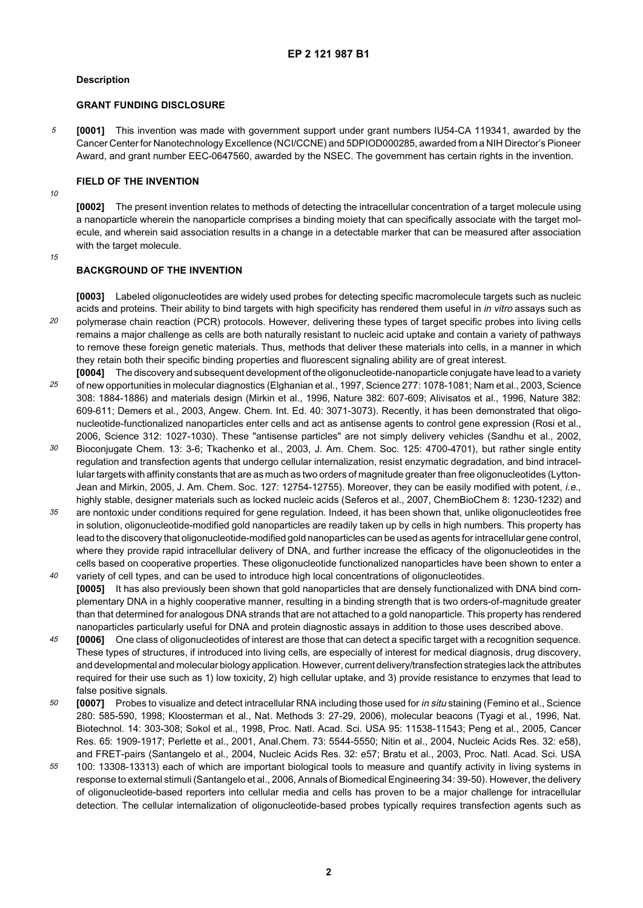## Description

### GRANT FUNDING DISCLOSURE

**[0001]** This invention was made with government support under grant numbers IU54-CA 119341, awarded by the Cancer Center for Nanotechnology Excellence (NCI/CCNE) and 5DPIOD000285, awarded from a NIH Director's Pioneer Award, and grant number EEC-0647560, awarded by the NSEC. The government has certain rights in the invention.

### FIELD OF THE INVENTION

**[0002]** The present invention relates to methods of detecting the intracellular concentration of a target molecule using a nanoparticle wherein the nanoparticle comprises a binding moiety that can specifically associate with the target molecule, and wherein said association results in a change in a detectable marker that can be measured after association with the target molecule.

### BACKGROUND OF THE INVENTION

**[0003]** Labeled oligonucleotides are widely used probes for detecting specific macromolecule targets such as nucleic acids and proteins. Their ability to bind targets with high specificity has rendered them useful in *in vitro* assays such as polymerase chain reaction (PCR) protocols. However, delivering these types of target specific probes into living cells remains a major challenge as cells are both naturally resistant to nucleic acid uptake and contain a variety of pathways to remove these foreign genetic materials. Thus, methods that deliver these materials into cells, in a manner in which they retain both their specific binding properties and fluorescent signaling ability are of great interest.

**[0004]** The discovery and subsequent development of the oligonucleotide-nanoparticle conjugate have lead to a variety of new opportunities in molecular diagnostics (Elghanian et al., 1997, Science 277: 1078-1081; Nam et al., 2003, Science 308: 1884-1886) and materials design (Mirkin et al., 1996, Nature 382: 607-609; Alivisatos et al., 1996, Nature 382: 609-611; Demers et al., 2003, Angew. Chem. Int. Ed. 40: 3071-3073). Recently, it has been demonstrated that oligonucleotide-functionalized nanoparticles enter cells and act as antisense agents to control gene expression (Rosi et al., 2006, Science 312: 1027-1030). These "antisense particles" are not simply delivery vehicles (Sandhu et al., 2002, Bioconjugate Chem. 13: 3-6; Tkachenko et al., 2003, J. Am. Chem. Soc. 125: 4700-4701), but rather single entity regulation and transfection agents that undergo cellular internalization, resist enzymatic degradation, and bind intracellular targets with affinity constants that are as much as two orders of magnitude greater than free oligonucleotides (Lytton-Jean and Mirkin, 2005, J. Am. Chem. Soc. 127: 12754-12755). Moreover, they can be easily modified with potent, *i.e.*, highly stable, designer materials such as locked nucleic acids (Seferos et al., 2007, ChemBioChem 8: 1230-1232) and are nontoxic under conditions required for gene regulation. Indeed, it has been shown that, unlike oligonucleotides free in solution, oligonucleotide-modified gold nanoparticles are readily taken up by cells in high numbers. This property has lead to the discovery that oligonucleotide-modified gold nanoparticles can be used as agents for intracellular gene control, where they provide rapid intracellular delivery of DNA, and further increase the efficacy of the oligonucleotides in the cells based on cooperative properties. These oligonucleotide functionalized nanoparticles have been shown to enter a variety of cell types, and can be used to introduce high local concentrations of oligonucleotides.

**[0005]** It has also previously been shown that gold nanoparticles that are densely functionalized with DNA bind complementary DNA in a highly cooperative manner, resulting in a binding strength that is two orders-of-magnitude greater than that determined for analogous DNA strands that are not attached to a gold nanoparticle. This property has rendered nanoparticles particularly useful for DNA and protein diagnostic assays in addition to those uses described above.

**[0006]** One class of oligonucleotides of interest are those that can detect a specific target with a recognition sequence. These types of structures, if introduced into living cells, are especially of interest for medical diagnosis, drug discovery, and developmental and molecular biology application. However, current delivery/transfection strategies lack the attributes required for their use such as 1) low toxicity, 2) high cellular uptake, and 3) provide resistance to enzymes that lead to false positive signals.

**[0007]** Probes to visualize and detect intracellular RNA including those used for *in situ* staining (Femino et al., Science 280: 585-590, 1998; Kloosterman et al., Nat. Methods 3: 27-29, 2006), molecular beacons (Tyagi et al., 1996, Nat. Biotechnol. 14: 303-308; Sokol et al., 1998, Proc. Natl. Acad. Sci. USA 95: 11538-11543; Peng et al., 2005, Cancer Res. 65: 1909-1917; Perlette et al., 2001, Anal.Chem. 73: 5544-5550; Nitin et al., 2004, Nucleic Acids Res. 32: e58), and FRET-pairs (Santangelo et al., 2004, Nucleic Acids Res. 32: e57; Bratu et al., 2003, Proc. Natl. Acad. Sci. USA 100: 13308-13313) each of which are important biological tools to measure and quantify activity in living systems in response to external stimuli (Santangelo et al., 2006, Annals of Biomedical Engineering 34: 39-50). However, the delivery of oligonucleotide-based reporters into cellular media and cells has proven to be a major challenge for intracellular detection. The cellular internalization of oligonucleotide-based probes typically requires transfection agents such as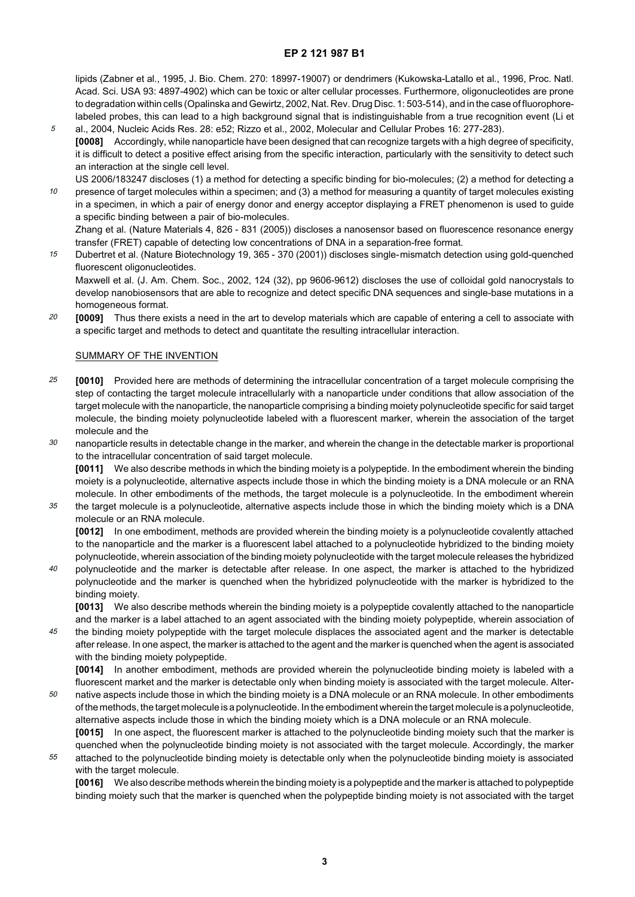lipids (Zabner et al., 1995, J. Bio. Chem. 270: 18997-19007) or dendrimers (Kukowska-Latallo et al., 1996, Proc. Natl. Acad. Sci. USA 93: 4897-4902) which can be toxic or alter cellular processes. Furthermore, oligonucleotides are prone to degradation within cells (Opalinska and Gewirtz, 2002, Nat. Rev. Drug Disc. 1: 503-514), and in the case of fluorophore-labeled probes, this can lead to a high background signal that is indistinguishable from a true recognition event (Li et al., 2004, Nucleic Acids Res. 28: e52; Rizzo et al., 2002, Molecular and Cellular Probes 16: 277-283).

**[0008]** Accordingly, while nanoparticle have been designed that can recognize targets with a high degree of specificity, it is difficult to detect a positive effect arising from the specific interaction, particularly with the sensitivity to detect such an interaction at the single cell level.

US 2006/183247 discloses (1) a method for detecting a specific binding for bio-molecules; (2) a method for detecting a presence of target molecules within a specimen; and (3) a method for measuring a quantity of target molecules existing in a specimen, in which a pair of energy donor and energy acceptor displaying a FRET phenomenon is used to guide a specific binding between a pair of bio-molecules.

Zhang et al. (Nature Materials 4, 826 - 831 (2005)) discloses a nanosensor based on fluorescence resonance energy transfer (FRET) capable of detecting low concentrations of DNA in a separation-free format.

Dubertret et al. (Nature Biotechnology 19, 365 - 370 (2001)) discloses single-mismatch detection using gold-quenched fluorescent oligonucleotides.

Maxwell et al. (J. Am. Chem. Soc., 2002, 124 (32), pp 9606-9612) discloses the use of colloidal gold nanocrystals to develop nanobiosensors that are able to recognize and detect specific DNA sequences and single-base mutations in a homogeneous format.

**[0009]** Thus there exists a need in the art to develop materials which are capable of entering a cell to associate with a specific target and methods to detect and quantitate the resulting intracellular interaction.

## SUMMARY OF THE INVENTION

**[0010]** Provided here are methods of determining the intracellular concentration of a target molecule comprising the step of contacting the target molecule intracellularly with a nanoparticle under conditions that allow association of the target molecule with the nanoparticle, the nanoparticle comprising a binding moiety polynucleotide specific for said target molecule, the binding moiety polynucleotide labeled with a fluorescent marker, wherein the association of the target molecule and the nanoparticle results in detectable change in the marker, and wherein the change in the detectable marker is proportional to the intracellular concentration of said target molecule.

**[0011]** We also describe methods in which the binding moiety is a polypeptide. In the embodiment wherein the binding moiety is a polynucleotide, alternative aspects include those in which the binding moiety is a DNA molecule or an RNA molecule. In other embodiments of the methods, the target molecule is a polynucleotide. In the embodiment wherein the target molecule is a polynucleotide, alternative aspects include those in which the binding moiety which is a DNA molecule or an RNA molecule.

**[0012]** In one embodiment, methods are provided wherein the binding moiety is a polynucleotide covalently attached to the nanoparticle and the marker is a fluorescent label attached to a polynucleotide hybridized to the binding moiety polynucleotide, wherein association of the binding moiety polynucleotide with the target molecule releases the hybridized polynucleotide and the marker is detectable after release. In one aspect, the marker is attached to the hybridized polynucleotide and the marker is quenched when the hybridized polynucleotide with the marker is hybridized to the binding moiety.

**[0013]** We also describe methods wherein the binding moiety is a polypeptide covalently attached to the nanoparticle and the marker is a label attached to an agent associated with the binding moiety polypeptide, wherein association of the binding moiety polypeptide with the target molecule displaces the associated agent and the marker is detectable after release. In one aspect, the marker is attached to the agent and the marker is quenched when the agent is associated with the binding moiety polypeptide.

**[0014]** In another embodiment, methods are provided wherein the polynucleotide binding moiety is labeled with a fluorescent market and the marker is detectable only when binding moiety is associated with the target molecule. Alternative aspects include those in which the binding moiety is a DNA molecule or an RNA molecule. In other embodiments of the methods, the target molecule is a polynucleotide. In the embodiment wherein the target molecule is a polynucleotide, alternative aspects include those in which the binding moiety which is a DNA molecule or an RNA molecule.

**[0015]** In one aspect, the fluorescent marker is attached to the polynucleotide binding moiety such that the marker is quenched when the polynucleotide binding moiety is not associated with the target molecule. Accordingly, the marker attached to the polynucleotide binding moiety is detectable only when the polynucleotide binding moiety is associated with the target molecule.

**[0016]** We also describe methods wherein the binding moiety is a polypeptide and the marker is attached to polypeptide binding moiety such that the marker is quenched when the polypeptide binding moiety is not associated with the target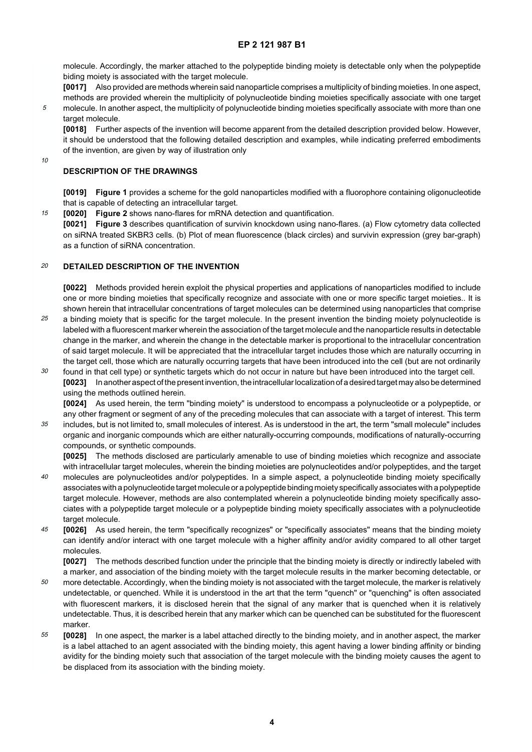molecule. Accordingly, the marker attached to the polypeptide binding moiety is detectable only when the polypeptide biding moiety is associated with the target molecule.

**[0017]** Also provided are methods wherein said nanoparticle comprises a multiplicity of binding moieties. In one aspect, methods are provided wherein the multiplicity of polynucleotide binding moieties specifically associate with one target molecule. In another aspect, the multiplicity of polynucleotide binding moieties specifically associate with more than one target molecule.

**[0018]** Further aspects of the invention will become apparent from the detailed description provided below. However, it should be understood that the following detailed description and examples, while indicating preferred embodiments of the invention, are given by way of illustration only

## DESCRIPTION OF THE DRAWINGS

**[0019]** **Figure 1** provides a scheme for the gold nanoparticles modified with a fluorophore containing oligonucleotide that is capable of detecting an intracellular target.

**[0020]** **Figure 2** shows nano-flares for mRNA detection and quantification.

**[0021]** **Figure 3** describes quantification of survivin knockdown using nano-flares. (a) Flow cytometry data collected on siRNA treated SKBR3 cells. (b) Plot of mean fluorescence (black circles) and survivin expression (grey bar-graph) as a function of siRNA concentration.

## DETAILED DESCRIPTION OF THE INVENTION

**[0022]** Methods provided herein exploit the physical properties and applications of nanoparticles modified to include one or more binding moieties that specifically recognize and associate with one or more specific target moieties.. It is shown herein that intracellular concentrations of target molecules can be determined using nanoparticles that comprise a binding moiety that is specific for the target molecule. In the present invention the binding moiety polynucleotide is labeled with a fluorescent marker wherein the association of the target molecule and the nanoparticle results in detectable change in the marker, and wherein the change in the detectable marker is proportional to the intracellular concentration of said target molecule. It will be appreciated that the intracellular target includes those which are naturally occurring in the target cell, those which are naturally occurring targets that have been introduced into the cell (but are not ordinarily found in that cell type) or synthetic targets which do not occur in nature but have been introduced into the target cell.

**[0023]** In another aspect of the present invention, the intracellular localization of a desired target may also be determined using the methods outlined herein.

**[0024]** As used herein, the term "binding moiety" is understood to encompass a polynucleotide or a polypeptide, or any other fragment or segment of any of the preceding molecules that can associate with a target of interest. This term includes, but is not limited to, small molecules of interest. As is understood in the art, the term "small molecule" includes organic and inorganic compounds which are either naturally-occurring compounds, modifications of naturally-occurring compounds, or synthetic compounds.

**[0025]** The methods disclosed are particularly amenable to use of binding moieties which recognize and associate with intracellular target molecules, wherein the binding moieties are polynucleotides and/or polypeptides, and the target molecules are polynucleotides and/or polypeptides. In a simple aspect, a polynucleotide binding moiety specifically associates with a polynucleotide target molecule or a polypeptide binding moiety specifically associates with a polypeptide target molecule. However, methods are also contemplated wherein a polynucleotide binding moiety specifically associates with a polypeptide target molecule or a polypeptide binding moiety specifically associates with a polynucleotide target molecule.

**[0026]** As used herein, the term "specifically recognizes" or "specifically associates" means that the binding moiety can identify and/or interact with one target molecule with a higher affinity and/or avidity compared to all other target molecules.

**[0027]** The methods described function under the principle that the binding moiety is directly or indirectly labeled with a marker, and association of the binding moiety with the target molecule results in the marker becoming detectable, or more detectable. Accordingly, when the binding moiety is not associated with the target molecule, the marker is relatively undetectable, or quenched. While it is understood in the art that the term "quench" or "quenching" is often associated with fluorescent markers, it is disclosed herein that the signal of any marker that is quenched when it is relatively undetectable. Thus, it is described herein that any marker which can be quenched can be substituted for the fluorescent marker.

**[0028]** In one aspect, the marker is a label attached directly to the binding moiety, and in another aspect, the marker is a label attached to an agent associated with the binding moiety, this agent having a lower binding affinity or binding avidity for the binding moiety such that association of the target molecule with the binding moiety causes the agent to be displaced from its association with the binding moiety.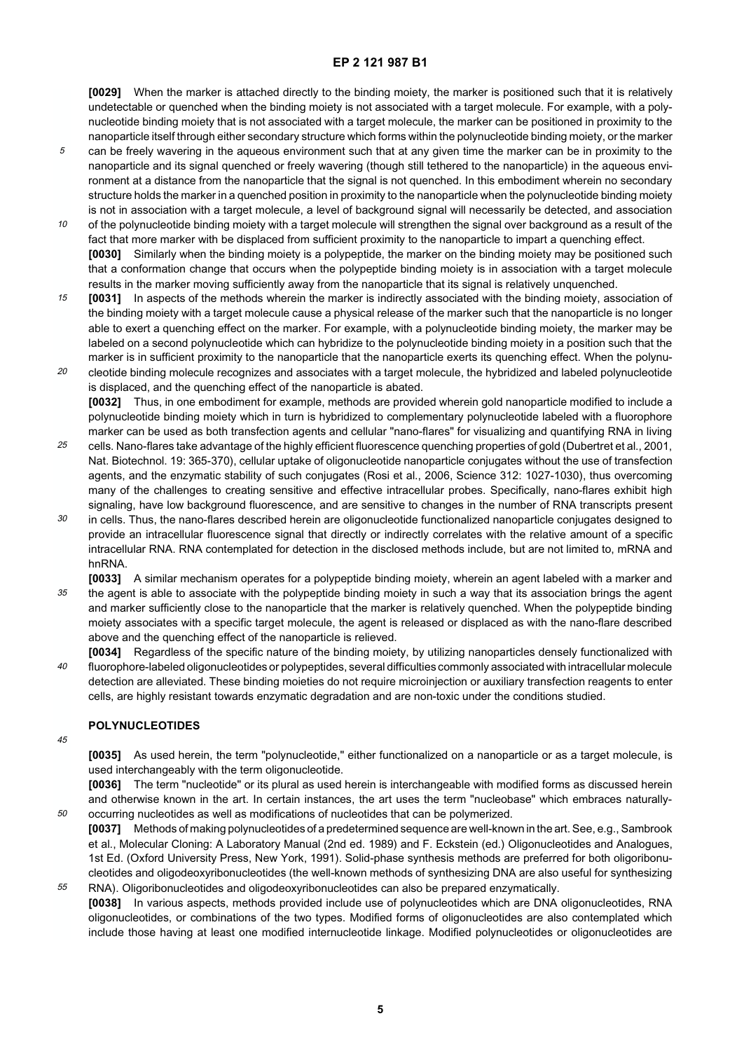**[0029]** When the marker is attached directly to the binding moiety, the marker is positioned such that it is relatively undetectable or quenched when the binding moiety is not associated with a target molecule. For example, with a polynucleotide binding moiety that is not associated with a target molecule, the marker can be positioned in proximity to the nanoparticle itself through either secondary structure which forms within the polynucleotide binding moiety, or the marker can be freely wavering in the aqueous environment such that at any given time the marker can be in proximity to the nanoparticle and its signal quenched or freely wavering (though still tethered to the nanoparticle) in the aqueous environment at a distance from the nanoparticle that the signal is not quenched. In this embodiment wherein no secondary structure holds the marker in a quenched position in proximity to the nanoparticle when the polynucleotide binding moiety is not in association with a target molecule, a level of background signal will necessarily be detected, and association of the polynucleotide binding moiety with a target molecule will strengthen the signal over background as a result of the fact that more marker with be displaced from sufficient proximity to the nanoparticle to impart a quenching effect.

**[0030]** Similarly when the binding moiety is a polypeptide, the marker on the binding moiety may be positioned such that a conformation change that occurs when the polypeptide binding moiety is in association with a target molecule results in the marker moving sufficiently away from the nanoparticle that its signal is relatively unquenched.

**[0031]** In aspects of the methods wherein the marker is indirectly associated with the binding moiety, association of the binding moiety with a target molecule cause a physical release of the marker such that the nanoparticle is no longer able to exert a quenching effect on the marker. For example, with a polynucleotide binding moiety, the marker may be labeled on a second polynucleotide which can hybridize to the polynucleotide binding moiety in a position such that the marker is in sufficient proximity to the nanoparticle that the nanoparticle exerts its quenching effect. When the polynucleotide binding molecule recognizes and associates with a target molecule, the hybridized and labeled polynucleotide is displaced, and the quenching effect of the nanoparticle is abated.

**[0032]** Thus, in one embodiment for example, methods are provided wherein gold nanoparticle modified to include a polynucleotide binding moiety which in turn is hybridized to complementary polynucleotide labeled with a fluorophore marker can be used as both transfection agents and cellular "nano-flares" for visualizing and quantifying RNA in living cells. Nano-flares take advantage of the highly efficient fluorescence quenching properties of gold (Dubertret et al., 2001, Nat. Biotechnol. 19: 365-370), cellular uptake of oligonucleotide nanoparticle conjugates without the use of transfection agents, and the enzymatic stability of such conjugates (Rosi et al., 2006, Science 312: 1027-1030), thus overcoming many of the challenges to creating sensitive and effective intracellular probes. Specifically, nano-flares exhibit high signaling, have low background fluorescence, and are sensitive to changes in the number of RNA transcripts present in cells. Thus, the nano-flares described herein are oligonucleotide functionalized nanoparticle conjugates designed to provide an intracellular fluorescence signal that directly or indirectly correlates with the relative amount of a specific intracellular RNA. RNA contemplated for detection in the disclosed methods include, but are not limited to, mRNA and hnRNA.

**[0033]** A similar mechanism operates for a polypeptide binding moiety, wherein an agent labeled with a marker and the agent is able to associate with the polypeptide binding moiety in such a way that its association brings the agent and marker sufficiently close to the nanoparticle that the marker is relatively quenched. When the polypeptide binding moiety associates with a specific target molecule, the agent is released or displaced as with the nano-flare described above and the quenching effect of the nanoparticle is relieved.

**[0034]** Regardless of the specific nature of the binding moiety, by utilizing nanoparticles densely functionalized with fluorophore-labeled oligonucleotides or polypeptides, several difficulties commonly associated with intracellular molecule detection are alleviated. These binding moieties do not require microinjection or auxiliary transfection reagents to enter cells, are highly resistant towards enzymatic degradation and are non-toxic under the conditions studied.

## POLYNUCLEOTIDES

**[0035]** As used herein, the term "polynucleotide," either functionalized on a nanoparticle or as a target molecule, is used interchangeably with the term oligonucleotide.

**[0036]** The term "nucleotide" or its plural as used herein is interchangeable with modified forms as discussed herein and otherwise known in the art. In certain instances, the art uses the term "nucleobase" which embraces naturally-occurring nucleotides as well as modifications of nucleotides that can be polymerized.

**[0037]** Methods of making polynucleotides of a predetermined sequence are well-known in the art. See, e.g., Sambrook et al., Molecular Cloning: A Laboratory Manual (2nd ed. 1989) and F. Eckstein (ed.) Oligonucleotides and Analogues, 1st Ed. (Oxford University Press, New York, 1991). Solid-phase synthesis methods are preferred for both oligoribonucleotides and oligodeoxyribonucleotides (the well-known methods of synthesizing DNA are also useful for synthesizing RNA). Oligoribonucleotides and oligodeoxyribonucleotides can also be prepared enzymatically.

**[0038]** In various aspects, methods provided include use of polynucleotides which are DNA oligonucleotides, RNA oligonucleotides, or combinations of the two types. Modified forms of oligonucleotides are also contemplated which include those having at least one modified internucleotide linkage. Modified polynucleotides or oligonucleotides are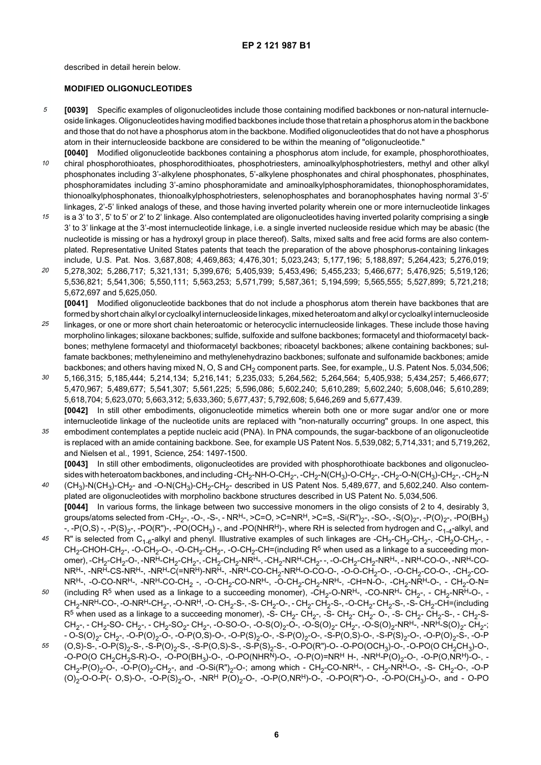described in detail herein below.

## MODIFIED OLIGONUCLEOTIDES

**[0039]** Specific examples of oligonucleotides include those containing modified backbones or non-natural internucleoside linkages. Oligonucleotides having modified backbones include those that retain a phosphorus atom in the backbone and those that do not have a phosphorus atom in the backbone. Modified oligonucleotides that do not have a phosphorus atom in their internucleoside backbone are considered to be within the meaning of "oligonucleotide."

**[0040]** Modified oligonucleotide backbones containing a phosphorus atom include, for example, phosphorothioates, chiral phosphorothioates, phosphorodithioates, phosphotriesters, aminoalkylphosphotriesters, methyl and other alkyl phosphonates including 3'-alkylene phosphonates, 5'-alkylene phosphonates and chiral phosphonates, phosphinates, phosphoramidates including 3'-amino phosphoramidate and aminoalkylphosphoramidates, thionophosphoramidates, thionoalkylphosphonates, thionoalkylphosphotriesters, selenophosphates and boranophosphates having normal 3'-5' linkages, 2'-5' linked analogs of these, and those having inverted polarity wherein one or more internucleotide linkages is a 3' to 3', 5' to 5' or 2' to 2' linkage. Also contemplated are oligonucleotides having inverted polarity comprising a single 3' to 3' linkage at the 3'-most internucleotide linkage, i.e. a single inverted nucleoside residue which may be abasic (the nucleotide is missing or has a hydroxyl group in place thereof). Salts, mixed salts and free acid forms are also contemplated. Representative United States patents that teach the preparation of the above phosphorus-containing linkages include, U.S. Pat. Nos. 3,687,808; 4,469,863; 4,476,301; 5,023,243; 5,177,196; 5,188,897; 5,264,423; 5,276,019; 5,278,302; 5,286,717; 5,321,131; 5,399,676; 5,405,939; 5,453,496; 5,455,233; 5,466,677; 5,476,925; 5,519,126; 5,536,821; 5,541,306; 5,550,111; 5,563,253; 5,571,799; 5,587,361; 5,194,599; 5,565,555; 5,527,899; 5,721,218; 5,672,697 and 5,625,050.

**[0041]** Modified oligonucleotide backbones that do not include a phosphorus atom therein have backbones that are formed by short chain alkyl or cycloalkyl internucleoside linkages, mixed heteroatom and alkyl or cycloalkyl internucleoside linkages, or one or more short chain heteroatomic or heterocyclic internucleoside linkages. These include those having morpholino linkages; siloxane backbones; sulfide, sulfoxide and sulfone backbones; formacetyl and thioformacetyl backbones; methylene formacetyl and thioformacetyl backbones; riboacetyl backbones; alkene containing backbones; sulfamate backbones; methyleneimino and methylenehydrazino backbones; sulfonate and sulfonamide backbones; amide backbones; and others having mixed N, O, S and $CH_2$ component parts. See, for example,, U.S. Patent Nos. 5,034,506; 5,166,315; 5,185,444; 5,214,134; 5,216,141; 5,235,033; 5,264,562; 5,264,564; 5,405,938; 5,434,257; 5,466,677; 5,470,967; 5,489,677; 5,541,307; 5,561,225; 5,596,086; 5,602,240; 5,610,289; 5,602,240; 5,608,046; 5,610,289; 5,618,704; 5,623,070; 5,663,312; 5,633,360; 5,677,437; 5,792,608; 5,646,269 and 5,677,439.

**[0042]** In still other embodiments, oligonucleotide mimetics wherein both one or more sugar and/or one or more internucleotide linkage of the nucleotide units are replaced with "non-naturally occurring" groups. In one aspect, this embodiment contemplates a peptide nucleic acid (PNA). In PNA compounds, the sugar-backbone of an oligonucleotide is replaced with an amide containing backbone. See, for example US Patent Nos. 5,539,082; 5,714,331; and 5,719,262, and Nielsen et al., 1991, Science, 254: 1497-1500.

**[0043]** In still other embodiments, oligonucleotides are provided with phosphorothioate backbones and oligonucleosides with heteroatom backbones, and including -$CH_2$-NH-O-$CH_2$-, -$CH_2$-N($CH_3$)-O-$CH_2$-, -$CH_2$-O-N($CH_3$)-$CH_2$-, -$CH_2$-N($CH_3$)-N($CH_3$)-$CH_2$- and -O-N($CH_3$)-$CH_2$-$CH_2$- described in US Patent Nos. 5,489,677, and 5,602,240. Also contemplated are oligonucleotides with morpholino backbone structures described in US Patent No. 5,034,506.

**[0044]** In various forms, the linkage between two successive monomers in the oligo consists of 2 to 4, desirably 3, groups/atoms selected from -$CH_2$-, -O-, -S-, - $NR^H$-, >C=O, >C=$NR^H$, >C=S, -Si(R")$_2$-, -SO-, -S(O)$_2$-, -P(O)$_2$-, -PO($BH_3$)-, -P(O,S) -, -P(S)$_2$-, -PO(R")-, -PO($OCH_3$) -, and -PO($NHR^H$)-, where RH is selected from hydrogen and $C_{1-4}$-alkyl, and R" is selected from $C_{1-6}$-alkyl and phenyl. Illustrative examples of such linkages are -$CH_2$-$CH_2$-$CH_2$-, -$CH_2$O-$CH_2$-, -$CH_2$-CHOH-$CH_2$-, -O-$CH_2$-O-, -O-$CH_2$-$CH_2$-, -O-$CH_2$-CH=(including $R^5$ when used as a linkage to a succeeding monomer), -$CH_2$-$CH_2$-O-, -$NR^H$-$CH_2$-$CH_2$-, -$CH_2$-$CH_2$-$NR^H$-, -$CH_2$-$NR^H$-$CH_2$- -, -O-$CH_2$-$CH_2$-$NR^H$-, - $NR^H$-CO-O-, -$NR^H$-CO-$NR^H$-, -$NR^H$-CS-$NR^H$-, -$NR^H$-C(=$NR^H$)-$NR^H$-, -$NR^H$-CO-$CH_2$-$NR^H$-O-CO-O-, -O-O-$CH_2$-O-, -O-$CH_2$-CO-O-, -$CH_2$-CO-$NR^H$-, -O-CO-$NR^H$-, -$NR^H$-CO-$CH_2$ -, -O-$CH_2$-CO-$NR^H$-, -O-$CH_2$-$CH_2$-$NR^H$-, -CH=N-O-, -$CH_2$-$NR^H$-O-, - $CH_2$-O-N= (including $R^5$ when used as a linkage to a succeeding monomer), -$CH_2$-O-$NR^H$-, -CO-$NR^H$- $CH_2$-, - $CH_2$-$NR^H$-O-, -$CH_2$-$NR^H$-CO-, -O-$NR^H$-$CH_2$-, -O-$NR^H$, -O- $CH_2$-S-, -S- $CH_2$-O-, - $CH_2$- $CH_2$-S-, -O-$CH_2$- $CH_2$-S-, -S- $CH_2$-CH=(including $R^5$ when used as a linkage to a succeeding monomer), -S- $CH_2$- $CH_2$-, -S- $CH_2$- $CH_2$- O-, -S- $CH_2$- $CH_2$-S-, - $CH_2$-S-$CH_2$-, - $CH_2$-SO- $CH_2$-, - $CH_2$-$SO_2$- $CH_2$-, -O-SO-O-, -O-S(O)$_2$-O-, -O-S(O)$_2$- $CH_2$-, -O-S(O)$_2$-$NR^H$-, -$NR^H$-S(O)$_2$- $CH_2$-; - O-S(O)$_2$- $CH_2$-, -O-P(O)$_2$-O-, -O-P(O,S)-O-, -O-P(S)$_2$-O-, -S-P(O)$_2$-O-, -S-P(O,S)-O-, -S-P(S)$_2$-O-, -O-P(O)$_2$-S-, -O-P(O,S)-S-, -O-P(S)$_2$-S-, -S-P(O)$_2$-S-, -S-P(O,S)-S-, -S-P(S)$_2$-S-, -O-PO(R")-O- -O-PO($OCH_3$)-O-, -O-PO(O $CH_2CH_3$)-O-, -O-PO(O $CH_2CH_2$S-R)-O-, -O-PO($BH_3$)-O-, -O-PO($NHR^N$)-O-, -O-P(O)=$NR^H$ H-, -$NR^H$-P(O)$_2$-O-, -O-P(O,$NR^H$)-O-, -$CH_2$-P(O)$_2$-O-, -O-P(O)$_2$-$CH_2$-, and -O-Si(R")$_2$-O-; among which - $CH_2$-CO-$NR^H$-, - $CH_2$-$NR^H$-O-, -S- $CH_2$-O-, -O-P(O)$_2$-O-O-P(- O,S)-O-, -O-P(S)$_2$-O-, -$NR^H$ P(O)$_2$-O-, -O-P(O,$NR^H$)-O-, -O-PO(R")-O-, -O-PO($CH_3$)-O-, and - O-PO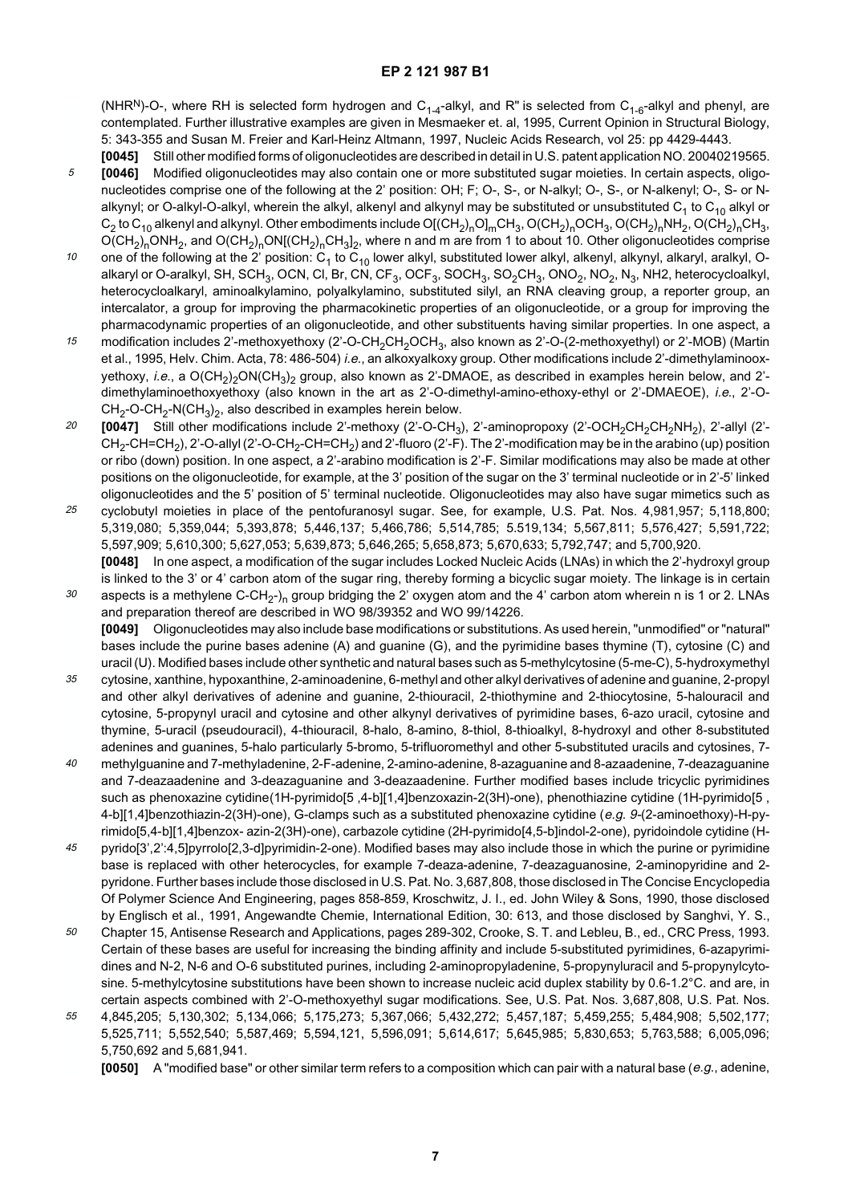(NHR$^N$)-O-, where RH is selected form hydrogen and $C_{1-4}$-alkyl, and R" is selected from $C_{1-6}$-alkyl and phenyl, are contemplated. Further illustrative examples are given in Mesmaeker et. al, 1995, Current Opinion in Structural Biology, 5: 343-355 and Susan M. Freier and Karl-Heinz Altmann, 1997, Nucleic Acids Research, vol 25: pp 4429-4443.

**[0045]** Still other modified forms of oligonucleotides are described in detail in U.S. patent application NO. 20040219565.

**[0046]** Modified oligonucleotides may also contain one or more substituted sugar moieties. In certain aspects, oligonucleotides comprise one of the following at the 2' position: OH; F; O-, S-, or N-alkyl; O-, S-, or N-alkenyl; O-, S- or N-alkynyl; or O-alkyl-O-alkyl, wherein the alkyl, alkenyl and alkynyl may be substituted or unsubstituted $C_1$ to $C_{10}$ alkyl or $C_2$ to $C_{10}$ alkenyl and alkynyl. Other embodiments include $O[(CH_2)_nO]_mCH_3$, $O(CH_2)_nOCH_3$, $O(CH_2)_nNH_2$, $O(CH_2)_nCH_3$, $O(CH_2)_nONH_2$, and $O(CH_2)_nON[(CH_2)_nCH_3]_2$, where n and m are from 1 to about 10. Other oligonucleotides comprise one of the following at the 2' position: $C_1$ to $C_{10}$ lower alkyl, substituted lower alkyl, alkenyl, alkynyl, alkaryl, aralkyl, O-alkaryl or O-aralkyl, SH, $SCH_3$, OCN, Cl, Br, CN, $CF_3$, $OCF_3$, $SOCH_3$, $SO_2CH_3$, $ONO_2$, $NO_2$, $N_3$, NH2, heterocycloalkyl, heterocycloalkaryl, aminoalkylamino, polyalkylamino, substituted silyl, an RNA cleaving group, a reporter group, an intercalator, a group for improving the pharmacokinetic properties of an oligonucleotide, or a group for improving the pharmacodynamic properties of an oligonucleotide, and other substituents having similar properties. In one aspect, a modification includes 2'-methoxyethoxy (2'-O-$CH_2CH_2OCH_3$, also known as 2'-O-(2-methoxyethyl) or 2'-MOB) (Martin et al., 1995, Helv. Chim. Acta, 78: 486-504) *i.e.*, an alkoxyalkoxy group. Other modifications include 2'-dimethylaminooxyethoxy, *i.e.*, a $O(CH_2)_2ON(CH_3)_2$ group, also known as 2'-DMAOE, as described in examples herein below, and 2'-dimethylaminoethoxyethoxy (also known in the art as 2'-O-dimethyl-amino-ethoxy-ethyl or 2'-DMAEOE), *i.e.*, 2'-O-$CH_2$-O-$CH_2$-$N(CH_3)_2$, also described in examples herein below.

**[0047]** Still other modifications include 2'-methoxy (2'-O-$CH_3$), 2'-aminopropoxy (2'-$OCH_2CH_2CH_2NH_2$), 2'-allyl (2'-$CH_2$-CH=$CH_2$), 2'-O-allyl (2'-O-$CH_2$-CH=$CH_2$) and 2'-fluoro (2'-F). The 2'-modification may be in the arabino (up) position or ribo (down) position. In one aspect, a 2'-arabino modification is 2'-F. Similar modifications may also be made at other positions on the oligonucleotide, for example, at the 3' position of the sugar on the 3' terminal nucleotide or in 2'-5' linked oligonucleotides and the 5' position of 5' terminal nucleotide. Oligonucleotides may also have sugar mimetics such as cyclobutyl moieties in place of the pentofuranosyl sugar. See, for example, U.S. Pat. Nos. 4,981,957; 5,118,800; 5,319,080; 5,359,044; 5,393,878; 5,446,137; 5,466,786; 5,514,785; 5.519,134; 5,567,811; 5,576,427; 5,591,722; 5,597,909; 5,610,300; 5,627,053; 5,639,873; 5,646,265; 5,658,873; 5,670,633; 5,792,747; and 5,700,920.

**[0048]** In one aspect, a modification of the sugar includes Locked Nucleic Acids (LNAs) in which the 2'-hydroxyl group is linked to the 3' or 4' carbon atom of the sugar ring, thereby forming a bicyclic sugar moiety. The linkage is in certain aspects is a methylene C-$CH_2$-$)_n$ group bridging the 2' oxygen atom and the 4' carbon atom wherein n is 1 or 2. LNAs and preparation thereof are described in WO 98/39352 and WO 99/14226.

**[0049]** Oligonucleotides may also include base modifications or substitutions. As used herein, "unmodified" or "natural" bases include the purine bases adenine (A) and guanine (G), and the pyrimidine bases thymine (T), cytosine (C) and uracil (U). Modified bases include other synthetic and natural bases such as 5-methylcytosine (5-me-C), 5-hydroxymethyl cytosine, xanthine, hypoxanthine, 2-aminoadenine, 6-methyl and other alkyl derivatives of adenine and guanine, 2-propyl and other alkyl derivatives of adenine and guanine, 2-thiouracil, 2-thiothymine and 2-thiocytosine, 5-halouracil and cytosine, 5-propynyl uracil and cytosine and other alkynyl derivatives of pyrimidine bases, 6-azo uracil, cytosine and thymine, 5-uracil (pseudouracil), 4-thiouracil, 8-halo, 8-amino, 8-thiol, 8-thioalkyl, 8-hydroxyl and other 8-substituted adenines and guanines, 5-halo particularly 5-bromo, 5-trifluoromethyl and other 5-substituted uracils and cytosines, 7-methylguanine and 7-methyladenine, 2-F-adenine, 2-amino-adenine, 8-azaguanine and 8-azaadenine, 7-deazaguanine and 7-deazaadenine and 3-deazaguanine and 3-deazaadenine. Further modified bases include tricyclic pyrimidines such as phenoxazine cytidine(1H-pyrimido[5 ,4-b][1,4]benzoxazin-2(3H)-one), phenothiazine cytidine (1H-pyrimido[5 , 4-b][1,4]benzothiazin-2(3H)-one), G-clamps such as a substituted phenoxazine cytidine (*e.g.* 9-(2-aminoethoxy)-H-pyrimido[5,4-b][1,4]benzox- azin-2(3H)-one), carbazole cytidine (2H-pyrimido[4,5-b]indol-2-one), pyridoindole cytidine (H-pyrido[3',2':4,5]pyrrolo[2,3-d]pyrimidin-2-one). Modified bases may also include those in which the purine or pyrimidine base is replaced with other heterocycles, for example 7-deaza-adenine, 7-deazaguanosine, 2-aminopyridine and 2-pyridone. Further bases include those disclosed in U.S. Pat. No. 3,687,808, those disclosed in The Concise Encyclopedia Of Polymer Science And Engineering, pages 858-859, Kroschwitz, J. I., ed. John Wiley & Sons, 1990, those disclosed by Englisch et al., 1991, Angewandte Chemie, International Edition, 30: 613, and those disclosed by Sanghvi, Y. S., Chapter 15, Antisense Research and Applications, pages 289-302, Crooke, S. T. and Lebleu, B., ed., CRC Press, 1993. Certain of these bases are useful for increasing the binding affinity and include 5-substituted pyrimidines, 6-azapyrimidines and N-2, N-6 and O-6 substituted purines, including 2-aminopropyladenine, 5-propynyluracil and 5-propynylcytosine. 5-methylcytosine substitutions have been shown to increase nucleic acid duplex stability by 0.6-1.2°C. and are, in certain aspects combined with 2'-O-methoxyethyl sugar modifications. See, U.S. Pat. Nos. 3,687,808, U.S. Pat. Nos. 4,845,205; 5,130,302; 5,134,066; 5,175,273; 5,367,066; 5,432,272; 5,457,187; 5,459,255; 5,484,908; 5,502,177; 5,525,711; 5,552,540; 5,587,469; 5,594,121, 5,596,091; 5,614,617; 5,645,985; 5,830,653; 5,763,588; 6,005,096; 5,750,692 and 5,681,941.

**[0050]** A "modified base" or other similar term refers to a composition which can pair with a natural base (*e.g.*, adenine,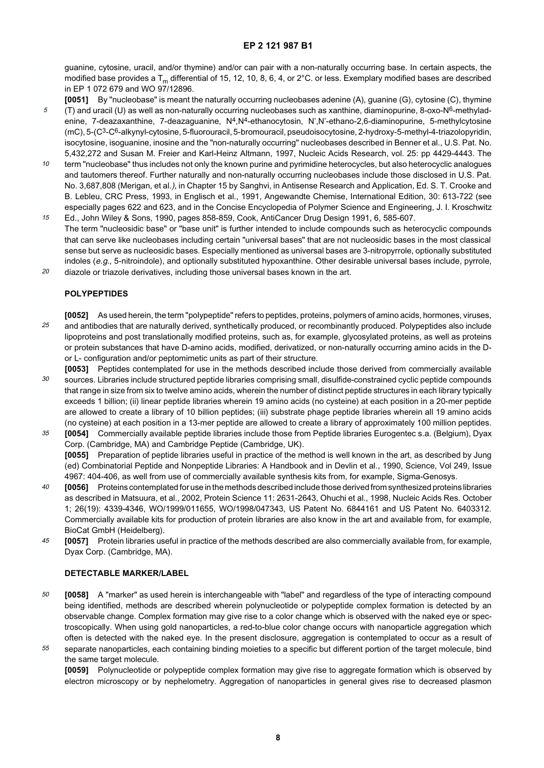guanine, cytosine, uracil, and/or thymine) and/or can pair with a non-naturally occurring base. In certain aspects, the modified base provides a $T_m$ differential of 15, 12, 10, 8, 6, 4, or 2°C. or less. Exemplary modified bases are described in EP 1 072 679 and WO 97/12896.

**[0051]** By "nucleobase" is meant the naturally occurring nucleobases adenine (A), guanine (G), cytosine (C), thymine (T) and uracil (U) as well as non-naturally occurring nucleobases such as xanthine, diaminopurine, 8-oxo-$N^6$-methyladenine, 7-deazaxanthine, 7-deazaguanine, $N^4$,$N^4$-ethanocytosin, N',N'-ethano-2,6-diaminopurine, 5-methylcytosine (mC), 5-($C^3$-$C^6$)-alkynyl-cytosine, 5-fluorouracil, 5-bromouracil, pseudoisocytosine, 2-hydroxy-5-methyl-4-triazolopyridin, isocytosine, isoguanine, inosine and the "non-naturally occurring" nucleobases described in Benner et al., U.S. Pat. No. 5,432,272 and Susan M. Freier and Karl-Heinz Altmann, 1997, Nucleic Acids Research, vol. 25: pp 4429-4443. The term "nucleobase" thus includes not only the known purine and pyrimidine heterocycles, but also heterocyclic analogues and tautomers thereof. Further naturally and non-naturally occurring nucleobases include those disclosed in U.S. Pat. No. 3,687,808 (Merigan, et al.*),* in Chapter 15 by Sanghvi, in Antisense Research and Application, Ed. S. T. Crooke and B. Lebleu, CRC Press, 1993, in Englisch et al., 1991, Angewandte Chemise, International Edition, 30: 613-722 (see especially pages 622 and 623, and in the Concise Encyclopedia of Polymer Science and Engineering, J. I. Kroschwitz Ed., John Wiley & Sons, 1990, pages 858-859, Cook, AntiCancer Drug Design 1991, 6, 585-607.
The term "nucleosidic base" or "base unit" is further intended to include compounds such as heterocyclic compounds that can serve like nucleobases including certain "universal bases" that are not nucleosidic bases in the most classical sense but serve as nucleosidic bases. Especially mentioned as universal bases are 3-nitropyrrole, optionally substituted indoles (*e.g*., 5-nitroindole), and optionally substituted hypoxanthine. Other desirable universal bases include, pyrrole, diazole or triazole derivatives, including those universal bases known in the art.

## POLYPEPTIDES

**[0052]** As used herein, the term "polypeptide" refers to peptides, proteins, polymers of amino acids, hormones, viruses, and antibodies that are naturally derived, synthetically produced, or recombinantly produced. Polypeptides also include lipoproteins and post translationally modified proteins, such as, for example, glycosylated proteins, as well as proteins or protein substances that have D-amino acids, modified, derivatized, or non-naturally occurring amino acids in the D- or L- configuration and/or peptomimetic units as part of their structure.

**[0053]** Peptides contemplated for use in the methods described include those derived from commercially available sources. Libraries include structured peptide libraries comprising small, disulfide-constrained cyclic peptide compounds that range in size from six to twelve amino acids, wherein the number of distinct peptide structures in each library typically exceeds 1 billion; (ii) linear peptide libraries wherein 19 amino acids (no cysteine) at each position in a 20-mer peptide are allowed to create a library of 10 billion peptides; (iii) substrate phage peptide libraries wherein all 19 amino acids (no cysteine) at each position in a 13-mer peptide are allowed to create a library of approximately 100 million peptides.

**[0054]** Commercially available peptide libraries include those from Peptide libraries Eurogentec s.a. (Belgium), Dyax Corp. (Cambridge, MA) and Cambridge Peptide (Cambridge, UK).

**[0055]** Preparation of peptide libraries useful in practice of the method is well known in the art, as described by Jung (ed) Combinatorial Peptide and Nonpeptide Libraries: A Handbook and in Devlin et al., 1990, Science, Vol 249, Issue 4967: 404-406, as well from use of commercially available synthesis kits from, for example, Sigma-Genosys.

**[0056]** Proteins contemplated for use in the methods described include those derived from synthesized proteins libraries as described in Matsuura, et al., 2002, Protein Science 11: 2631-2643, Ohuchi et al., 1998, Nucleic Acids Res. October 1; 26(19): 4339-4346, WO/1999/011655, WO/1998/047343, US Patent No. 6844161 and US Patent No. 6403312. Commercially available kits for production of protein libraries are also know in the art and available from, for example, BioCat GmbH (Heidelberg).

**[0057]** Protein libraries useful in practice of the methods described are also commercially available from, for example, Dyax Corp. (Cambridge, MA).

## DETECTABLE MARKER/LABEL

**[0058]** A "marker" as used herein is interchangeable with "label" and regardless of the type of interacting compound being identified, methods are described wherein polynucleotide or polypeptide complex formation is detected by an observable change. Complex formation may give rise to a color change which is observed with the naked eye or spectroscopically. When using gold nanoparticles, a red-to-blue color change occurs with nanoparticle aggregation which often is detected with the naked eye. In the present disclosure, aggregation is contemplated to occur as a result of separate nanoparticles, each containing binding moieties to a specific but different portion of the target molecule, bind the same target molecule.

**[0059]** Polynucleotide or polypeptide complex formation may give rise to aggregate formation which is observed by electron microscopy or by nephelometry. Aggregation of nanoparticles in general gives rise to decreased plasmon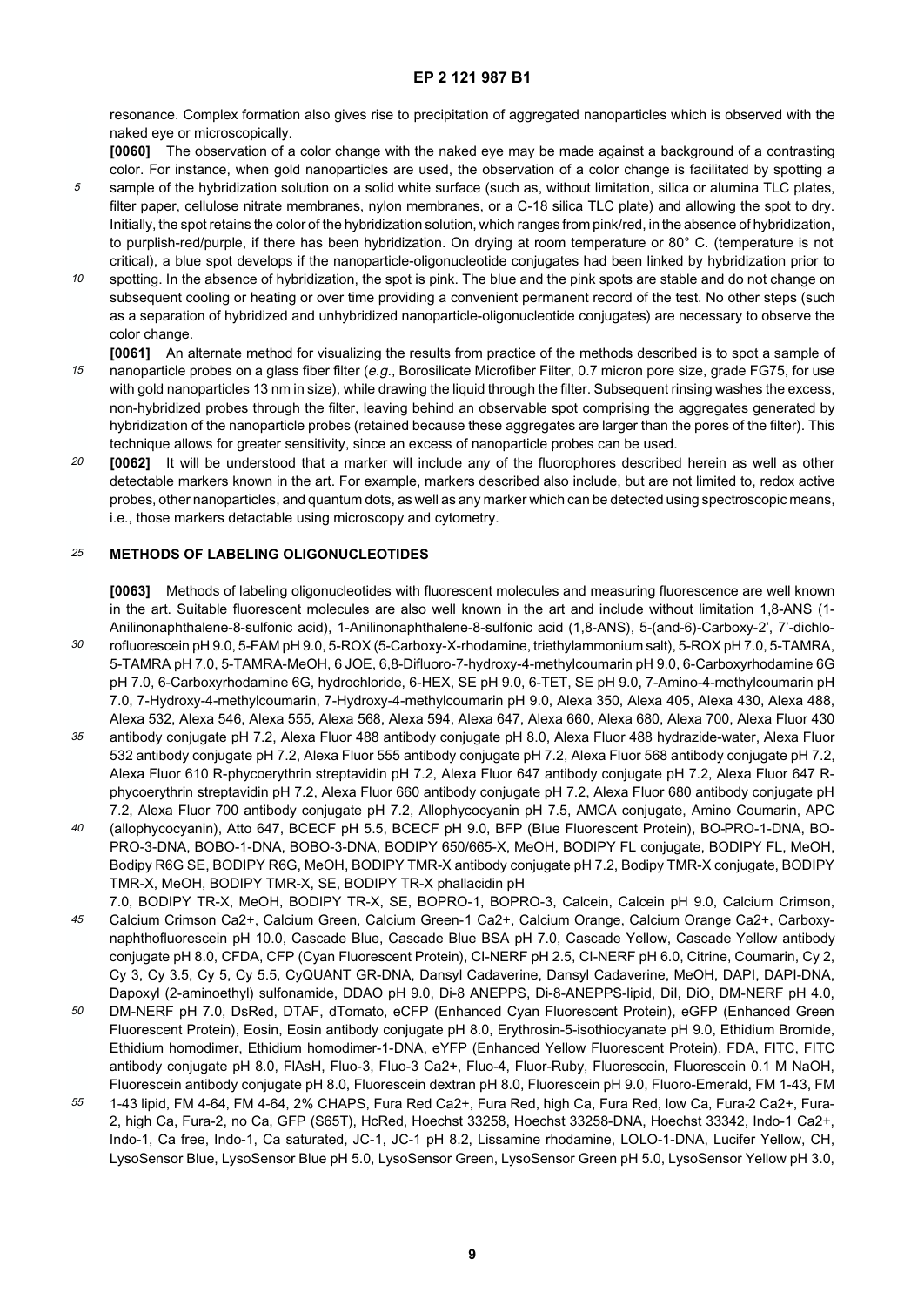resonance. Complex formation also gives rise to precipitation of aggregated nanoparticles which is observed with the naked eye or microscopically.

**[0060]** The observation of a color change with the naked eye may be made against a background of a contrasting color. For instance, when gold nanoparticles are used, the observation of a color change is facilitated by spotting a sample of the hybridization solution on a solid white surface (such as, without limitation, silica or alumina TLC plates, filter paper, cellulose nitrate membranes, nylon membranes, or a C-18 silica TLC plate) and allowing the spot to dry. Initially, the spot retains the color of the hybridization solution, which ranges from pink/red, in the absence of hybridization, to purplish-red/purple, if there has been hybridization. On drying at room temperature or 80° C. (temperature is not critical), a blue spot develops if the nanoparticle-oligonucleotide conjugates had been linked by hybridization prior to spotting. In the absence of hybridization, the spot is pink. The blue and the pink spots are stable and do not change on subsequent cooling or heating or over time providing a convenient permanent record of the test. No other steps (such as a separation of hybridized and unhybridized nanoparticle-oligonucleotide conjugates) are necessary to observe the color change.

**[0061]** An alternate method for visualizing the results from practice of the methods described is to spot a sample of nanoparticle probes on a glass fiber filter (*e.g.*, Borosilicate Microfiber Filter, 0.7 micron pore size, grade FG75, for use with gold nanoparticles 13 nm in size), while drawing the liquid through the filter. Subsequent rinsing washes the excess, non-hybridized probes through the filter, leaving behind an observable spot comprising the aggregates generated by hybridization of the nanoparticle probes (retained because these aggregates are larger than the pores of the filter). This technique allows for greater sensitivity, since an excess of nanoparticle probes can be used.

**[0062]** It will be understood that a marker will include any of the fluorophores described herein as well as other detectable markers known in the art. For example, markers described also include, but are not limited to, redox active probes, other nanoparticles, and quantum dots, as well as any marker which can be detected using spectroscopic means, i.e., those markers detactable using microscopy and cytometry.

## METHODS OF LABELING OLIGONUCLEOTIDES

**[0063]** Methods of labeling oligonucleotides with fluorescent molecules and measuring fluorescence are well known in the art. Suitable fluorescent molecules are also well known in the art and include without limitation 1,8-ANS (1-Anilinonaphthalene-8-sulfonic acid), 1-Anilinonaphthalene-8-sulfonic acid (1,8-ANS), 5-(and-6)-Carboxy-2', 7'-dichlorofluorescein pH 9.0, 5-FAM pH 9.0, 5-ROX (5-Carboxy-X-rhodamine, triethylammonium salt), 5-ROX pH 7.0, 5-TAMRA, 5-TAMRA pH 7.0, 5-TAMRA-MeOH, 6 JOE, 6,8-Difluoro-7-hydroxy-4-methylcoumarin pH 9.0, 6-Carboxyrhodamine 6G pH 7.0, 6-Carboxyrhodamine 6G, hydrochloride, 6-HEX, SE pH 9.0, 6-TET, SE pH 9.0, 7-Amino-4-methylcoumarin pH 7.0, 7-Hydroxy-4-methylcoumarin, 7-Hydroxy-4-methylcoumarin pH 9.0, Alexa 350, Alexa 405, Alexa 430, Alexa 488, Alexa 532, Alexa 546, Alexa 555, Alexa 568, Alexa 594, Alexa 647, Alexa 660, Alexa 680, Alexa 700, Alexa Fluor 430 antibody conjugate pH 7.2, Alexa Fluor 488 antibody conjugate pH 8.0, Alexa Fluor 488 hydrazide-water, Alexa Fluor 532 antibody conjugate pH 7.2, Alexa Fluor 555 antibody conjugate pH 7.2, Alexa Fluor 568 antibody conjugate pH 7.2, Alexa Fluor 610 R-phycoerythrin streptavidin pH 7.2, Alexa Fluor 647 antibody conjugate pH 7.2, Alexa Fluor 647 R-phycoerythrin streptavidin pH 7.2, Alexa Fluor 660 antibody conjugate pH 7.2, Alexa Fluor 680 antibody conjugate pH 7.2, Alexa Fluor 700 antibody conjugate pH 7.2, Allophycocyanin pH 7.5, AMCA conjugate, Amino Coumarin, APC (allophycocyanin), Atto 647, BCECF pH 5.5, BCECF pH 9.0, BFP (Blue Fluorescent Protein), BO-PRO-1-DNA, BO-PRO-3-DNA, BOBO-1-DNA, BOBO-3-DNA, BODIPY 650/665-X, MeOH, BODIPY FL conjugate, BODIPY FL, MeOH, Bodipy R6G SE, BODIPY R6G, MeOH, BODIPY TMR-X antibody conjugate pH 7.2, Bodipy TMR-X conjugate, BODIPY TMR-X, MeOH, BODIPY TMR-X, SE, BODIPY TR-X phallacidin pH 7.0, BODIPY TR-X, MeOH, BODIPY TR-X, SE, BOPRO-1, BOPRO-3, Calcein, Calcein pH 9.0, Calcium Crimson, Calcium Crimson Ca2+, Calcium Green, Calcium Green-1 Ca2+, Calcium Orange, Calcium Orange Ca2+, Carboxynaphthofluorescein pH 10.0, Cascade Blue, Cascade Blue BSA pH 7.0, Cascade Yellow, Cascade Yellow antibody conjugate pH 8.0, CFDA, CFP (Cyan Fluorescent Protein), CI-NERF pH 2.5, CI-NERF pH 6.0, Citrine, Coumarin, Cy 2, Cy 3, Cy 3.5, Cy 5, Cy 5.5, CyQUANT GR-DNA, Dansyl Cadaverine, Dansyl Cadaverine, MeOH, DAPI, DAPI-DNA, Dapoxyl (2-aminoethyl) sulfonamide, DDAO pH 9.0, Di-8 ANEPPS, Di-8-ANEPPS-lipid, Dil, DiO, DM-NERF pH 4.0, DM-NERF pH 7.0, DsRed, DTAF, dTomato, eCFP (Enhanced Cyan Fluorescent Protein), eGFP (Enhanced Green Fluorescent Protein), Eosin, Eosin antibody conjugate pH 8.0, Erythrosin-5-isothiocyanate pH 9.0, Ethidium Bromide, Ethidium homodimer, Ethidium homodimer-1-DNA, eYFP (Enhanced Yellow Fluorescent Protein), FDA, FITC, FITC antibody conjugate pH 8.0, FlAsH, Fluo-3, Fluo-3 Ca2+, Fluo-4, Fluor-Ruby, Fluorescein, Fluorescein 0.1 M NaOH, Fluorescein antibody conjugate pH 8.0, Fluorescein dextran pH 8.0, Fluorescein pH 9.0, Fluoro-Emerald, FM 1-43, FM 1-43 lipid, FM 4-64, FM 4-64, 2% CHAPS, Fura Red Ca2+, Fura Red, high Ca, Fura Red, low Ca, Fura-2 Ca2+, Fura-2, high Ca, Fura-2, no Ca, GFP (S65T), HcRed, Hoechst 33258, Hoechst 33258-DNA, Hoechst 33342, Indo-1 Ca2+, Indo-1, Ca free, Indo-1, Ca saturated, JC-1, JC-1 pH 8.2, Lissamine rhodamine, LOLO-1-DNA, Lucifer Yellow, CH, LysoSensor Blue, LysoSensor Blue pH 5.0, LysoSensor Green, LysoSensor Green pH 5.0, LysoSensor Yellow pH 3.0,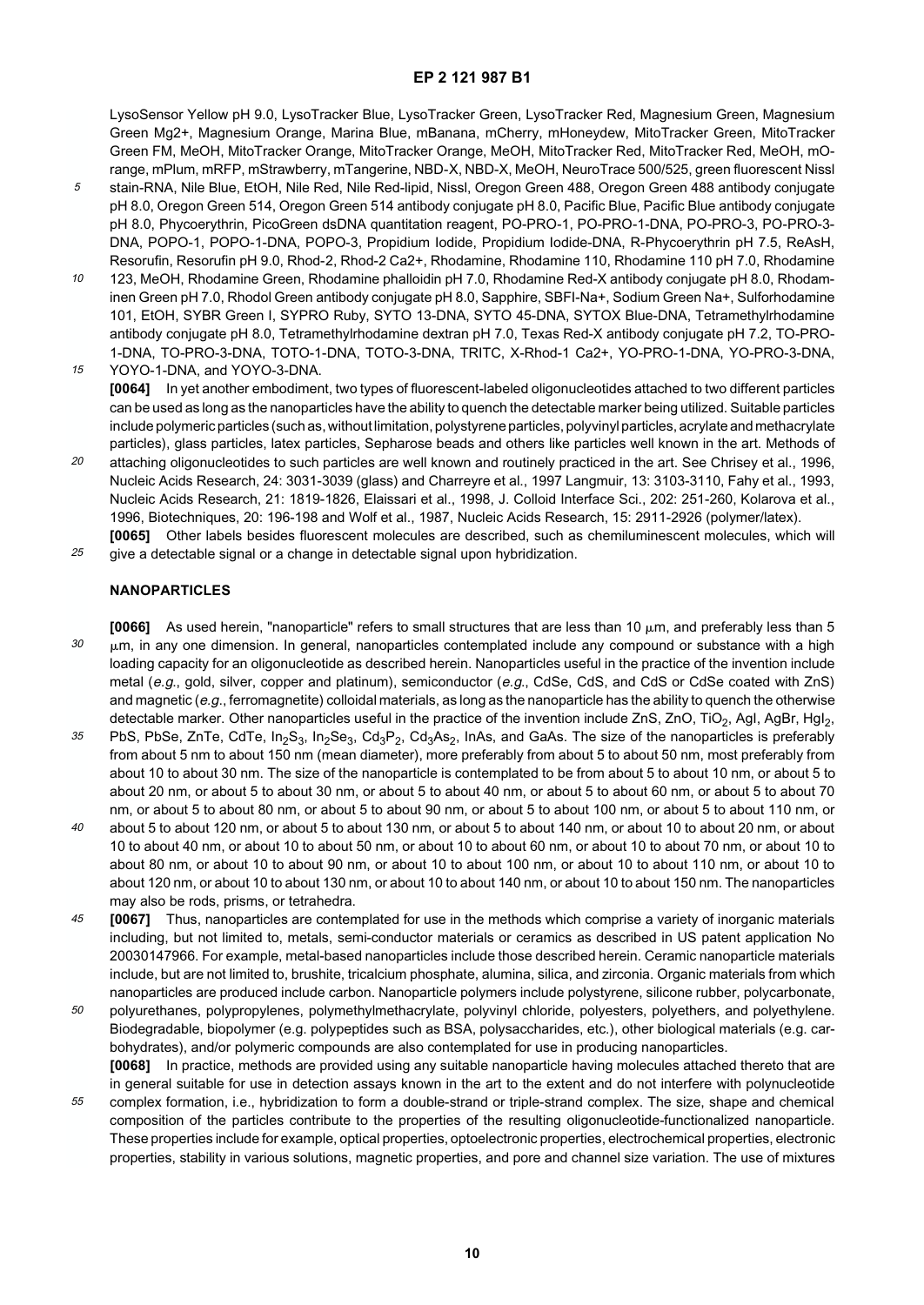LysoSensor Yellow pH 9.0, LysoTracker Blue, LysoTracker Green, LysoTracker Red, Magnesium Green, Magnesium Green Mg2+, Magnesium Orange, Marina Blue, mBanana, mCherry, mHoneydew, MitoTracker Green, MitoTracker Green FM, MeOH, MitoTracker Orange, MitoTracker Orange, MeOH, MitoTracker Red, MitoTracker Red, MeOH, mOrange, mPlum, mRFP, mStrawberry, mTangerine, NBD-X, NBD-X, MeOH, NeuroTrace 500/525, green fluorescent Nissl stain-RNA, Nile Blue, EtOH, Nile Red, Nile Red-lipid, Nissl, Oregon Green 488, Oregon Green 488 antibody conjugate pH 8.0, Oregon Green 514, Oregon Green 514 antibody conjugate pH 8.0, Pacific Blue, Pacific Blue antibody conjugate pH 8.0, Phycoerythrin, PicoGreen dsDNA quantitation reagent, PO-PRO-1, PO-PRO-1-DNA, PO-PRO-3, PO-PRO-3-DNA, POPO-1, POPO-1-DNA, POPO-3, Propidium Iodide, Propidium Iodide-DNA, R-Phycoerythrin pH 7.5, ReAsH, Resorufin, Resorufin pH 9.0, Rhod-2, Rhod-2 Ca2+, Rhodamine, Rhodamine 110, Rhodamine 110 pH 7.0, Rhodamine 123, MeOH, Rhodamine Green, Rhodamine phalloidin pH 7.0, Rhodamine Red-X antibody conjugate pH 8.0, Rhodaminen Green pH 7.0, Rhodol Green antibody conjugate pH 8.0, Sapphire, SBFI-Na+, Sodium Green Na+, Sulforhodamine 101, EtOH, SYBR Green I, SYPRO Ruby, SYTO 13-DNA, SYTO 45-DNA, SYTOX Blue-DNA, Tetramethylrhodamine antibody conjugate pH 8.0, Tetramethylrhodamine dextran pH 7.0, Texas Red-X antibody conjugate pH 7.2, TO-PRO-1-DNA, TO-PRO-3-DNA, TOTO-1-DNA, TOTO-3-DNA, TRITC, X-Rhod-1 Ca2+, YO-PRO-1-DNA, YO-PRO-3-DNA, YOYO-1-DNA, and YOYO-3-DNA.

**[0064]** In yet another embodiment, two types of fluorescent-labeled oligonucleotides attached to two different particles can be used as long as the nanoparticles have the ability to quench the detectable marker being utilized. Suitable particles include polymeric particles (such as, without limitation, polystyrene particles, polyvinyl particles, acrylate and methacrylate particles), glass particles, latex particles, Sepharose beads and others like particles well known in the art. Methods of attaching oligonucleotides to such particles are well known and routinely practiced in the art. See Chrisey et al., 1996, Nucleic Acids Research, 24: 3031-3039 (glass) and Charreyre et al., 1997 Langmuir, 13: 3103-3110, Fahy et al., 1993, Nucleic Acids Research, 21: 1819-1826, Elaissari et al., 1998, J. Colloid Interface Sci., 202: 251-260, Kolarova et al., 1996, Biotechniques, 20: 196-198 and Wolf et al., 1987, Nucleic Acids Research, 15: 2911-2926 (polymer/latex).

**[0065]** Other labels besides fluorescent molecules are described, such as chemiluminescent molecules, which will give a detectable signal or a change in detectable signal upon hybridization.

## NANOPARTICLES

**[0066]** As used herein, "nanoparticle" refers to small structures that are less than 10 μm, and preferably less than 5 μm, in any one dimension. In general, nanoparticles contemplated include any compound or substance with a high loading capacity for an oligonucleotide as described herein. Nanoparticles useful in the practice of the invention include metal (*e.g.*, gold, silver, copper and platinum), semiconductor (*e.g.*, CdSe, CdS, and CdS or CdSe coated with ZnS) and magnetic (*e.g.*, ferromagnetite) colloidal materials, as long as the nanoparticle has the ability to quench the otherwise detectable marker. Other nanoparticles useful in the practice of the invention include ZnS, ZnO, $TiO_2$, AgI, AgBr, $HgI_2$, PbS, PbSe, ZnTe, CdTe, $In_2S_3$, $In_2Se_3$, $Cd_3P_2$, $Cd_3As_2$, InAs, and GaAs. The size of the nanoparticles is preferably from about 5 nm to about 150 nm (mean diameter), more preferably from about 5 to about 50 nm, most preferably from about 10 to about 30 nm. The size of the nanoparticle is contemplated to be from about 5 to about 10 nm, or about 5 to about 20 nm, or about 5 to about 30 nm, or about 5 to about 40 nm, or about 5 to about 60 nm, or about 5 to about 70 nm, or about 5 to about 80 nm, or about 5 to about 90 nm, or about 5 to about 100 nm, or about 5 to about 110 nm, or about 5 to about 120 nm, or about 5 to about 130 nm, or about 5 to about 140 nm, or about 10 to about 20 nm, or about 10 to about 40 nm, or about 10 to about 50 nm, or about 10 to about 60 nm, or about 10 to about 70 nm, or about 10 to about 80 nm, or about 10 to about 90 nm, or about 10 to about 100 nm, or about 10 to about 110 nm, or about 10 to about 120 nm, or about 10 to about 130 nm, or about 10 to about 140 nm, or about 10 to about 150 nm. The nanoparticles may also be rods, prisms, or tetrahedra.

**[0067]** Thus, nanoparticles are contemplated for use in the methods which comprise a variety of inorganic materials including, but not limited to, metals, semi-conductor materials or ceramics as described in US patent application No 20030147966. For example, metal-based nanoparticles include those described herein. Ceramic nanoparticle materials include, but are not limited to, brushite, tricalcium phosphate, alumina, silica, and zirconia. Organic materials from which nanoparticles are produced include carbon. Nanoparticle polymers include polystyrene, silicone rubber, polycarbonate, polyurethanes, polypropylenes, polymethylmethacrylate, polyvinyl chloride, polyesters, polyethers, and polyethylene. Biodegradable, biopolymer (e.g. polypeptides such as BSA, polysaccharides, etc.), other biological materials (e.g. carbohydrates), and/or polymeric compounds are also contemplated for use in producing nanoparticles.

**[0068]** In practice, methods are provided using any suitable nanoparticle having molecules attached thereto that are in general suitable for use in detection assays known in the art to the extent and do not interfere with polynucleotide complex formation, i.e., hybridization to form a double-strand or triple-strand complex. The size, shape and chemical composition of the particles contribute to the properties of the resulting oligonucleotide-functionalized nanoparticle. These properties include for example, optical properties, optoelectronic properties, electrochemical properties, electronic properties, stability in various solutions, magnetic properties, and pore and channel size variation. The use of mixtures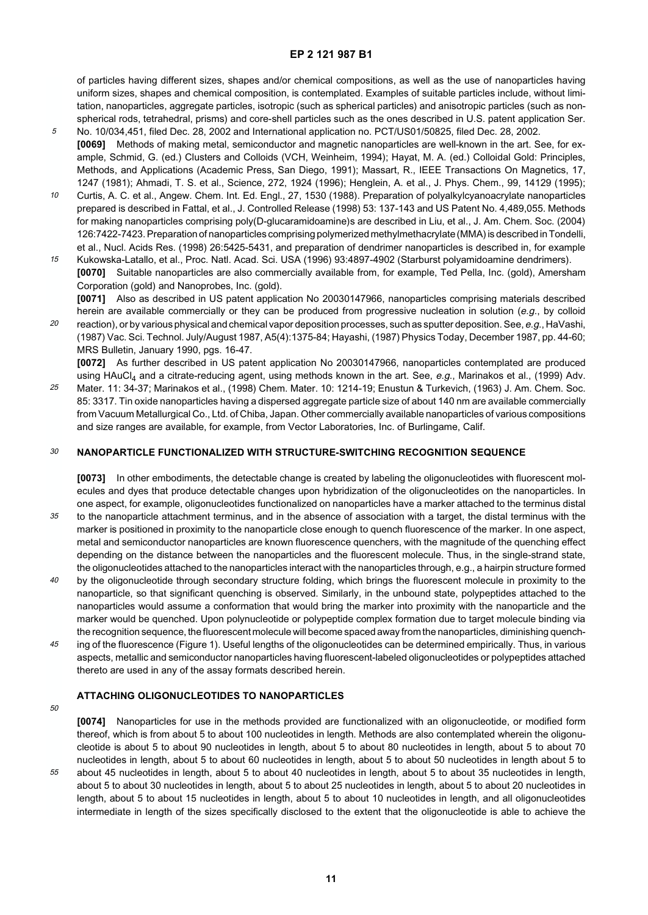of particles having different sizes, shapes and/or chemical compositions, as well as the use of nanoparticles having uniform sizes, shapes and chemical composition, is contemplated. Examples of suitable particles include, without limitation, nanoparticles, aggregate particles, isotropic (such as spherical particles) and anisotropic particles (such as non-spherical rods, tetrahedral, prisms) and core-shell particles such as the ones described in U.S. patent application Ser. No. 10/034,451, filed Dec. 28, 2002 and International application no. PCT/US01/50825, filed Dec. 28, 2002.

**[0069]** Methods of making metal, semiconductor and magnetic nanoparticles are well-known in the art. See, for example, Schmid, G. (ed.) Clusters and Colloids (VCH, Weinheim, 1994); Hayat, M. A. (ed.) Colloidal Gold: Principles, Methods, and Applications (Academic Press, San Diego, 1991); Massart, R., IEEE Transactions On Magnetics, 17, 1247 (1981); Ahmadi, T. S. et al., Science, 272, 1924 (1996); Henglein, A. et al., J. Phys. Chem., 99, 14129 (1995); Curtis, A. C. et al., Angew. Chem. Int. Ed. Engl., 27, 1530 (1988). Preparation of polyalkylcyanoacrylate nanoparticles prepared is described in Fattal, et al., J. Controlled Release (1998) 53: 137-143 and US Patent No. 4,489,055. Methods for making nanoparticles comprising poly(D-glucaramidoamine)s are described in Liu, et al., J. Am. Chem. Soc. (2004) 126:7422-7423. Preparation of nanoparticles comprising polymerized methylmethacrylate (MMA) is described in Tondelli, et al., Nucl. Acids Res. (1998) 26:5425-5431, and preparation of dendrimer nanoparticles is described in, for example Kukowska-Latallo, et al., Proc. Natl. Acad. Sci. USA (1996) 93:4897-4902 (Starburst polyamidoamine dendrimers).

**[0070]** Suitable nanoparticles are also commercially available from, for example, Ted Pella, Inc. (gold), Amersham Corporation (gold) and Nanoprobes, Inc. (gold).

**[0071]** Also as described in US patent application No 20030147966, nanoparticles comprising materials described herein are available commercially or they can be produced from progressive nucleation in solution (*e.g.*, by colloid reaction), or by various physical and chemical vapor deposition processes, such as sputter deposition. See, *e.g.*, HaVashi, (1987) Vac. Sci. Technol. July/August 1987, A5(4):1375-84; Hayashi, (1987) Physics Today, December 1987, pp. 44-60; MRS Bulletin, January 1990, pgs. 16-47.

**[0072]** As further described in US patent application No 20030147966, nanoparticles contemplated are produced using $HAuCl_4$ and a citrate-reducing agent, using methods known in the art. See, *e.g.*, Marinakos et al., (1999) Adv. Mater. 11: 34-37; Marinakos et al., (1998) Chem. Mater. 10: 1214-19; Enustun & Turkevich, (1963) J. Am. Chem. Soc. 85: 3317. Tin oxide nanoparticles having a dispersed aggregate particle size of about 140 nm are available commercially from Vacuum Metallurgical Co., Ltd. of Chiba, Japan. Other commercially available nanoparticles of various compositions and size ranges are available, for example, from Vector Laboratories, Inc. of Burlingame, Calif.

## NANOPARTICLE FUNCTIONALIZED WITH STRUCTURE-SWITCHING RECOGNITION SEQUENCE

**[0073]** In other embodiments, the detectable change is created by labeling the oligonucleotides with fluorescent molecules and dyes that produce detectable changes upon hybridization of the oligonucleotides on the nanoparticles. In one aspect, for example, oligonucleotides functionalized on nanoparticles have a marker attached to the terminus distal to the nanoparticle attachment terminus, and in the absence of association with a target, the distal terminus with the marker is positioned in proximity to the nanoparticle close enough to quench fluorescence of the marker. In one aspect, metal and semiconductor nanoparticles are known fluorescence quenchers, with the magnitude of the quenching effect depending on the distance between the nanoparticles and the fluorescent molecule. Thus, in the single-strand state, the oligonucleotides attached to the nanoparticles interact with the nanoparticles through, e.g., a hairpin structure formed by the oligonucleotide through secondary structure folding, which brings the fluorescent molecule in proximity to the nanoparticle, so that significant quenching is observed. Similarly, in the unbound state, polypeptides attached to the nanoparticles would assume a conformation that would bring the marker into proximity with the nanoparticle and the marker would be quenched. Upon polynucleotide or polypeptide complex formation due to target molecule binding via the recognition sequence, the fluorescent molecule will become spaced away from the nanoparticles, diminishing quenching of the fluorescence (Figure 1). Useful lengths of the oligonucleotides can be determined empirically. Thus, in various aspects, metallic and semiconductor nanoparticles having fluorescent-labeled oligonucleotides or polypeptides attached thereto are used in any of the assay formats described herein.

## ATTACHING OLIGONUCLEOTIDES TO NANOPARTICLES

**[0074]** Nanoparticles for use in the methods provided are functionalized with an oligonucleotide, or modified form thereof, which is from about 5 to about 100 nucleotides in length. Methods are also contemplated wherein the oligonucleotide is about 5 to about 90 nucleotides in length, about 5 to about 80 nucleotides in length, about 5 to about 70 nucleotides in length, about 5 to about 60 nucleotides in length, about 5 to about 50 nucleotides in length about 5 to about 45 nucleotides in length, about 5 to about 40 nucleotides in length, about 5 to about 35 nucleotides in length, about 5 to about 30 nucleotides in length, about 5 to about 25 nucleotides in length, about 5 to about 20 nucleotides in length, about 5 to about 15 nucleotides in length, about 5 to about 10 nucleotides in length, and all oligonucleotides intermediate in length of the sizes specifically disclosed to the extent that the oligonucleotide is able to achieve the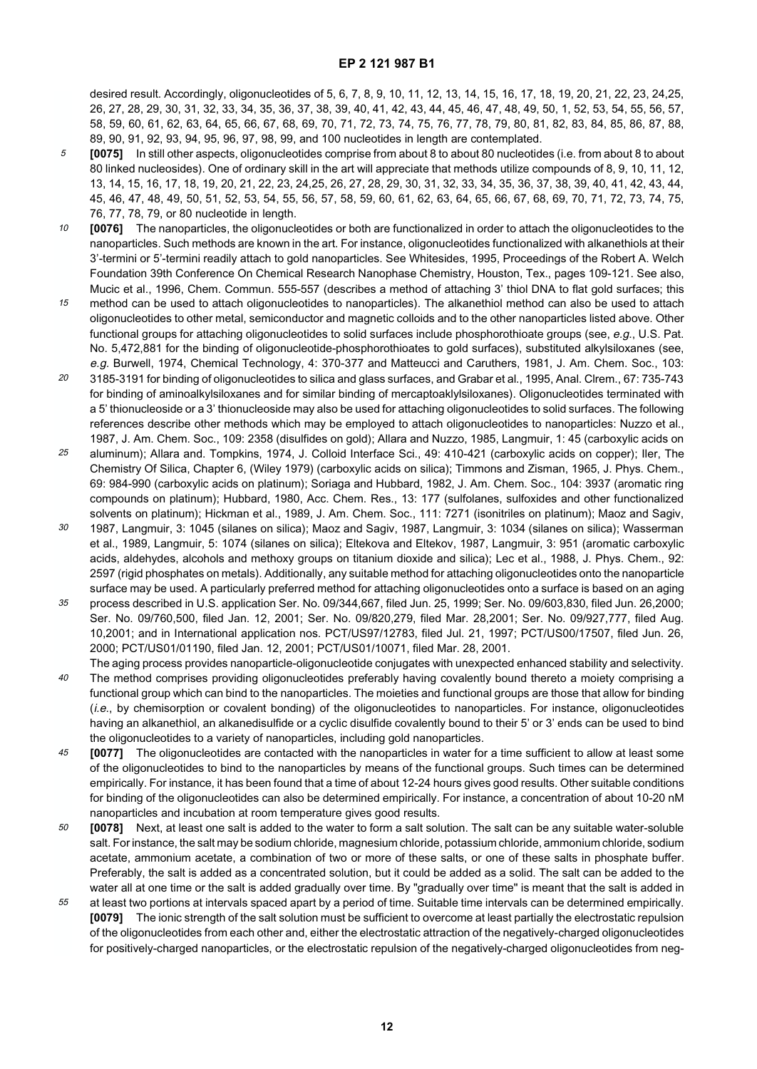desired result. Accordingly, oligonucleotides of 5, 6, 7, 8, 9, 10, 11, 12, 13, 14, 15, 16, 17, 18, 19, 20, 21, 22, 23, 24,25, 26, 27, 28, 29, 30, 31, 32, 33, 34, 35, 36, 37, 38, 39, 40, 41, 42, 43, 44, 45, 46, 47, 48, 49, 50, 1, 52, 53, 54, 55, 56, 57, 58, 59, 60, 61, 62, 63, 64, 65, 66, 67, 68, 69, 70, 71, 72, 73, 74, 75, 76, 77, 78, 79, 80, 81, 82, 83, 84, 85, 86, 87, 88, 89, 90, 91, 92, 93, 94, 95, 96, 97, 98, 99, and 100 nucleotides in length are contemplated.

**[0075]** In still other aspects, oligonucleotides comprise from about 8 to about 80 nucleotides (i.e. from about 8 to about 80 linked nucleosides). One of ordinary skill in the art will appreciate that methods utilize compounds of 8, 9, 10, 11, 12, 13, 14, 15, 16, 17, 18, 19, 20, 21, 22, 23, 24,25, 26, 27, 28, 29, 30, 31, 32, 33, 34, 35, 36, 37, 38, 39, 40, 41, 42, 43, 44, 45, 46, 47, 48, 49, 50, 51, 52, 53, 54, 55, 56, 57, 58, 59, 60, 61, 62, 63, 64, 65, 66, 67, 68, 69, 70, 71, 72, 73, 74, 75, 76, 77, 78, 79, or 80 nucleotide in length.

**[0076]** The nanoparticles, the oligonucleotides or both are functionalized in order to attach the oligonucleotides to the nanoparticles. Such methods are known in the art. For instance, oligonucleotides functionalized with alkanethiols at their 3'-termini or 5'-termini readily attach to gold nanoparticles. See Whitesides, 1995, Proceedings of the Robert A. Welch Foundation 39th Conference On Chemical Research Nanophase Chemistry, Houston, Tex., pages 109-121. See also, Mucic et al., 1996, Chem. Commun. 555-557 (describes a method of attaching 3' thiol DNA to flat gold surfaces; this method can be used to attach oligonucleotides to nanoparticles). The alkanethiol method can also be used to attach oligonucleotides to other metal, semiconductor and magnetic colloids and to the other nanoparticles listed above. Other functional groups for attaching oligonucleotides to solid surfaces include phosphorothioate groups (see, *e.g.*, U.S. Pat. No. 5,472,881 for the binding of oligonucleotide-phosphorothioates to gold surfaces), substituted alkylsiloxanes (see, *e.g.* Burwell, 1974, Chemical Technology, 4: 370-377 and Matteucci and Caruthers, 1981, J. Am. Chem. Soc., 103: 3185-3191 for binding of oligonucleotides to silica and glass surfaces, and Grabar et al., 1995, Anal. Clrem., 67: 735-743 for binding of aminoalkylsiloxanes and for similar binding of mercaptoaklylsiloxanes). Oligonucleotides terminated with a 5' thionucleoside or a 3' thionucleoside may also be used for attaching oligonucleotides to solid surfaces. The following references describe other methods which may be employed to attach oligonucleotides to nanoparticles: Nuzzo et al., 1987, J. Am. Chem. Soc., 109: 2358 (disulfides on gold); Allara and Nuzzo, 1985, Langmuir, 1: 45 (carboxylic acids on aluminum); Allara and. Tompkins, 1974, J. Colloid Interface Sci., 49: 410-421 (carboxylic acids on copper); Iler, The Chemistry Of Silica, Chapter 6, (Wiley 1979) (carboxylic acids on silica); Timmons and Zisman, 1965, J. Phys. Chem., 69: 984-990 (carboxylic acids on platinum); Soriaga and Hubbard, 1982, J. Am. Chem. Soc., 104: 3937 (aromatic ring compounds on platinum); Hubbard, 1980, Acc. Chem. Res., 13: 177 (sulfolanes, sulfoxides and other functionalized solvents on platinum); Hickman et al., 1989, J. Am. Chem. Soc., 111: 7271 (isonitriles on platinum); Maoz and Sagiv, 1987, Langmuir, 3: 1045 (silanes on silica); Maoz and Sagiv, 1987, Langmuir, 3: 1034 (silanes on silica); Wasserman et al., 1989, Langmuir, 5: 1074 (silanes on silica); Eltekova and Eltekov, 1987, Langmuir, 3: 951 (aromatic carboxylic acids, aldehydes, alcohols and methoxy groups on titanium dioxide and silica); Lec et al., 1988, J. Phys. Chem., 92: 2597 (rigid phosphates on metals). Additionally, any suitable method for attaching oligonucleotides onto the nanoparticle surface may be used. A particularly preferred method for attaching oligonucleotides onto a surface is based on an aging process described in U.S. application Ser. No. 09/344,667, filed Jun. 25, 1999; Ser. No. 09/603,830, filed Jun. 26,2000; Ser. No. 09/760,500, filed Jan. 12, 2001; Ser. No. 09/820,279, filed Mar. 28,2001; Ser. No. 09/927,777, filed Aug. 10,2001; and in International application nos. PCT/US97/12783, filed Jul. 21, 1997; PCT/US00/17507, filed Jun. 26, 2000; PCT/US01/01190, filed Jan. 12, 2001; PCT/US01/10071, filed Mar. 28, 2001.

The aging process provides nanoparticle-oligonucleotide conjugates with unexpected enhanced stability and selectivity. The method comprises providing oligonucleotides preferably having covalently bound thereto a moiety comprising a functional group which can bind to the nanoparticles. The moieties and functional groups are those that allow for binding (*i.e.*, by chemisorption or covalent bonding) of the oligonucleotides to nanoparticles. For instance, oligonucleotides having an alkanethiol, an alkanedisulfide or a cyclic disulfide covalently bound to their 5' or 3' ends can be used to bind the oligonucleotides to a variety of nanoparticles, including gold nanoparticles.

**[0077]** The oligonucleotides are contacted with the nanoparticles in water for a time sufficient to allow at least some of the oligonucleotides to bind to the nanoparticles by means of the functional groups. Such times can be determined empirically. For instance, it has been found that a time of about 12-24 hours gives good results. Other suitable conditions for binding of the oligonucleotides can also be determined empirically. For instance, a concentration of about 10-20 nM nanoparticles and incubation at room temperature gives good results.

**[0078]** Next, at least one salt is added to the water to form a salt solution. The salt can be any suitable water-soluble salt. For instance, the salt may be sodium chloride, magnesium chloride, potassium chloride, ammonium chloride, sodium acetate, ammonium acetate, a combination of two or more of these salts, or one of these salts in phosphate buffer. Preferably, the salt is added as a concentrated solution, but it could be added as a solid. The salt can be added to the water all at one time or the salt is added gradually over time. By "gradually over time" is meant that the salt is added in at least two portions at intervals spaced apart by a period of time. Suitable time intervals can be determined empirically.

**[0079]** The ionic strength of the salt solution must be sufficient to overcome at least partially the electrostatic repulsion of the oligonucleotides from each other and, either the electrostatic attraction of the negatively-charged oligonucleotides for positively-charged nanoparticles, or the electrostatic repulsion of the negatively-charged oligonucleotides from neg-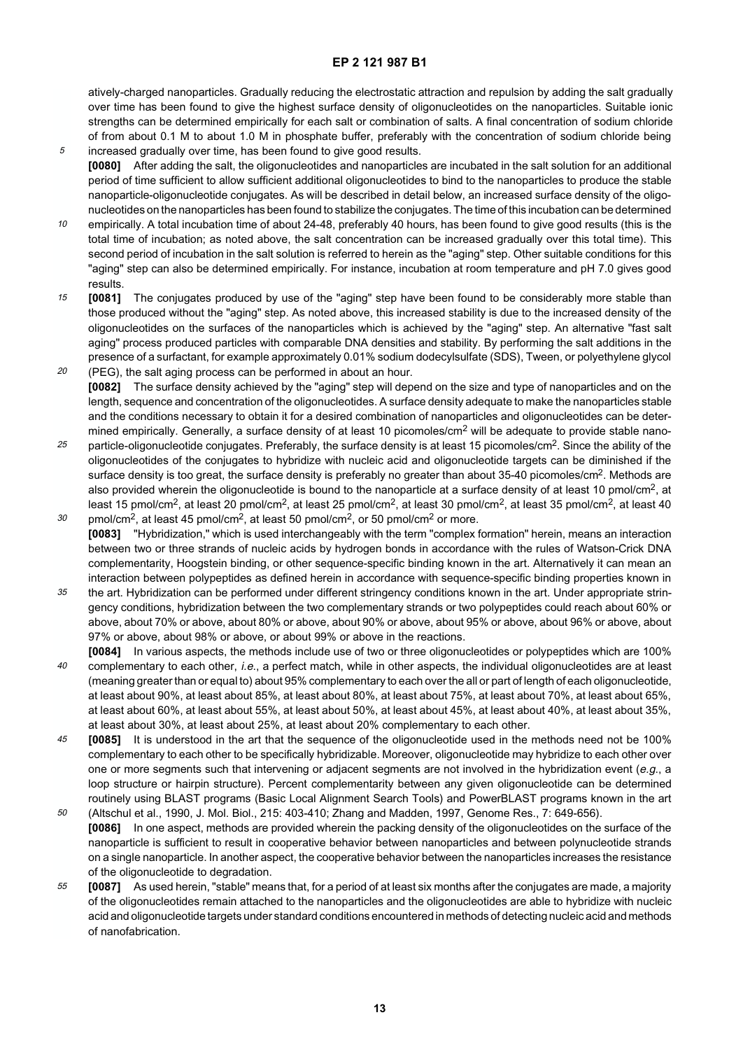atively-charged nanoparticles. Gradually reducing the electrostatic attraction and repulsion by adding the salt gradually over time has been found to give the highest surface density of oligonucleotides on the nanoparticles. Suitable ionic strengths can be determined empirically for each salt or combination of salts. A final concentration of sodium chloride of from about 0.1 M to about 1.0 M in phosphate buffer, preferably with the concentration of sodium chloride being increased gradually over time, has been found to give good results.

**[0080]** After adding the salt, the oligonucleotides and nanoparticles are incubated in the salt solution for an additional period of time sufficient to allow sufficient additional oligonucleotides to bind to the nanoparticles to produce the stable nanoparticle-oligonucleotide conjugates. As will be described in detail below, an increased surface density of the oligonucleotides on the nanoparticles has been found to stabilize the conjugates. The time of this incubation can be determined empirically. A total incubation time of about 24-48, preferably 40 hours, has been found to give good results (this is the total time of incubation; as noted above, the salt concentration can be increased gradually over this total time). This second period of incubation in the salt solution is referred to herein as the "aging" step. Other suitable conditions for this "aging" step can also be determined empirically. For instance, incubation at room temperature and pH 7.0 gives good results.

**[0081]** The conjugates produced by use of the "aging" step have been found to be considerably more stable than those produced without the "aging" step. As noted above, this increased stability is due to the increased density of the oligonucleotides on the surfaces of the nanoparticles which is achieved by the "aging" step. An alternative "fast salt aging" process produced particles with comparable DNA densities and stability. By performing the salt additions in the presence of a surfactant, for example approximately 0.01% sodium dodecylsulfate (SDS), Tween, or polyethylene glycol (PEG), the salt aging process can be performed in about an hour.

**[0082]** The surface density achieved by the "aging" step will depend on the size and type of nanoparticles and on the length, sequence and concentration of the oligonucleotides. A surface density adequate to make the nanoparticles stable and the conditions necessary to obtain it for a desired combination of nanoparticles and oligonucleotides can be determined empirically. Generally, a surface density of at least 10 picomoles/cm$^2$ will be adequate to provide stable nanoparticle-oligonucleotide conjugates. Preferably, the surface density is at least 15 picomoles/cm$^2$. Since the ability of the oligonucleotides of the conjugates to hybridize with nucleic acid and oligonucleotide targets can be diminished if the surface density is too great, the surface density is preferably no greater than about 35-40 picomoles/cm$^2$. Methods are also provided wherein the oligonucleotide is bound to the nanoparticle at a surface density of at least 10 pmol/cm$^2$, at least 15 pmol/cm$^2$, at least 20 pmol/cm$^2$, at least 25 pmol/cm$^2$, at least 30 pmol/cm$^2$, at least 35 pmol/cm$^2$, at least 40 pmol/cm$^2$, at least 45 pmol/cm$^2$, at least 50 pmol/cm$^2$, or 50 pmol/cm$^2$ or more.

**[0083]** "Hybridization," which is used interchangeably with the term "complex formation" herein, means an interaction between two or three strands of nucleic acids by hydrogen bonds in accordance with the rules of Watson-Crick DNA complementarity, Hoogstein binding, or other sequence-specific binding known in the art. Alternatively it can mean an interaction between polypeptides as defined herein in accordance with sequence-specific binding properties known in the art. Hybridization can be performed under different stringency conditions known in the art. Under appropriate stringency conditions, hybridization between the two complementary strands or two polypeptides could reach about 60% or above, about 70% or above, about 80% or above, about 90% or above, about 95% or above, about 96% or above, about 97% or above, about 98% or above, or about 99% or above in the reactions.

**[0084]** In various aspects, the methods include use of two or three oligonucleotides or polypeptides which are 100% complementary to each other, *i.e.*, a perfect match, while in other aspects, the individual oligonucleotides are at least (meaning greater than or equal to) about 95% complementary to each over the all or part of length of each oligonucleotide, at least about 90%, at least about 85%, at least about 80%, at least about 75%, at least about 70%, at least about 65%, at least about 60%, at least about 55%, at least about 50%, at least about 45%, at least about 40%, at least about 35%, at least about 30%, at least about 25%, at least about 20% complementary to each other.

**[0085]** It is understood in the art that the sequence of the oligonucleotide used in the methods need not be 100% complementary to each other to be specifically hybridizable. Moreover, oligonucleotide may hybridize to each other over one or more segments such that intervening or adjacent segments are not involved in the hybridization event (*e.g.*, a loop structure or hairpin structure). Percent complementarity between any given oligonucleotide can be determined routinely using BLAST programs (Basic Local Alignment Search Tools) and PowerBLAST programs known in the art (Altschul et al., 1990, J. Mol. Biol., 215: 403-410; Zhang and Madden, 1997, Genome Res., 7: 649-656).

**[0086]** In one aspect, methods are provided wherein the packing density of the oligonucleotides on the surface of the nanoparticle is sufficient to result in cooperative behavior between nanoparticles and between polynucleotide strands on a single nanoparticle. In another aspect, the cooperative behavior between the nanoparticles increases the resistance of the oligonucleotide to degradation.

**[0087]** As used herein, "stable" means that, for a period of at least six months after the conjugates are made, a majority of the oligonucleotides remain attached to the nanoparticles and the oligonucleotides are able to hybridize with nucleic acid and oligonucleotide targets under standard conditions encountered in methods of detecting nucleic acid and methods of nanofabrication.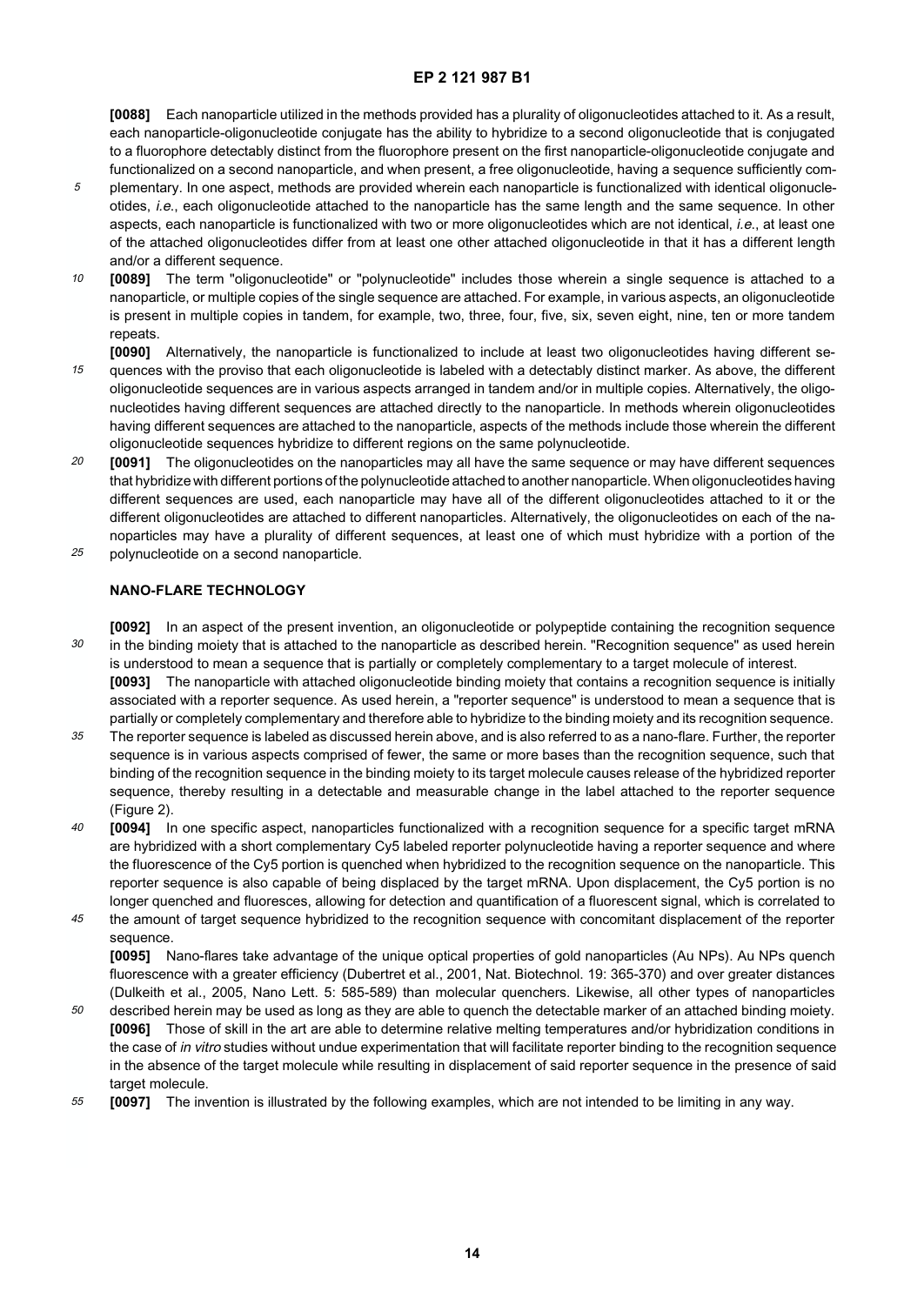**[0088]** Each nanoparticle utilized in the methods provided has a plurality of oligonucleotides attached to it. As a result, each nanoparticle-oligonucleotide conjugate has the ability to hybridize to a second oligonucleotide that is conjugated to a fluorophore detectably distinct from the fluorophore present on the first nanoparticle-oligonucleotide conjugate and functionalized on a second nanoparticle, and when present, a free oligonucleotide, having a sequence sufficiently complementary. In one aspect, methods are provided wherein each nanoparticle is functionalized with identical oligonucleotides, *i.e.*, each oligonucleotide attached to the nanoparticle has the same length and the same sequence. In other aspects, each nanoparticle is functionalized with two or more oligonucleotides which are not identical, *i.e.*, at least one of the attached oligonucleotides differ from at least one other attached oligonucleotide in that it has a different length and/or a different sequence.

**[0089]** The term "oligonucleotide" or "polynucleotide" includes those wherein a single sequence is attached to a nanoparticle, or multiple copies of the single sequence are attached. For example, in various aspects, an oligonucleotide is present in multiple copies in tandem, for example, two, three, four, five, six, seven eight, nine, ten or more tandem repeats.

**[0090]** Alternatively, the nanoparticle is functionalized to include at least two oligonucleotides having different sequences with the proviso that each oligonucleotide is labeled with a detectably distinct marker. As above, the different oligonucleotide sequences are in various aspects arranged in tandem and/or in multiple copies. Alternatively, the oligonucleotides having different sequences are attached directly to the nanoparticle. In methods wherein oligonucleotides having different sequences are attached to the nanoparticle, aspects of the methods include those wherein the different oligonucleotide sequences hybridize to different regions on the same polynucleotide.

**[0091]** The oligonucleotides on the nanoparticles may all have the same sequence or may have different sequences that hybridize with different portions of the polynucleotide attached to another nanoparticle. When oligonucleotides having different sequences are used, each nanoparticle may have all of the different oligonucleotides attached to it or the different oligonucleotides are attached to different nanoparticles. Alternatively, the oligonucleotides on each of the nanoparticles may have a plurality of different sequences, at least one of which must hybridize with a portion of the polynucleotide on a second nanoparticle.

## NANO-FLARE TECHNOLOGY

**[0092]** In an aspect of the present invention, an oligonucleotide or polypeptide containing the recognition sequence in the binding moiety that is attached to the nanoparticle as described herein. "Recognition sequence" as used herein is understood to mean a sequence that is partially or completely complementary to a target molecule of interest.

**[0093]** The nanoparticle with attached oligonucleotide binding moiety that contains a recognition sequence is initially associated with a reporter sequence. As used herein, a "reporter sequence" is understood to mean a sequence that is partially or completely complementary and therefore able to hybridize to the binding moiety and its recognition sequence. The reporter sequence is labeled as discussed herein above, and is also referred to as a nano-flare. Further, the reporter sequence is in various aspects comprised of fewer, the same or more bases than the recognition sequence, such that binding of the recognition sequence in the binding moiety to its target molecule causes release of the hybridized reporter sequence, thereby resulting in a detectable and measurable change in the label attached to the reporter sequence (Figure 2).

**[0094]** In one specific aspect, nanoparticles functionalized with a recognition sequence for a specific target mRNA are hybridized with a short complementary Cy5 labeled reporter polynucleotide having a reporter sequence and where the fluorescence of the Cy5 portion is quenched when hybridized to the recognition sequence on the nanoparticle. This reporter sequence is also capable of being displaced by the target mRNA. Upon displacement, the Cy5 portion is no longer quenched and fluoresces, allowing for detection and quantification of a fluorescent signal, which is correlated to the amount of target sequence hybridized to the recognition sequence with concomitant displacement of the reporter sequence.

**[0095]** Nano-flares take advantage of the unique optical properties of gold nanoparticles (Au NPs). Au NPs quench fluorescence with a greater efficiency (Dubertret et al., 2001, Nat. Biotechnol. 19: 365-370) and over greater distances (Dulkeith et al., 2005, Nano Lett. 5: 585-589) than molecular quenchers. Likewise, all other types of nanoparticles described herein may be used as long as they are able to quench the detectable marker of an attached binding moiety.

**[0096]** Those of skill in the art are able to determine relative melting temperatures and/or hybridization conditions in the case of *in vitro* studies without undue experimentation that will facilitate reporter binding to the recognition sequence in the absence of the target molecule while resulting in displacement of said reporter sequence in the presence of said target molecule.

**[0097]** The invention is illustrated by the following examples, which are not intended to be limiting in any way.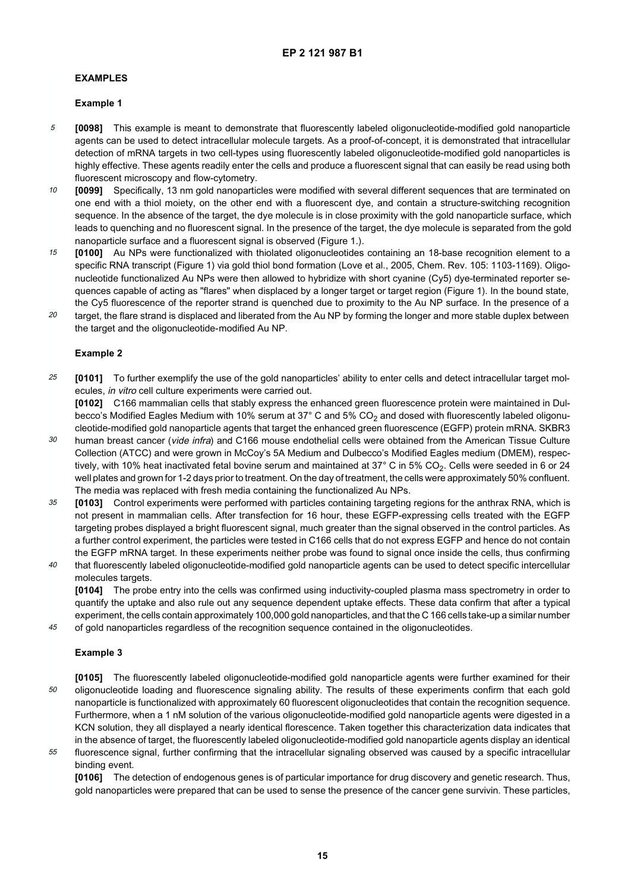## EXAMPLES

### Example 1

**[0098]** This example is meant to demonstrate that fluorescently labeled oligonucleotide-modified gold nanoparticle agents can be used to detect intracellular molecule targets. As a proof-of-concept, it is demonstrated that intracellular detection of mRNA targets in two cell-types using fluorescently labeled oligonucleotide-modified gold nanoparticles is highly effective. These agents readily enter the cells and produce a fluorescent signal that can easily be read using both fluorescent microscopy and flow-cytometry.

**[0099]** Specifically, 13 nm gold nanoparticles were modified with several different sequences that are terminated on one end with a thiol moiety, on the other end with a fluorescent dye, and contain a structure-switching recognition sequence. In the absence of the target, the dye molecule is in close proximity with the gold nanoparticle surface, which leads to quenching and no fluorescent signal. In the presence of the target, the dye molecule is separated from the gold nanoparticle surface and a fluorescent signal is observed (Figure 1.).

**[0100]** Au NPs were functionalized with thiolated oligonucleotides containing an 18-base recognition element to a specific RNA transcript (Figure 1) via gold thiol bond formation (Love et al., 2005, Chem. Rev. 105: 1103-1169). Oligonucleotide functionalized Au NPs were then allowed to hybridize with short cyanine (Cy5) dye-terminated reporter sequences capable of acting as "flares" when displaced by a longer target or target region (Figure 1). In the bound state, the Cy5 fluorescence of the reporter strand is quenched due to proximity to the Au NP surface. In the presence of a target, the flare strand is displaced and liberated from the Au NP by forming the longer and more stable duplex between the target and the oligonucleotide-modified Au NP.

### Example 2

**[0101]** To further exemplify the use of the gold nanoparticles' ability to enter cells and detect intracellular target molecules, *in vitro* cell culture experiments were carried out.

**[0102]** C166 mammalian cells that stably express the enhanced green fluorescence protein were maintained in Dulbecco's Modified Eagles Medium with 10% serum at 37° C and 5% $CO_2$ and dosed with fluorescently labeled oligonucleotide-modified gold nanoparticle agents that target the enhanced green fluorescence (EGFP) protein mRNA. SKBR3 human breast cancer (*vide infra*) and C166 mouse endothelial cells were obtained from the American Tissue Culture Collection (ATCC) and were grown in McCoy's 5A Medium and Dulbecco's Modified Eagles medium (DMEM), respectively, with 10% heat inactivated fetal bovine serum and maintained at 37° C in 5% $CO_2$. Cells were seeded in 6 or 24 well plates and grown for 1-2 days prior to treatment. On the day of treatment, the cells were approximately 50% confluent. The media was replaced with fresh media containing the functionalized Au NPs.

**[0103]** Control experiments were performed with particles containing targeting regions for the anthrax RNA, which is not present in mammalian cells. After transfection for 16 hour, these EGFP-expressing cells treated with the EGFP targeting probes displayed a bright fluorescent signal, much greater than the signal observed in the control particles. As a further control experiment, the particles were tested in C166 cells that do not express EGFP and hence do not contain the EGFP mRNA target. In these experiments neither probe was found to signal once inside the cells, thus confirming that fluorescently labeled oligonucleotide-modified gold nanoparticle agents can be used to detect specific intercellular molecules targets.

**[0104]** The probe entry into the cells was confirmed using inductivity-coupled plasma mass spectrometry in order to quantify the uptake and also rule out any sequence dependent uptake effects. These data confirm that after a typical experiment, the cells contain approximately 100,000 gold nanoparticles, and that the C 166 cells take-up a similar number of gold nanoparticles regardless of the recognition sequence contained in the oligonucleotides.

### Example 3

**[0105]** The fluorescently labeled oligonucleotide-modified gold nanoparticle agents were further examined for their oligonucleotide loading and fluorescence signaling ability. The results of these experiments confirm that each gold nanoparticle is functionalized with approximately 60 fluorescent oligonucleotides that contain the recognition sequence. Furthermore, when a 1 nM solution of the various oligonucleotide-modified gold nanoparticle agents were digested in a KCN solution, they all displayed a nearly identical florescence. Taken together this characterization data indicates that in the absence of target, the fluorescently labeled oligonucleotide-modified gold nanoparticle agents display an identical fluorescence signal, further confirming that the intracellular signaling observed was caused by a specific intracellular binding event.

**[0106]** The detection of endogenous genes is of particular importance for drug discovery and genetic research. Thus, gold nanoparticles were prepared that can be used to sense the presence of the cancer gene survivin. These particles,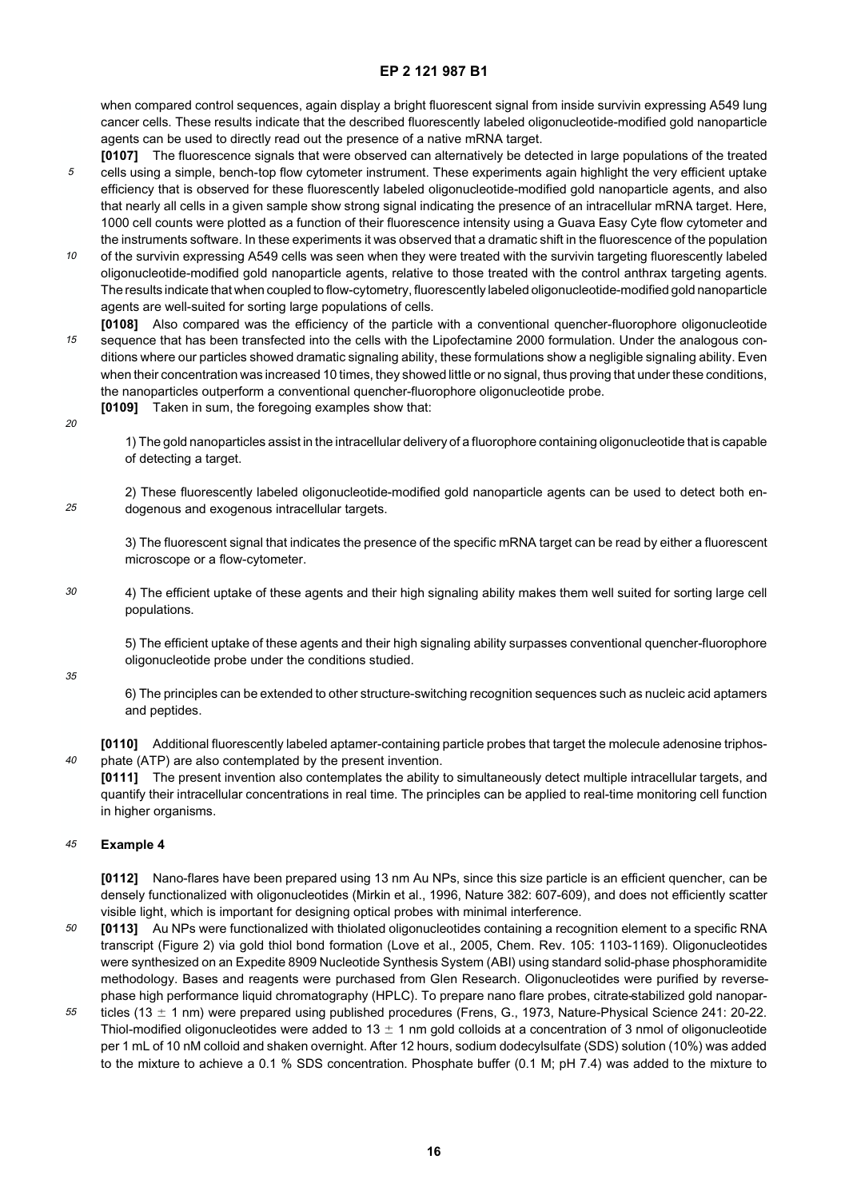when compared control sequences, again display a bright fluorescent signal from inside survivin expressing A549 lung cancer cells. These results indicate that the described fluorescently labeled oligonucleotide-modified gold nanoparticle agents can be used to directly read out the presence of a native mRNA target.

**[0107]** The fluorescence signals that were observed can alternatively be detected in large populations of the treated cells using a simple, bench-top flow cytometer instrument. These experiments again highlight the very efficient uptake efficiency that is observed for these fluorescently labeled oligonucleotide-modified gold nanoparticle agents, and also that nearly all cells in a given sample show strong signal indicating the presence of an intracellular mRNA target. Here, 1000 cell counts were plotted as a function of their fluorescence intensity using a Guava Easy Cyte flow cytometer and the instruments software. In these experiments it was observed that a dramatic shift in the fluorescence of the population of the survivin expressing A549 cells was seen when they were treated with the survivin targeting fluorescently labeled oligonucleotide-modified gold nanoparticle agents, relative to those treated with the control anthrax targeting agents. The results indicate that when coupled to flow-cytometry, fluorescently labeled oligonucleotide-modified gold nanoparticle agents are well-suited for sorting large populations of cells.

**[0108]** Also compared was the efficiency of the particle with a conventional quencher-fluorophore oligonucleotide sequence that has been transfected into the cells with the Lipofectamine 2000 formulation. Under the analogous conditions where our particles showed dramatic signaling ability, these formulations show a negligible signaling ability. Even when their concentration was increased 10 times, they showed little or no signal, thus proving that under these conditions, the nanoparticles outperform a conventional quencher-fluorophore oligonucleotide probe.

**[0109]** Taken in sum, the foregoing examples show that:

1) The gold nanoparticles assist in the intracellular delivery of a fluorophore containing oligonucleotide that is capable of detecting a target.

2) These fluorescently labeled oligonucleotide-modified gold nanoparticle agents can be used to detect both endogenous and exogenous intracellular targets.

3) The fluorescent signal that indicates the presence of the specific mRNA target can be read by either a fluorescent microscope or a flow-cytometer.

4) The efficient uptake of these agents and their high signaling ability makes them well suited for sorting large cell populations.

5) The efficient uptake of these agents and their high signaling ability surpasses conventional quencher-fluorophore oligonucleotide probe under the conditions studied.

6) The principles can be extended to other structure-switching recognition sequences such as nucleic acid aptamers and peptides.

**[0110]** Additional fluorescently labeled aptamer-containing particle probes that target the molecule adenosine triphosphate (ATP) are also contemplated by the present invention.

**[0111]** The present invention also contemplates the ability to simultaneously detect multiple intracellular targets, and quantify their intracellular concentrations in real time. The principles can be applied to real-time monitoring cell function in higher organisms.

## Example 4

**[0112]** Nano-flares have been prepared using 13 nm Au NPs, since this size particle is an efficient quencher, can be densely functionalized with oligonucleotides (Mirkin et al., 1996, Nature 382: 607-609), and does not efficiently scatter visible light, which is important for designing optical probes with minimal interference.

**[0113]** Au NPs were functionalized with thiolated oligonucleotides containing a recognition element to a specific RNA transcript (Figure 2) via gold thiol bond formation (Love et al., 2005, Chem. Rev. 105: 1103-1169). Oligonucleotides were synthesized on an Expedite 8909 Nucleotide Synthesis System (ABI) using standard solid-phase phosphoramidite methodology. Bases and reagents were purchased from Glen Research. Oligonucleotides were purified by reverse-phase high performance liquid chromatography (HPLC). To prepare nano flare probes, citrate-stabilized gold nanoparticles (13 $\pm$ 1 nm) were prepared using published procedures (Frens, G., 1973, Nature-Physical Science 241: 20-22. Thiol-modified oligonucleotides were added to 13 $\pm$ 1 nm gold colloids at a concentration of 3 nmol of oligonucleotide per 1 mL of 10 nM colloid and shaken overnight. After 12 hours, sodium dodecylsulfate (SDS) solution (10%) was added to the mixture to achieve a 0.1 % SDS concentration. Phosphate buffer (0.1 M; pH 7.4) was added to the mixture to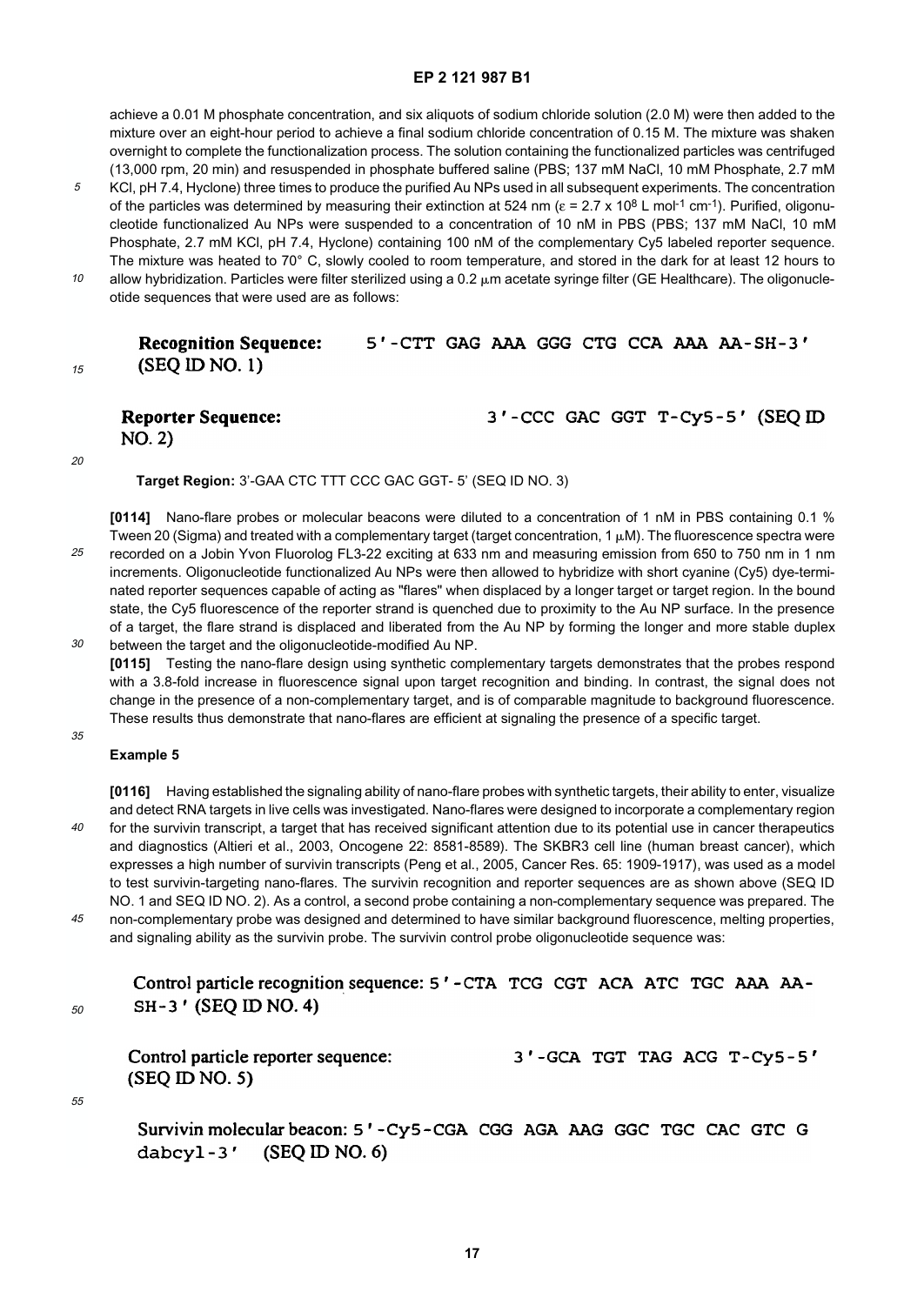achieve a 0.01 M phosphate concentration, and six aliquots of sodium chloride solution (2.0 M) were then added to the mixture over an eight-hour period to achieve a final sodium chloride concentration of 0.15 M. The mixture was shaken overnight to complete the functionalization process. The solution containing the functionalized particles was centrifuged (13,000 rpm, 20 min) and resuspended in phosphate buffered saline (PBS; 137 mM NaCl, 10 mM Phosphate, 2.7 mM KCl, pH 7.4, Hyclone) three times to produce the purified Au NPs used in all subsequent experiments. The concentration of the particles was determined by measuring their extinction at 524 nm ($\varepsilon = 2.7 \times 10^8$ L mol$^{-1}$ cm$^{-1}$). Purified, oligonucleotide functionalized Au NPs were suspended to a concentration of 10 nM in PBS (PBS; 137 mM NaCl, 10 mM Phosphate, 2.7 mM KCl, pH 7.4, Hyclone) containing 100 nM of the complementary Cy5 labeled reporter sequence. The mixture was heated to 70° C, slowly cooled to room temperature, and stored in the dark for at least 12 hours to allow hybridization. Particles were filter sterilized using a 0.2 μm acetate syringe filter (GE Healthcare). The oligonucleotide sequences that were used are as follows:

**Recognition Sequence:** 5'-CTT GAG AAA GGG CTG CCA AAA AA-SH-3' (SEQ ID NO. 1)

**Reporter Sequence:** 3'-CCC GAC GGT T-Cy5-5' (SEQ ID NO. 2)

**Target Region:** 3'-GAA CTC TTT CCC GAC GGT- 5' (SEQ ID NO. 3)

**[0114]** Nano-flare probes or molecular beacons were diluted to a concentration of 1 nM in PBS containing 0.1 % Tween 20 (Sigma) and treated with a complementary target (target concentration, 1 μM). The fluorescence spectra were recorded on a Jobin Yvon Fluorolog FL3-22 exciting at 633 nm and measuring emission from 650 to 750 nm in 1 nm increments. Oligonucleotide functionalized Au NPs were then allowed to hybridize with short cyanine (Cy5) dye-terminated reporter sequences capable of acting as "flares" when displaced by a longer target or target region. In the bound state, the Cy5 fluorescence of the reporter strand is quenched due to proximity to the Au NP surface. In the presence of a target, the flare strand is displaced and liberated from the Au NP by forming the longer and more stable duplex between the target and the oligonucleotide-modified Au NP.

**[0115]** Testing the nano-flare design using synthetic complementary targets demonstrates that the probes respond with a 3.8-fold increase in fluorescence signal upon target recognition and binding. In contrast, the signal does not change in the presence of a non-complementary target, and is of comparable magnitude to background fluorescence. These results thus demonstrate that nano-flares are efficient at signaling the presence of a specific target.

### Example 5

**[0116]** Having established the signaling ability of nano-flare probes with synthetic targets, their ability to enter, visualize and detect RNA targets in live cells was investigated. Nano-flares were designed to incorporate a complementary region for the survivin transcript, a target that has received significant attention due to its potential use in cancer therapeutics and diagnostics (Altieri et al., 2003, Oncogene 22: 8581-8589). The SKBR3 cell line (human breast cancer), which expresses a high number of survivin transcripts (Peng et al., 2005, Cancer Res. 65: 1909-1917), was used as a model to test survivin-targeting nano-flares. The survivin recognition and reporter sequences are as shown above (SEQ ID NO. 1 and SEQ ID NO. 2). As a control, a second probe containing a non-complementary sequence was prepared. The non-complementary probe was designed and determined to have similar background fluorescence, melting properties, and signaling ability as the survivin probe. The survivin control probe oligonucleotide sequence was:

Control particle recognition sequence: 5'-CTA TCG CGT ACA ATC TGC AAA AA-SH-3' (SEQ ID NO. 4)

Control particle reporter sequence: 3'-GCA TGT TAG ACG T-Cy5-5' (SEQ ID NO. 5)

Survivin molecular beacon: 5'-Cy5-CGA CGG AGA AAG GGC TGC CAC GTC G dabcyl-3' (SEQ ID NO. 6)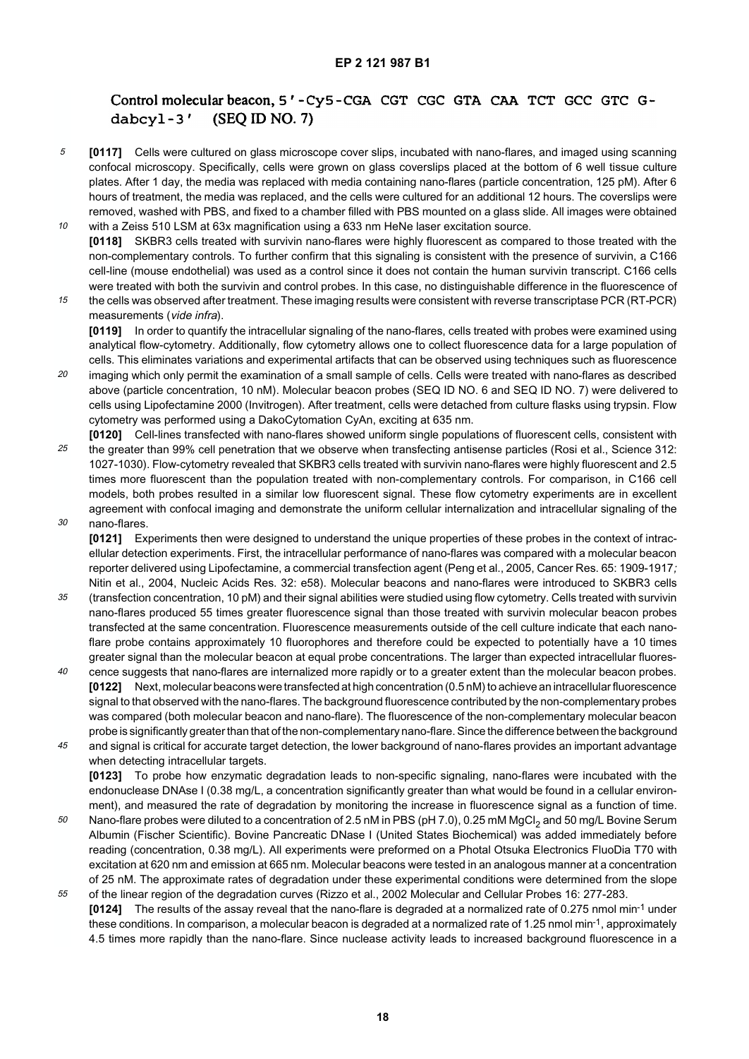Control molecular beacon, 5'-Cy5-CGA CGT CGC GTA CAA TCT GCC GTC G-dabcyl-3' (SEQ ID NO. 7)

**[0117]** Cells were cultured on glass microscope cover slips, incubated with nano-flares, and imaged using scanning confocal microscopy. Specifically, cells were grown on glass coverslips placed at the bottom of 6 well tissue culture plates. After 1 day, the media was replaced with media containing nano-flares (particle concentration, 125 pM). After 6 hours of treatment, the media was replaced, and the cells were cultured for an additional 12 hours. The coverslips were removed, washed with PBS, and fixed to a chamber filled with PBS mounted on a glass slide. All images were obtained with a Zeiss 510 LSM at 63x magnification using a 633 nm HeNe laser excitation source.

**[0118]** SKBR3 cells treated with survivin nano-flares were highly fluorescent as compared to those treated with the non-complementary controls. To further confirm that this signaling is consistent with the presence of survivin, a C166 cell-line (mouse endothelial) was used as a control since it does not contain the human survivin transcript. C166 cells were treated with both the survivin and control probes. In this case, no distinguishable difference in the fluorescence of the cells was observed after treatment. These imaging results were consistent with reverse transcriptase PCR (RT-PCR) measurements (*vide infra*).

**[0119]** In order to quantify the intracellular signaling of the nano-flares, cells treated with probes were examined using analytical flow-cytometry. Additionally, flow cytometry allows one to collect fluorescence data for a large population of cells. This eliminates variations and experimental artifacts that can be observed using techniques such as fluorescence imaging which only permit the examination of a small sample of cells. Cells were treated with nano-flares as described above (particle concentration, 10 nM). Molecular beacon probes (SEQ ID NO. 6 and SEQ ID NO. 7) were delivered to cells using Lipofectamine 2000 (Invitrogen). After treatment, cells were detached from culture flasks using trypsin. Flow cytometry was performed using a DakoCytomation CyAn, exciting at 635 nm.

**[0120]** Cell-lines transfected with nano-flares showed uniform single populations of fluorescent cells, consistent with the greater than 99% cell penetration that we observe when transfecting antisense particles (Rosi et al., Science 312: 1027-1030). Flow-cytometry revealed that SKBR3 cells treated with survivin nano-flares were highly fluorescent and 2.5 times more fluorescent than the population treated with non-complementary controls. For comparison, in C166 cell models, both probes resulted in a similar low fluorescent signal. These flow cytometry experiments are in excellent agreement with confocal imaging and demonstrate the uniform cellular internalization and intracellular signaling of the nano-flares.

**[0121]** Experiments then were designed to understand the unique properties of these probes in the context of intracellular detection experiments. First, the intracellular performance of nano-flares was compared with a molecular beacon reporter delivered using Lipofectamine, a commercial transfection agent (Peng et al., 2005, Cancer Res. 65: 1909-1917; Nitin et al., 2004, Nucleic Acids Res. 32: e58). Molecular beacons and nano-flares were introduced to SKBR3 cells (transfection concentration, 10 pM) and their signal abilities were studied using flow cytometry. Cells treated with survivin nano-flares produced 55 times greater fluorescence signal than those treated with survivin molecular beacon probes transfected at the same concentration. Fluorescence measurements outside of the cell culture indicate that each nano-flare probe contains approximately 10 fluorophores and therefore could be expected to potentially have a 10 times greater signal than the molecular beacon at equal probe concentrations. The larger than expected intracellular fluorescence suggests that nano-flares are internalized more rapidly or to a greater extent than the molecular beacon probes.

**[0122]** Next, molecular beacons were transfected at high concentration (0.5 nM) to achieve an intracellular fluorescence signal to that observed with the nano-flares. The background fluorescence contributed by the non-complementary probes was compared (both molecular beacon and nano-flare). The fluorescence of the non-complementary molecular beacon probe is significantly greater than that of the non-complementary nano-flare. Since the difference between the background and signal is critical for accurate target detection, the lower background of nano-flares provides an important advantage when detecting intracellular targets.

**[0123]** To probe how enzymatic degradation leads to non-specific signaling, nano-flares were incubated with the endonuclease DNAse I (0.38 mg/L, a concentration significantly greater than what would be found in a cellular environment), and measured the rate of degradation by monitoring the increase in fluorescence signal as a function of time. Nano-flare probes were diluted to a concentration of 2.5 nM in PBS (pH 7.0), 0.25 mM $MgCl_2$ and 50 mg/L Bovine Serum Albumin (Fischer Scientific). Bovine Pancreatic DNase I (United States Biochemical) was added immediately before reading (concentration, 0.38 mg/L). All experiments were preformed on a Photal Otsuka Electronics FluoDia T70 with excitation at 620 nm and emission at 665 nm. Molecular beacons were tested in an analogous manner at a concentration of 25 nM. The approximate rates of degradation under these experimental conditions were determined from the slope of the linear region of the degradation curves (Rizzo et al., 2002 Molecular and Cellular Probes 16: 277-283.

**[0124]** The results of the assay reveal that the nano-flare is degraded at a normalized rate of 0.275 nmol $min^{-1}$ under these conditions. In comparison, a molecular beacon is degraded at a normalized rate of 1.25 nmol $min^{-1}$, approximately 4.5 times more rapidly than the nano-flare. Since nuclease activity leads to increased background fluorescence in a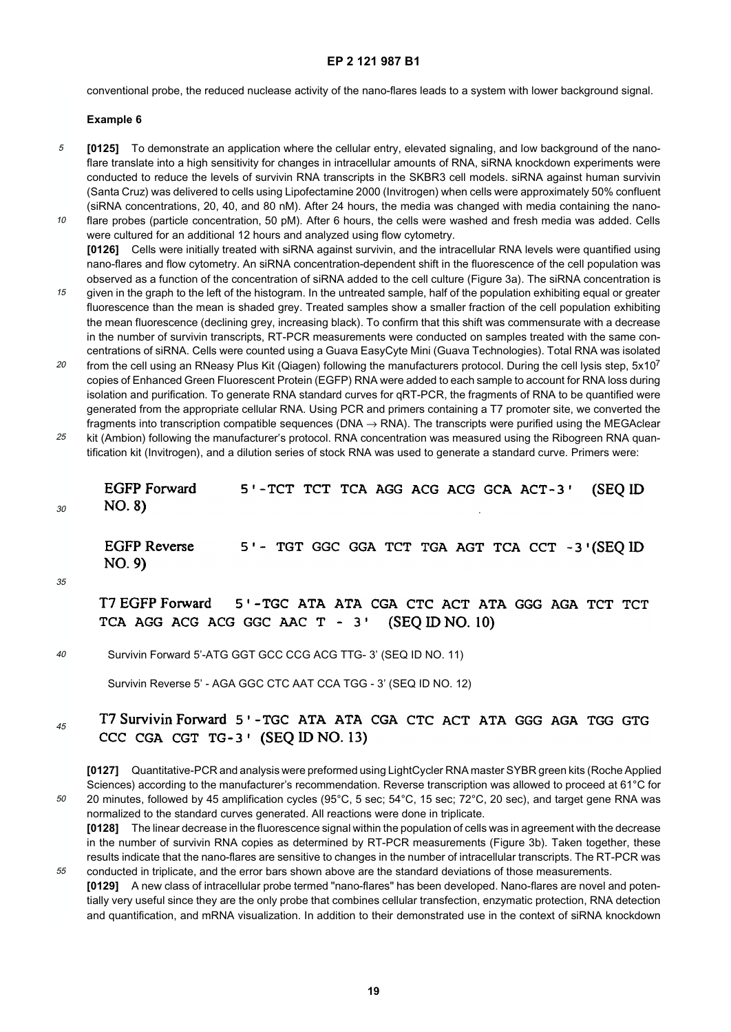conventional probe, the reduced nuclease activity of the nano-flares leads to a system with lower background signal.

## Example 6

**[0125]** To demonstrate an application where the cellular entry, elevated signaling, and low background of the nano-flare translate into a high sensitivity for changes in intracellular amounts of RNA, siRNA knockdown experiments were conducted to reduce the levels of survivin RNA transcripts in the SKBR3 cell models. siRNA against human survivin (Santa Cruz) was delivered to cells using Lipofectamine 2000 (Invitrogen) when cells were approximately 50% confluent (siRNA concentrations, 20, 40, and 80 nM). After 24 hours, the media was changed with media containing the nano-flare probes (particle concentration, 50 pM). After 6 hours, the cells were washed and fresh media was added. Cells were cultured for an additional 12 hours and analyzed using flow cytometry.

**[0126]** Cells were initially treated with siRNA against survivin, and the intracellular RNA levels were quantified using nano-flares and flow cytometry. An siRNA concentration-dependent shift in the fluorescence of the cell population was observed as a function of the concentration of siRNA added to the cell culture (Figure 3a). The siRNA concentration is given in the graph to the left of the histogram. In the untreated sample, half of the population exhibiting equal or greater fluorescence than the mean is shaded grey. Treated samples show a smaller fraction of the cell population exhibiting the mean fluorescence (declining grey, increasing black). To confirm that this shift was commensurate with a decrease in the number of survivin transcripts, RT-PCR measurements were conducted on samples treated with the same concentrations of siRNA. Cells were counted using a Guava EasyCyte Mini (Guava Technologies). Total RNA was isolated from the cell using an RNeasy Plus Kit (Qiagen) following the manufacturers protocol. During the cell lysis step, $5x10^7$ copies of Enhanced Green Fluorescent Protein (EGFP) RNA were added to each sample to account for RNA loss during isolation and purification. To generate RNA standard curves for qRT-PCR, the fragments of RNA to be quantified were generated from the appropriate cellular RNA. Using PCR and primers containing a T7 promoter site, we converted the fragments into transcription compatible sequences (DNA → RNA). The transcripts were purified using the MEGAclear kit (Ambion) following the manufacturer's protocol. RNA concentration was measured using the Ribogreen RNA quantification kit (Invitrogen), and a dilution series of stock RNA was used to generate a standard curve. Primers were:

EGFP Forward 5'-TCT TCT TCA AGG ACG ACG GCA ACT-3' (SEQ ID NO. 8)

EGFP Reverse 5'- TGT GGC GGA TCT TGA AGT TCA CCT -3'(SEQ ID NO. 9)

T7 EGFP Forward 5'-TGC ATA ATA CGA CTC ACT ATA GGG AGA TCT TCT TCA AGG ACG ACG GGC AAC T - 3' (SEQ ID NO. 10)

Survivin Forward 5'-ATG GGT GCC CCG ACG TTG- 3' (SEQ ID NO. 11)

Survivin Reverse 5' - AGA GGC CTC AAT CCA TGG - 3' (SEQ ID NO. 12)

T7 Survivin Forward 5'-TGC ATA ATA CGA CTC ACT ATA GGG AGA TGG GTG CCC CGA CGT TG-3' (SEQ ID NO. 13)

**[0127]** Quantitative-PCR and analysis were preformed using LightCycler RNA master SYBR green kits (Roche Applied Sciences) according to the manufacturer's recommendation. Reverse transcription was allowed to proceed at 61°C for 20 minutes, followed by 45 amplification cycles (95°C, 5 sec; 54°C, 15 sec; 72°C, 20 sec), and target gene RNA was normalized to the standard curves generated. All reactions were done in triplicate.

**[0128]** The linear decrease in the fluorescence signal within the population of cells was in agreement with the decrease in the number of survivin RNA copies as determined by RT-PCR measurements (Figure 3b). Taken together, these results indicate that the nano-flares are sensitive to changes in the number of intracellular transcripts. The RT-PCR was conducted in triplicate, and the error bars shown above are the standard deviations of those measurements.

**[0129]** A new class of intracellular probe termed "nano-flares" has been developed. Nano-flares are novel and potentially very useful since they are the only probe that combines cellular transfection, enzymatic protection, RNA detection and quantification, and mRNA visualization. In addition to their demonstrated use in the context of siRNA knockdown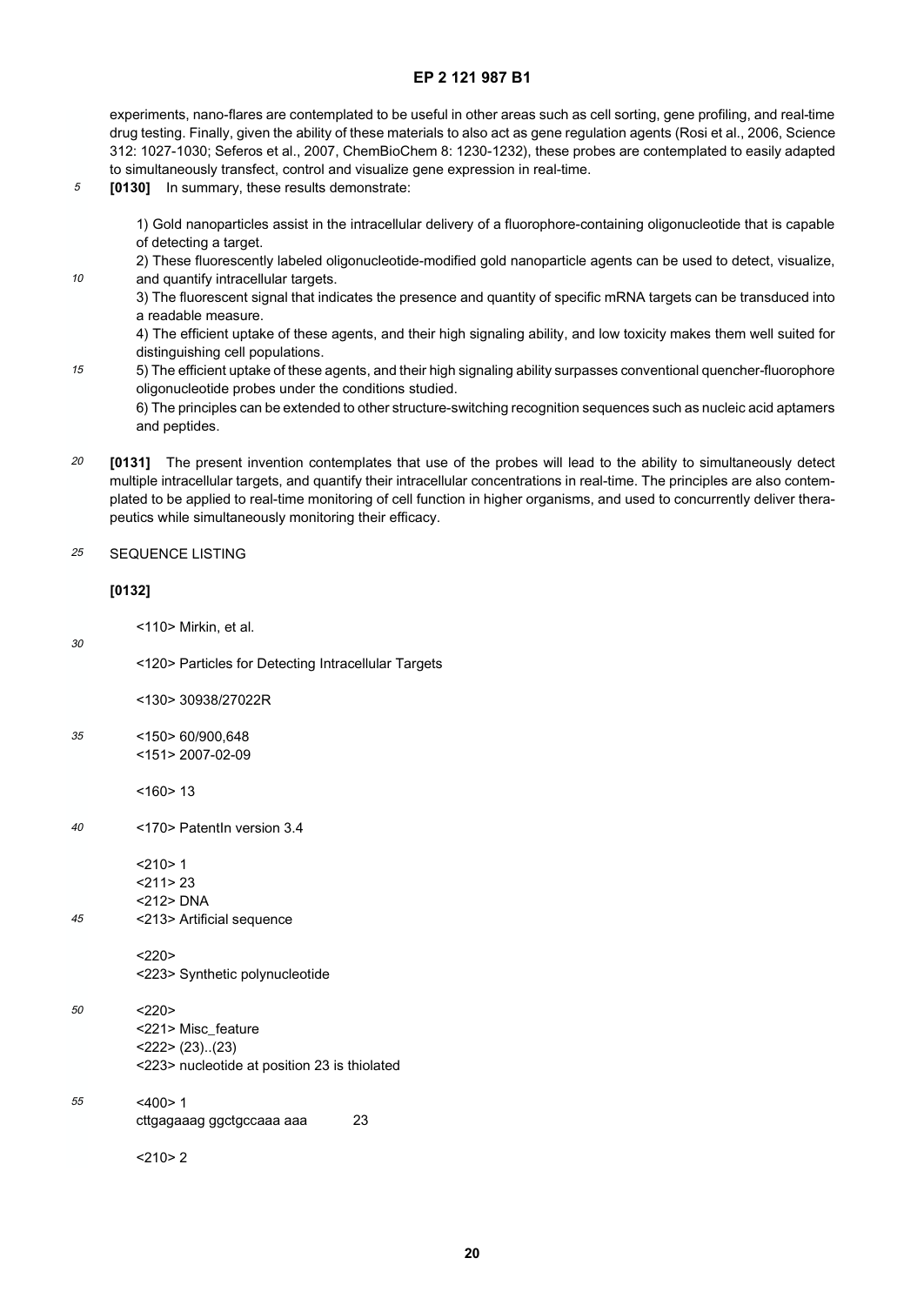experiments, nano-flares are contemplated to be useful in other areas such as cell sorting, gene profiling, and real-time drug testing. Finally, given the ability of these materials to also act as gene regulation agents (Rosi et al., 2006, Science 312: 1027-1030; Seferos et al., 2007, ChemBioChem 8: 1230-1232), these probes are contemplated to easily adapted to simultaneously transfect, control and visualize gene expression in real-time.

**[0130]** In summary, these results demonstrate:

1) Gold nanoparticles assist in the intracellular delivery of a fluorophore-containing oligonucleotide that is capable of detecting a target.
2) These fluorescently labeled oligonucleotide-modified gold nanoparticle agents can be used to detect, visualize, and quantify intracellular targets.
3) The fluorescent signal that indicates the presence and quantity of specific mRNA targets can be transduced into a readable measure.
4) The efficient uptake of these agents, and their high signaling ability, and low toxicity makes them well suited for distinguishing cell populations.
5) The efficient uptake of these agents, and their high signaling ability surpasses conventional quencher-fluorophore oligonucleotide probes under the conditions studied.
6) The principles can be extended to other structure-switching recognition sequences such as nucleic acid aptamers and peptides.

**[0131]** The present invention contemplates that use of the probes will lead to the ability to simultaneously detect multiple intracellular targets, and quantify their intracellular concentrations in real-time. The principles are also contemplated to be applied to real-time monitoring of cell function in higher organisms, and used to concurrently deliver therapeutics while simultaneously monitoring their efficacy.

SEQUENCE LISTING

**[0132]**

<110> Mirkin, et al.

<120> Particles for Detecting Intracellular Targets

<130> 30938/27022R

<150> 60/900,648
<151> 2007-02-09

<160> 13

<170> PatentIn version 3.4

<210> 1
<211> 23
<212> DNA
<213> Artificial sequence

<220>
<223> Synthetic polynucleotide

<220>
<221> Misc_feature
<222> (23)..(23)
<223> nucleotide at position 23 is thiolated

<400> 1
cttgagaaag ggctgccaaa aaa 23

<210> 2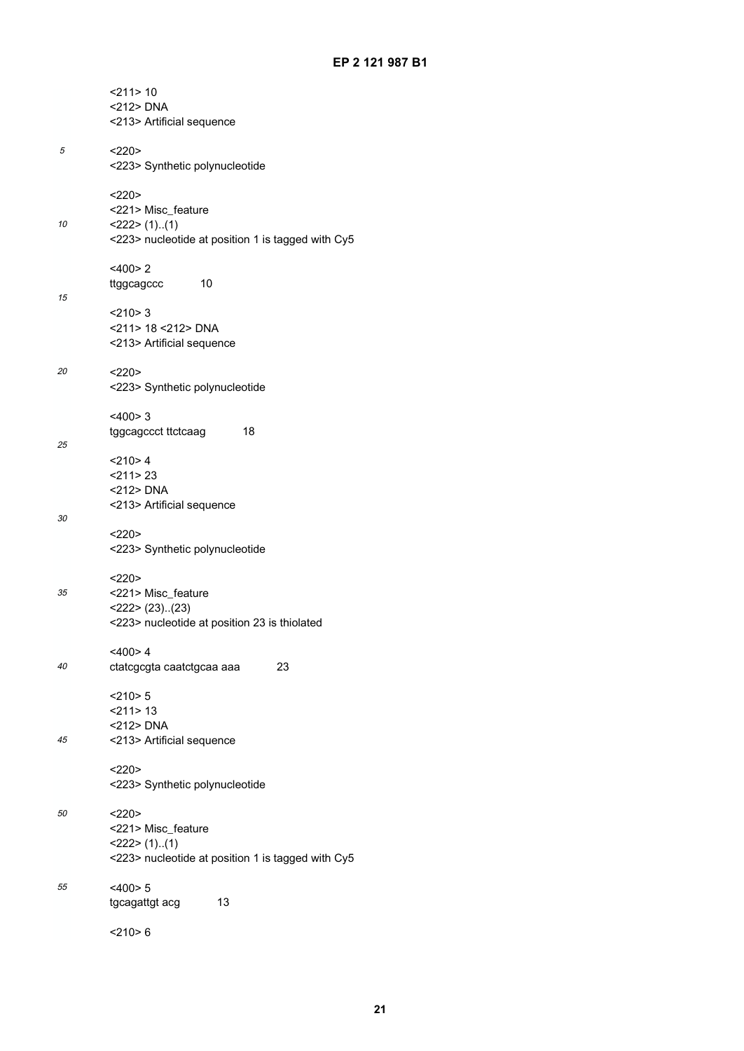<211> 10
<212> DNA
<213> Artificial sequence

<220>
<223> Synthetic polynucleotide

<220>
<221> Misc_feature
<222> (1)..(1)
<223> nucleotide at position 1 is tagged with Cy5

<400> 2
ttggcagccc 10

<210> 3
<211> 18 <212> DNA
<213> Artificial sequence

<220>
<223> Synthetic polynucleotide

<400> 3
tggcagccct ttctcaag 18

<210> 4
<211> 23
<212> DNA
<213> Artificial sequence

<220>
<223> Synthetic polynucleotide

<220>
<221> Misc_feature
<222> (23)..(23)
<223> nucleotide at position 23 is thiolated

<400> 4
ctatcgcgta caatctgcaa aaa 23

<210> 5
<211> 13
<212> DNA
<213> Artificial sequence

<220>
<223> Synthetic polynucleotide

<220>
<221> Misc_feature
<222> (1)..(1)
<223> nucleotide at position 1 is tagged with Cy5

<400> 5
tgcagattgt acg 13

<210> 6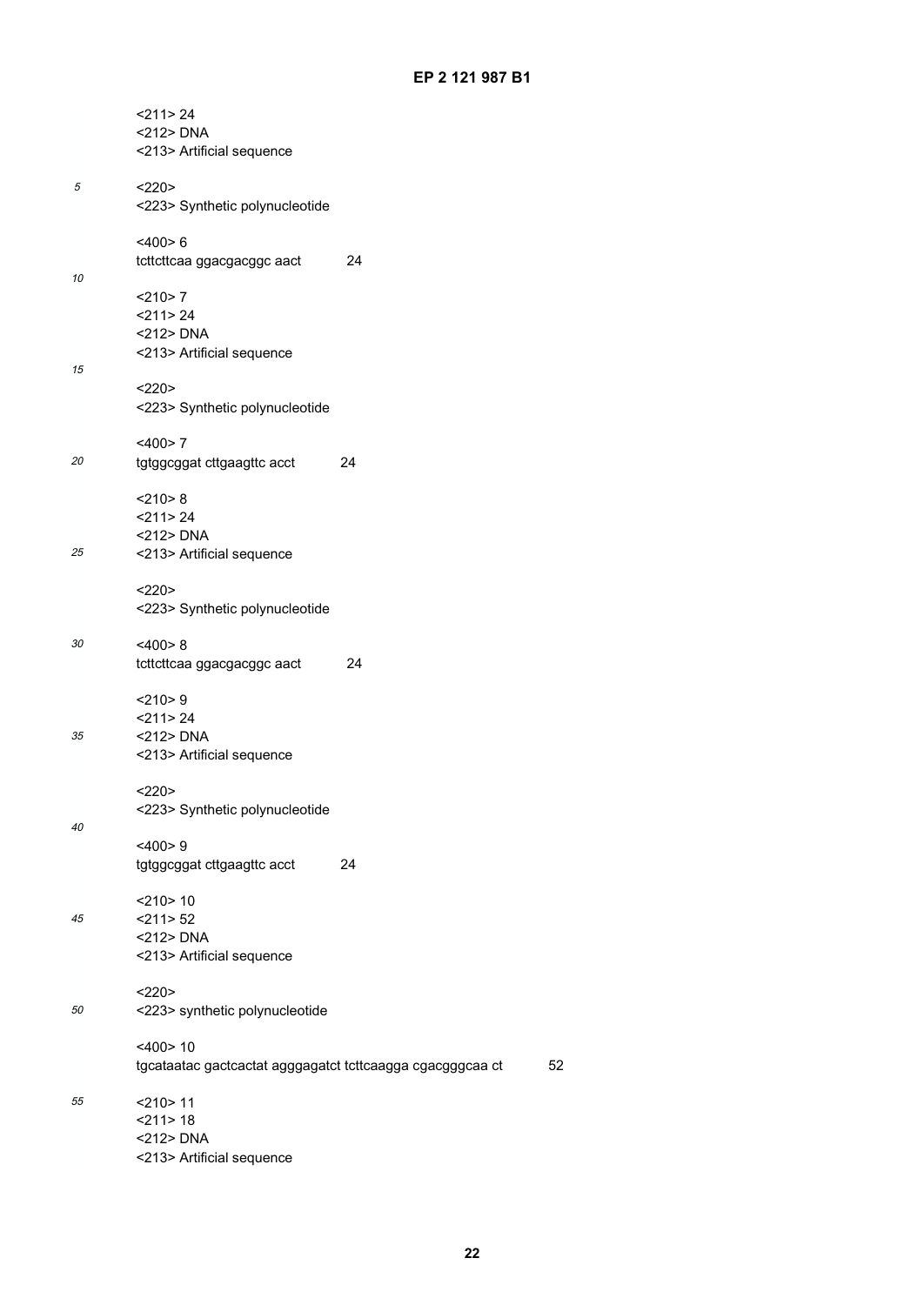<211> 24
<212> DNA
<213> Artificial sequence

<220>
<223> Synthetic polynucleotide

<400> 6
tcttcttcaa ggacgacggc aact 24

<210> 7
<211> 24
<212> DNA
<213> Artificial sequence

<220>
<223> Synthetic polynucleotide

<400> 7
tgtggcggat cttgaagttc acct 24

<210> 8
<211> 24
<212> DNA
<213> Artificial sequence

<220>
<223> Synthetic polynucleotide

<400> 8
tcttcttcaa ggacgacggc aact 24

<210> 9
<211> 24
<212> DNA
<213> Artificial sequence

<220>
<223> Synthetic polynucleotide

<400> 9
tgtggcggat cttgaagttc acct 24

<210> 10
<211> 52
<212> DNA
<213> Artificial sequence

<220>
<223> synthetic polynucleotide

<400> 10
tgcataatac gactcactat agggagatct tcttcaagga cgacgggcaa ct 52

<210> 11
<211> 18
<212> DNA
<213> Artificial sequence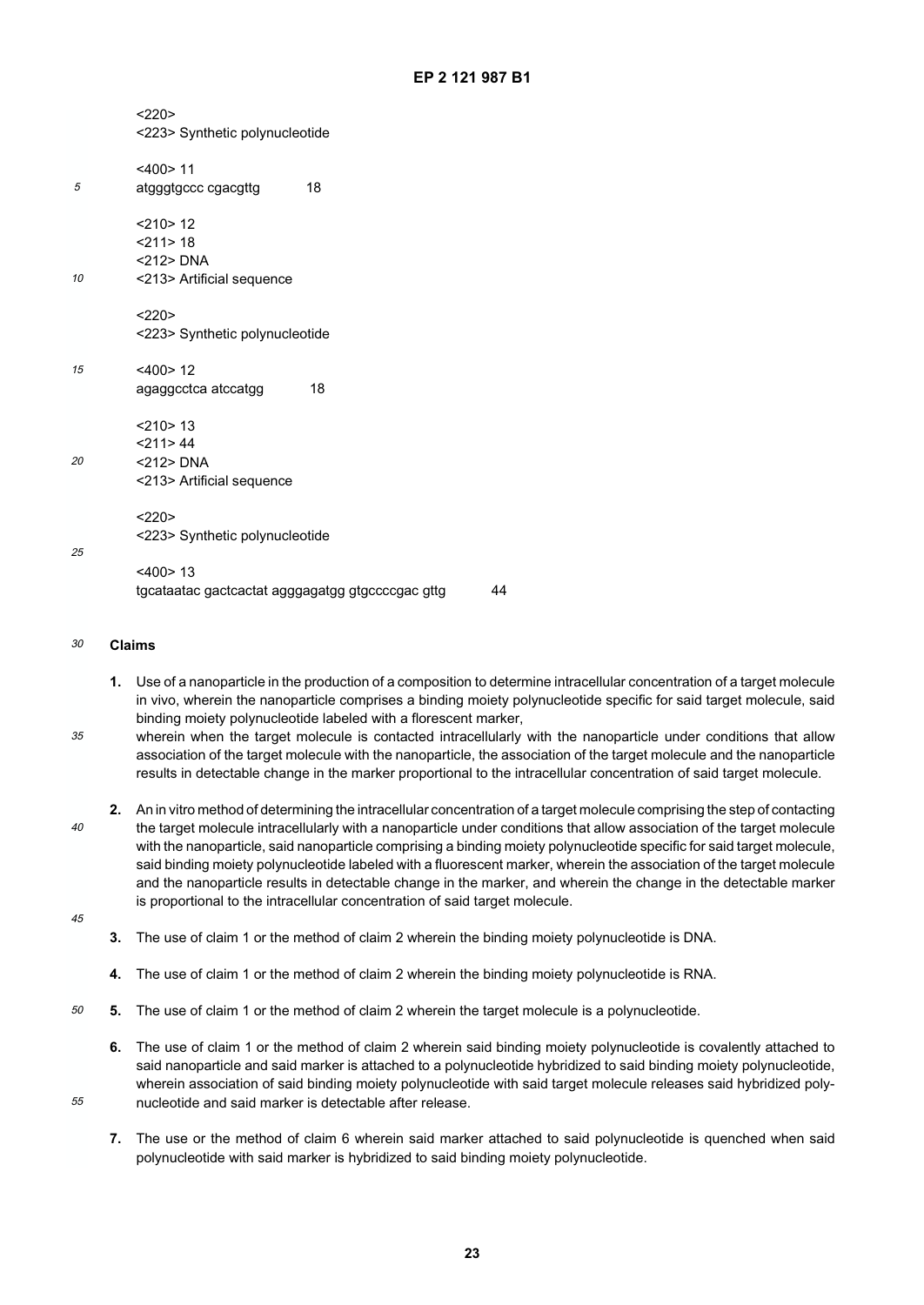<220>
<223> Synthetic polynucleotide

<400> 11
atgggtgccc cgacgttg 18

<210> 12
<211> 18
<212> DNA
<213> Artificial sequence

<220>
<223> Synthetic polynucleotide

<400> 12
agaggcctca atccatgg 18

<210> 13
<211> 44
<212> DNA
<213> Artificial sequence

<220>
<223> Synthetic polynucleotide

<400> 13
tgcataatac gactcactat agggagatgg gtgccccgac gttg 44

## Claims

1. Use of a nanoparticle in the production of a composition to determine intracellular concentration of a target molecule in vivo, wherein the nanoparticle comprises a binding moiety polynucleotide specific for said target molecule, said binding moiety polynucleotide labeled with a florescent marker,
wherein when the target molecule is contacted intracellularly with the nanoparticle under conditions that allow association of the target molecule with the nanoparticle, the association of the target molecule and the nanoparticle results in detectable change in the marker proportional to the intracellular concentration of said target molecule.

2. An in vitro method of determining the intracellular concentration of a target molecule comprising the step of contacting the target molecule intracellularly with a nanoparticle under conditions that allow association of the target molecule with the nanoparticle, said nanoparticle comprising a binding moiety polynucleotide specific for said target molecule, said binding moiety polynucleotide labeled with a fluorescent marker, wherein the association of the target molecule and the nanoparticle results in detectable change in the marker, and wherein the change in the detectable marker is proportional to the intracellular concentration of said target molecule.

3. The use of claim 1 or the method of claim 2 wherein the binding moiety polynucleotide is DNA.

4. The use of claim 1 or the method of claim 2 wherein the binding moiety polynucleotide is RNA.

5. The use of claim 1 or the method of claim 2 wherein the target molecule is a polynucleotide.

6. The use of claim 1 or the method of claim 2 wherein said binding moiety polynucleotide is covalently attached to said nanoparticle and said marker is attached to a polynucleotide hybridized to said binding moiety polynucleotide, wherein association of said binding moiety polynucleotide with said target molecule releases said hybridized polynucleotide and said marker is detectable after release.

7. The use or the method of claim 6 wherein said marker attached to said polynucleotide is quenched when said polynucleotide with said marker is hybridized to said binding moiety polynucleotide.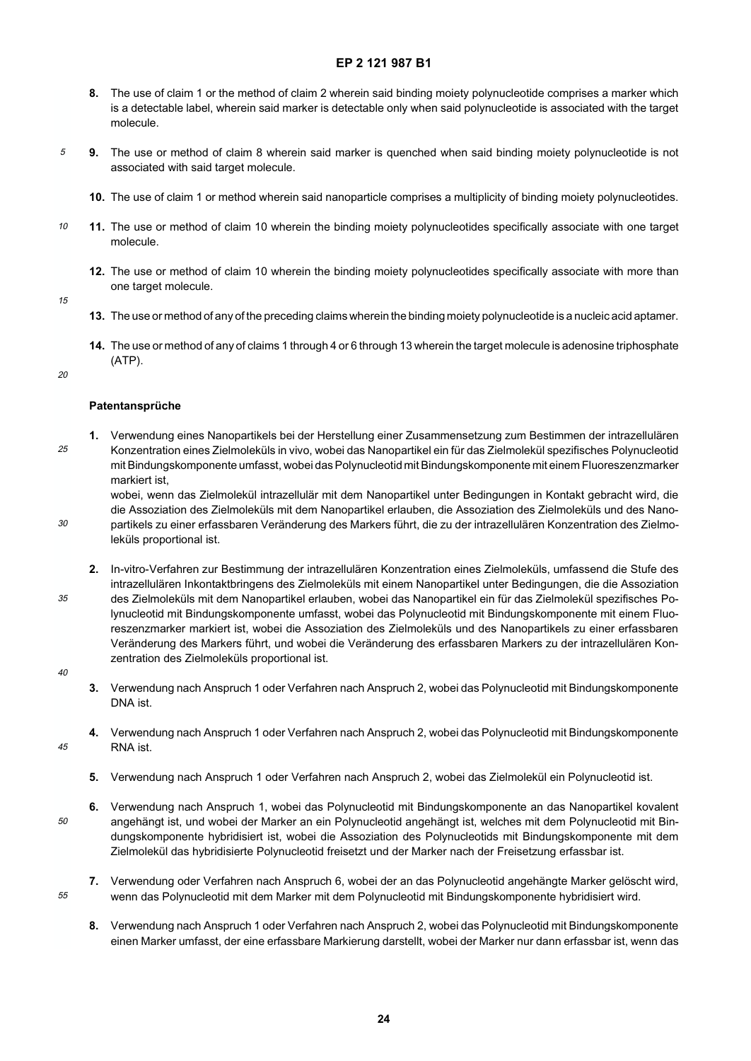8. The use of claim 1 or the method of claim 2 wherein said binding moiety polynucleotide comprises a marker which is a detectable label, wherein said marker is detectable only when said polynucleotide is associated with the target molecule.

9. The use or method of claim 8 wherein said marker is quenched when said binding moiety polynucleotide is not associated with said target molecule.

10. The use of claim 1 or method wherein said nanoparticle comprises a multiplicity of binding moiety polynucleotides.

11. The use or method of claim 10 wherein the binding moiety polynucleotides specifically associate with one target molecule.

12. The use or method of claim 10 wherein the binding moiety polynucleotides specifically associate with more than one target molecule.

13. The use or method of any of the preceding claims wherein the binding moiety polynucleotide is a nucleic acid aptamer.

14. The use or method of any of claims 1 through 4 or 6 through 13 wherein the target molecule is adenosine triphosphate (ATP).

**Patentansprüche**

1. Verwendung eines Nanopartikels bei der Herstellung einer Zusammensetzung zum Bestimmen der intrazellulären Konzentration eines Zielmoleküls in vivo, wobei das Nanopartikel ein für das Zielmolekül spezifisches Polynucleotid mit Bindungskomponente umfasst, wobei das Polynucleotid mit Bindungskomponente mit einem Fluoreszenzmarker markiert ist,
wobei, wenn das Zielmolekül intrazellulär mit dem Nanopartikel unter Bedingungen in Kontakt gebracht wird, die die Assoziation des Zielmoleküls mit dem Nanopartikel erlauben, die Assoziation des Zielmoleküls und des Nanopartikels zu einer erfassbaren Veränderung des Markers führt, die zu der intrazellulären Konzentration des Zielmoleküls proportional ist.

2. In-vitro-Verfahren zur Bestimmung der intrazellulären Konzentration eines Zielmoleküls, umfassend die Stufe des intrazellulären Inkontaktbringens des Zielmoleküls mit einem Nanopartikel unter Bedingungen, die die Assoziation des Zielmoleküls mit dem Nanopartikel erlauben, wobei das Nanopartikel ein für das Zielmolekül spezifisches Polynucleotid mit Bindungskomponente umfasst, wobei das Polynucleotid mit Bindungskomponente mit einem Fluoreszenzmarker markiert ist, wobei die Assoziation des Zielmoleküls und des Nanopartikels zu einer erfassbaren Veränderung des Markers führt, und wobei die Veränderung des erfassbaren Markers zu der intrazellulären Konzentration des Zielmoleküls proportional ist.

3. Verwendung nach Anspruch 1 oder Verfahren nach Anspruch 2, wobei das Polynucleotid mit Bindungskomponente DNA ist.

4. Verwendung nach Anspruch 1 oder Verfahren nach Anspruch 2, wobei das Polynucleotid mit Bindungskomponente RNA ist.

5. Verwendung nach Anspruch 1 oder Verfahren nach Anspruch 2, wobei das Zielmolekül ein Polynucleotid ist.

6. Verwendung nach Anspruch 1, wobei das Polynucleotid mit Bindungskomponente an das Nanopartikel kovalent angehängt ist, und wobei der Marker an ein Polynucleotid angehängt ist, welches mit dem Polynucleotid mit Bindungskomponente hybridisiert ist, wobei die Assoziation des Polynucleotids mit Bindungskomponente mit dem Zielmolekül das hybridisierte Polynucleotid freisetzt und der Marker nach der Freisetzung erfassbar ist.

7. Verwendung oder Verfahren nach Anspruch 6, wobei der an das Polynucleotid angehängte Marker gelöscht wird, wenn das Polynucleotid mit dem Marker mit dem Polynucleotid mit Bindungskomponente hybridisiert wird.

8. Verwendung nach Anspruch 1 oder Verfahren nach Anspruch 2, wobei das Polynucleotid mit Bindungskomponente einen Marker umfasst, der eine erfassbare Markierung darstellt, wobei der Marker nur dann erfassbar ist, wenn das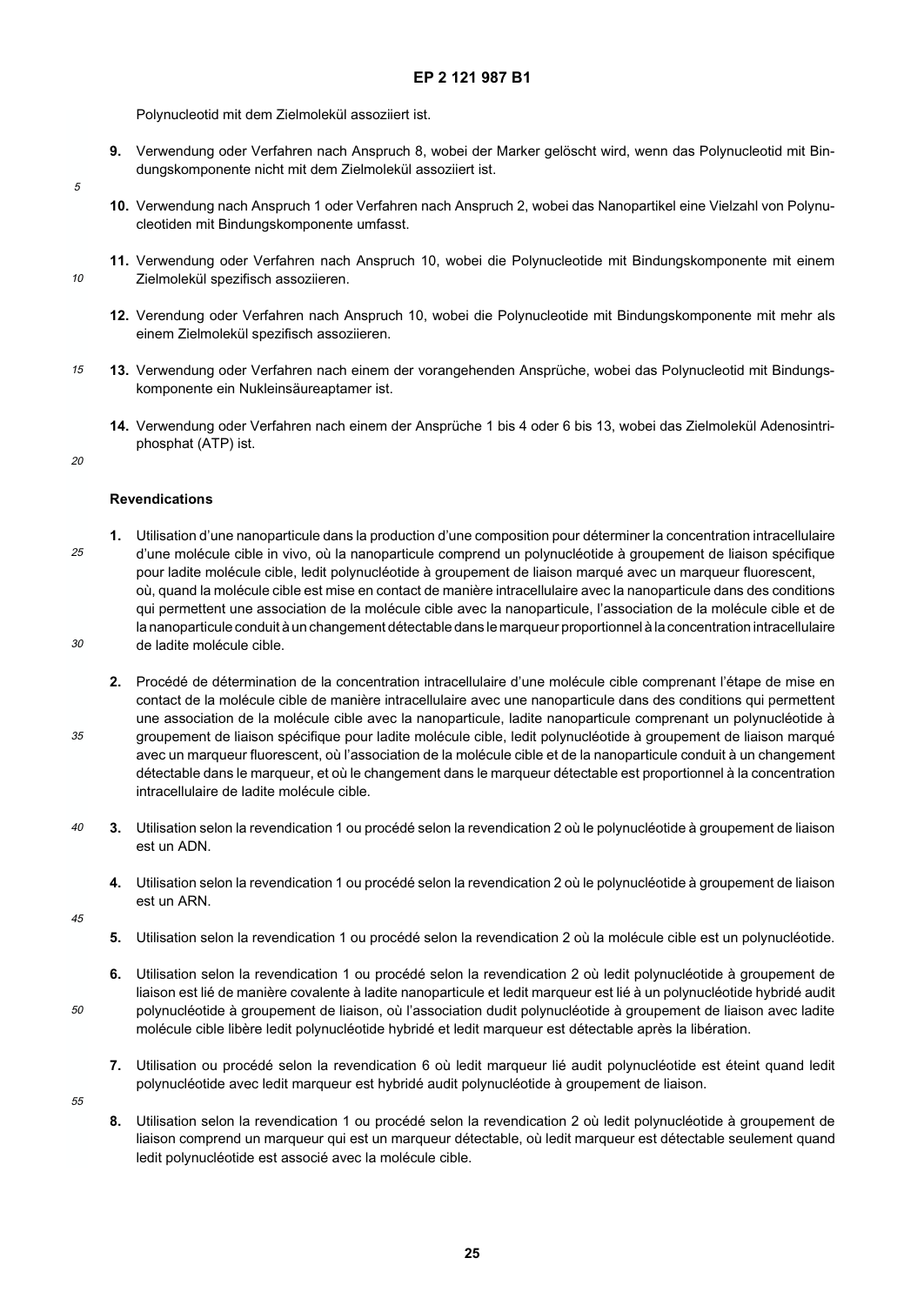Polynucleotid mit dem Zielmolekül assoziiert ist.

**9.** Verwendung oder Verfahren nach Anspruch 8, wobei der Marker gelöscht wird, wenn das Polynucleotid mit Bindungskomponente nicht mit dem Zielmolekül assoziiert ist.

**10.** Verwendung nach Anspruch 1 oder Verfahren nach Anspruch 2, wobei das Nanopartikel eine Vielzahl von Polynucleotiden mit Bindungskomponente umfasst.

**11.** Verwendung oder Verfahren nach Anspruch 10, wobei die Polynucleotide mit Bindungskomponente mit einem Zielmolekül spezifisch assoziieren.

**12.** Verendung oder Verfahren nach Anspruch 10, wobei die Polynucleotide mit Bindungskomponente mit mehr als einem Zielmolekül spezifisch assoziieren.

**13.** Verwendung oder Verfahren nach einem der vorangehenden Ansprüche, wobei das Polynucleotid mit Bindungskomponente ein Nukleinsäureaptamer ist.

**14.** Verwendung oder Verfahren nach einem der Ansprüche 1 bis 4 oder 6 bis 13, wobei das Zielmolekül Adenosintriphosphat (ATP) ist.

## Revendications

**1.** Utilisation d'une nanoparticule dans la production d'une composition pour déterminer la concentration intracellulaire d'une molécule cible in vivo, où la nanoparticule comprend un polynucléotide à groupement de liaison spécifique pour ladite molécule cible, ledit polynucléotide à groupement de liaison marqué avec un marqueur fluorescent, où, quand la molécule cible est mise en contact de manière intracellulaire avec la nanoparticule dans des conditions qui permettent une association de la molécule cible avec la nanoparticule, l'association de la molécule cible et de la nanoparticule conduit à un changement détectable dans le marqueur proportionnel à la concentration intracellulaire de ladite molécule cible.

**2.** Procédé de détermination de la concentration intracellulaire d'une molécule cible comprenant l'étape de mise en contact de la molécule cible de manière intracellulaire avec une nanoparticule dans des conditions qui permettent une association de la molécule cible avec la nanoparticule, ladite nanoparticule comprenant un polynucléotide à groupement de liaison spécifique pour ladite molécule cible, ledit polynucléotide à groupement de liaison marqué avec un marqueur fluorescent, où l'association de la molécule cible et de la nanoparticule conduit à un changement détectable dans le marqueur, et où le changement dans le marqueur détectable est proportionnel à la concentration intracellulaire de ladite molécule cible.

**3.** Utilisation selon la revendication 1 ou procédé selon la revendication 2 où le polynucléotide à groupement de liaison est un ADN.

**4.** Utilisation selon la revendication 1 ou procédé selon la revendication 2 où le polynucléotide à groupement de liaison est un ARN.

**5.** Utilisation selon la revendication 1 ou procédé selon la revendication 2 où la molécule cible est un polynucléotide.

**6.** Utilisation selon la revendication 1 ou procédé selon la revendication 2 où ledit polynucléotide à groupement de liaison est lié de manière covalente à ladite nanoparticule et ledit marqueur est lié à un polynucléotide hybridé audit polynucléotide à groupement de liaison, où l'association dudit polynucléotide à groupement de liaison avec ladite molécule cible libère ledit polynucléotide hybridé et ledit marqueur est détectable après la libération.

**7.** Utilisation ou procédé selon la revendication 6 où ledit marqueur lié audit polynucléotide est éteint quand ledit polynucléotide avec ledit marqueur est hybridé audit polynucléotide à groupement de liaison.

**8.** Utilisation selon la revendication 1 ou procédé selon la revendication 2 où ledit polynucléotide à groupement de liaison comprend un marqueur qui est un marqueur détectable, où ledit marqueur est détectable seulement quand ledit polynucléotide est associé avec la molécule cible.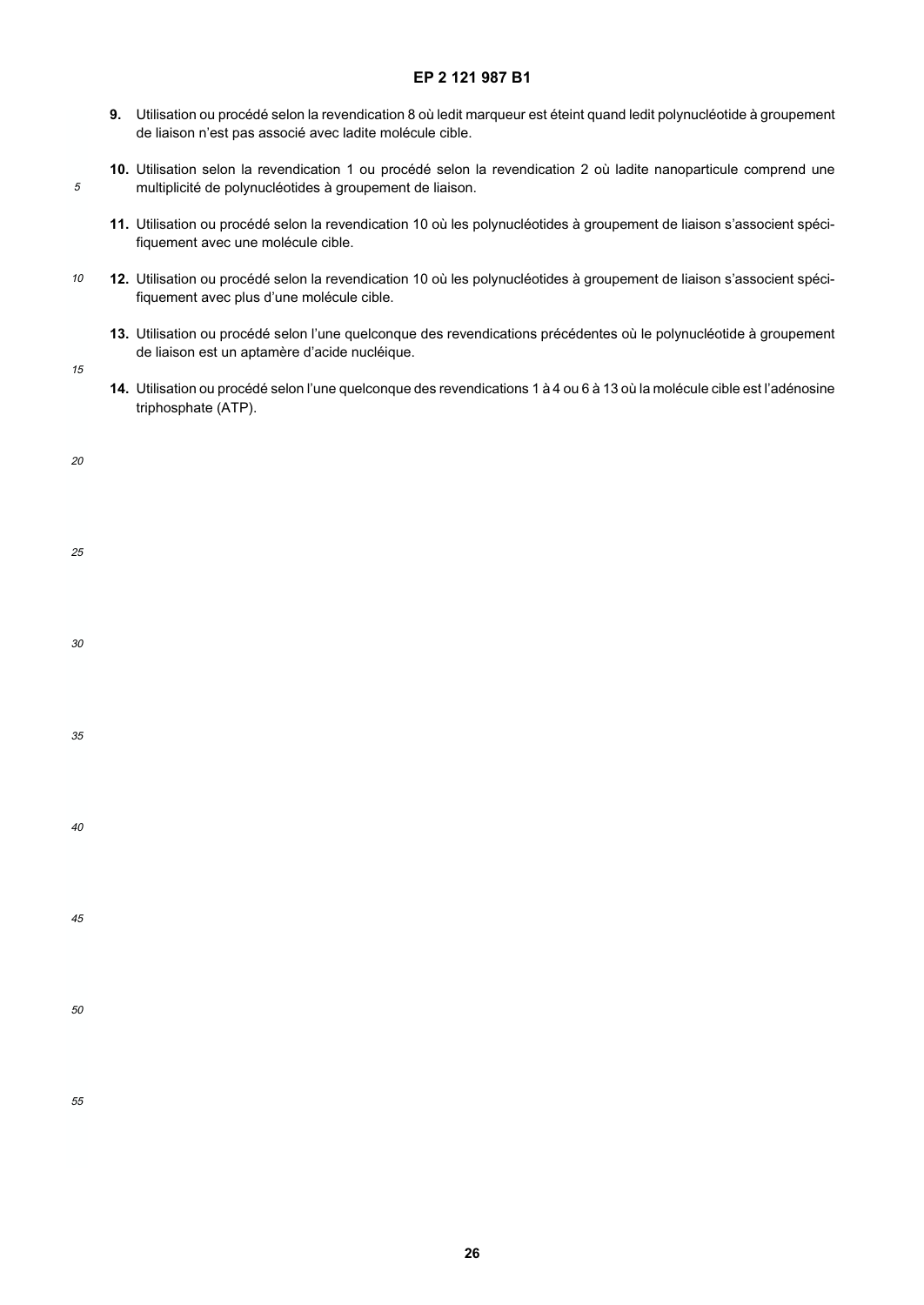9. Utilisation ou procédé selon la revendication 8 où ledit marqueur est éteint quand ledit polynucléotide à groupement de liaison n'est pas associé avec ladite molécule cible.

10. Utilisation selon la revendication 1 ou procédé selon la revendication 2 où ladite nanoparticule comprend une multiplicité de polynucléotides à groupement de liaison.

11. Utilisation ou procédé selon la revendication 10 où les polynucléotides à groupement de liaison s'associent spécifiquement avec une molécule cible.

12. Utilisation ou procédé selon la revendication 10 où les polynucléotides à groupement de liaison s'associent spécifiquement avec plus d'une molécule cible.

13. Utilisation ou procédé selon l'une quelconque des revendications précédentes où le polynucléotide à groupement de liaison est un aptamère d'acide nucléique.

14. Utilisation ou procédé selon l'une quelconque des revendications 1 à 4 ou 6 à 13 où la molécule cible est l'adénosine triphosphate (ATP).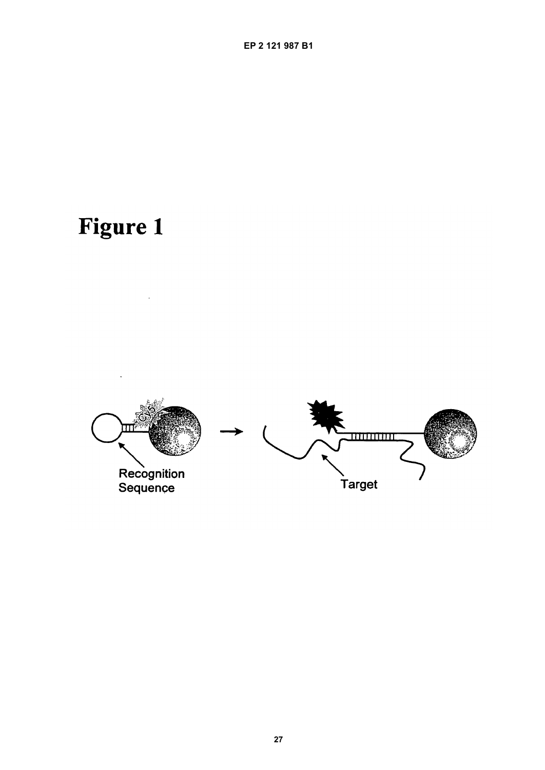# Figure 1

Recognition Sequence

Target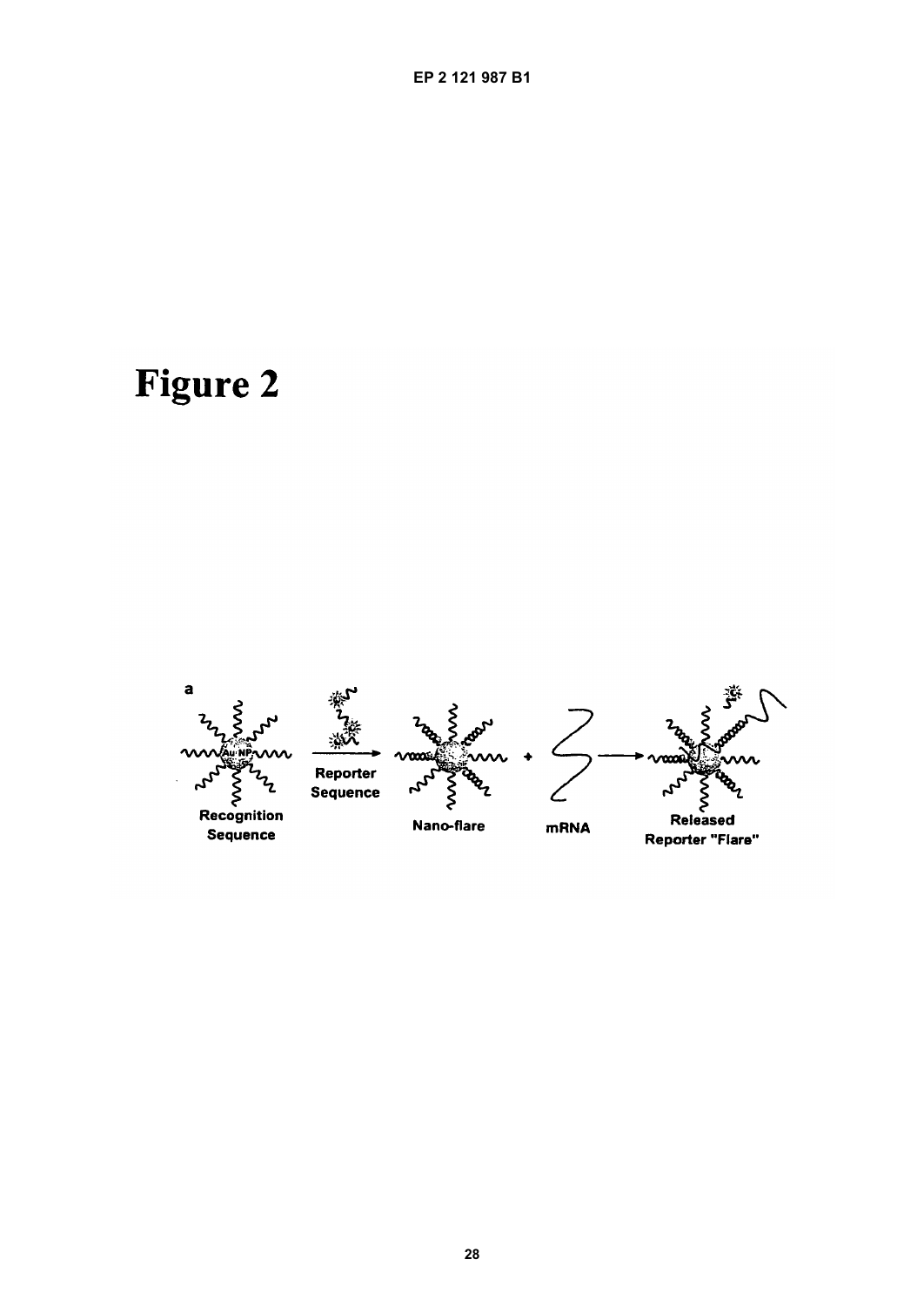# Figure 2

a

Recognition Sequence

Reporter Sequence

Nano-flare

mRNA

Released Reporter "Flare"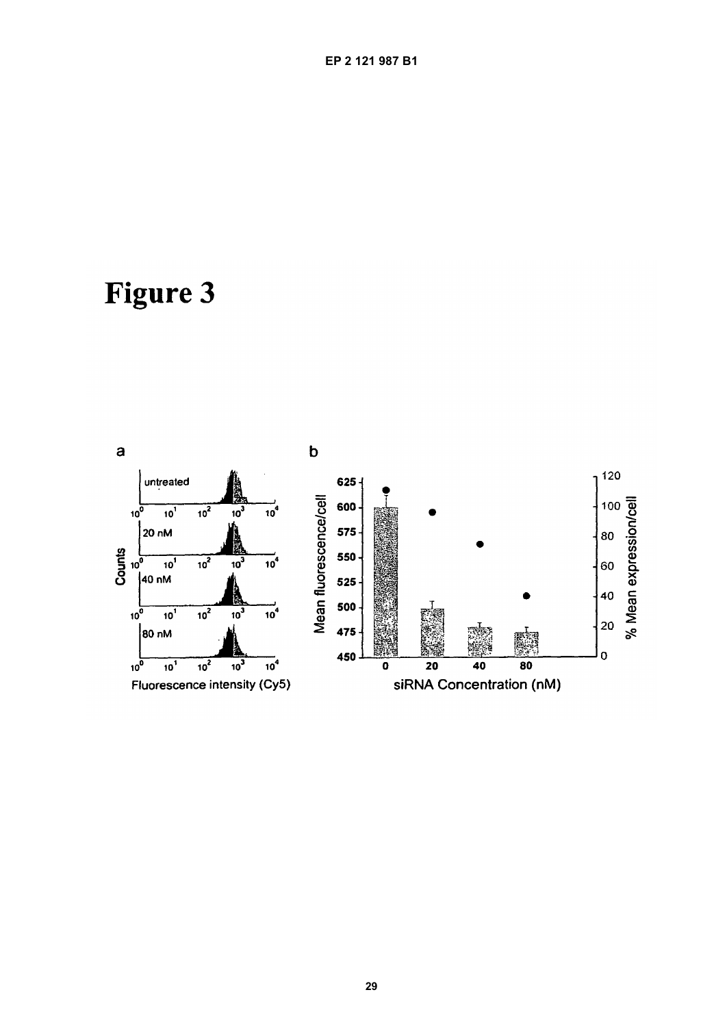# Figure 3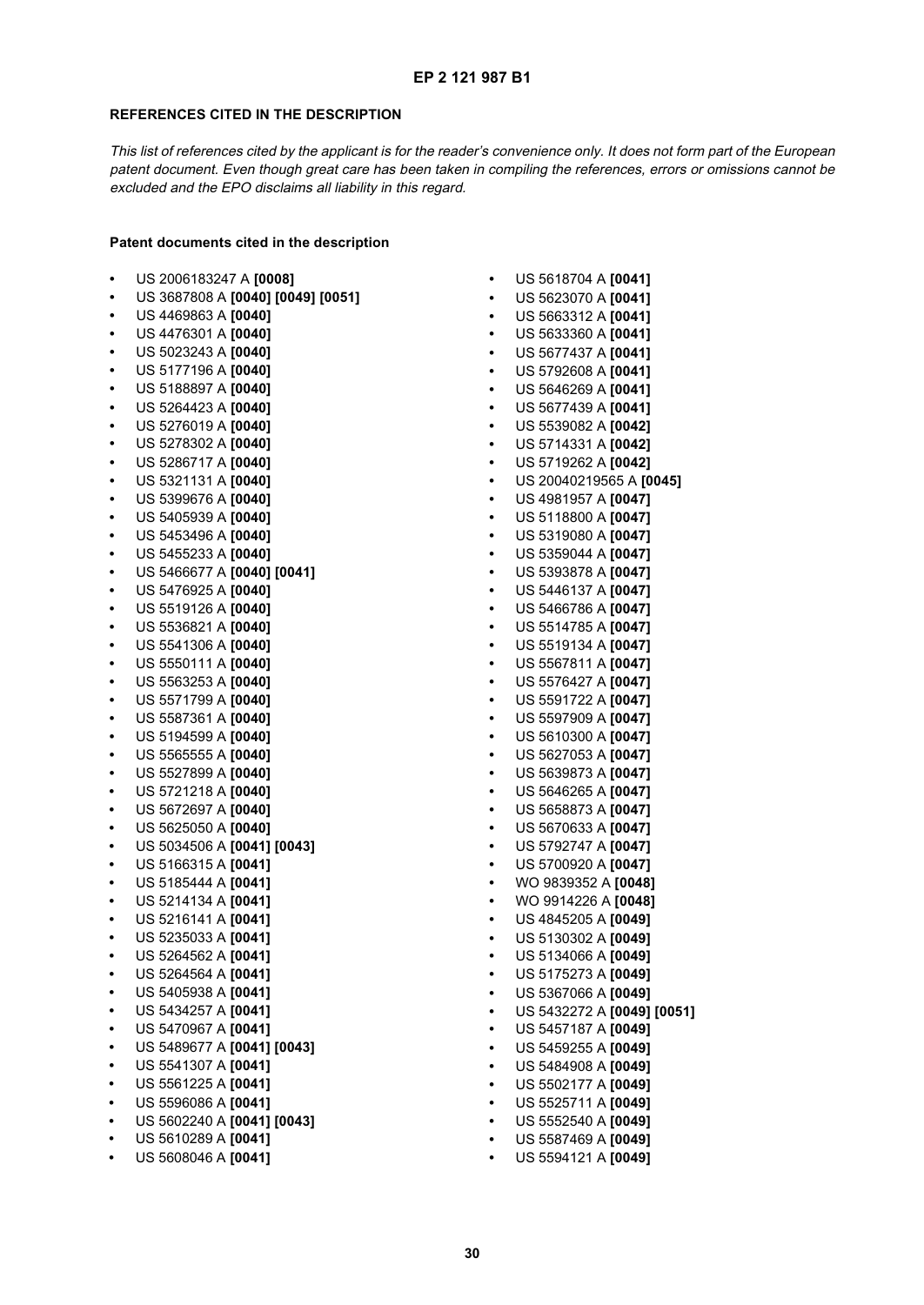## REFERENCES CITED IN THE DESCRIPTION

*This list of references cited by the applicant is for the reader's convenience only. It does not form part of the European patent document. Even though great care has been taken in compiling the references, errors or omissions cannot be excluded and the EPO disclaims all liability in this regard.*

### Patent documents cited in the description

- US 2006183247 A **[0008]**
- US 3687808 A **[0040] [0049] [0051]**
- US 4469863 A **[0040]**
- US 4476301 A **[0040]**
- US 5023243 A **[0040]**
- US 5177196 A **[0040]**
- US 5188897 A **[0040]**
- US 5264423 A **[0040]**
- US 5276019 A **[0040]**
- US 5278302 A **[0040]**
- US 5286717 A **[0040]**
- US 5321131 A **[0040]**
- US 5399676 A **[0040]**
- US 5405939 A **[0040]**
- US 5453496 A **[0040]**
- US 5455233 A **[0040]**
- US 5466677 A **[0040] [0041]**
- US 5476925 A **[0040]**
- US 5519126 A **[0040]**
- US 5536821 A **[0040]**
- US 5541306 A **[0040]**
- US 5550111 A **[0040]**
- US 5563253 A **[0040]**
- US 5571799 A **[0040]**
- US 5587361 A **[0040]**
- US 5194599 A **[0040]**
- US 5565555 A **[0040]**
- US 5527899 A **[0040]**
- US 5721218 A **[0040]**
- US 5672697 A **[0040]**
- US 5625050 A **[0040]**
- US 5034506 A **[0041] [0043]**
- US 5166315 A **[0041]**
- US 5185444 A **[0041]**
- US 5214134 A **[0041]**
- US 5216141 A **[0041]**
- US 5235033 A **[0041]**
- US 5264562 A **[0041]**
- US 5264564 A **[0041]**
- US 5405938 A **[0041]**
- US 5434257 A **[0041]**
- US 5470967 A **[0041]**
- US 5489677 A **[0041] [0043]**
- US 5541307 A **[0041]**
- US 5561225 A **[0041]**
- US 5596086 A **[0041]**
- US 5602240 A **[0041] [0043]**
- US 5610289 A **[0041]**
- US 5608046 A **[0041]**
- US 5618704 A **[0041]**
- US 5623070 A **[0041]**
- US 5663312 A **[0041]**
- US 5633360 A **[0041]**
- US 5677437 A **[0041]**
- US 5792608 A **[0041]**
- US 5646269 A **[0041]**
- US 5677439 A **[0041]**
- US 5539082 A **[0042]**
- US 5714331 A **[0042]**
- US 5719262 A **[0042]**
- US 20040219565 A **[0045]**
- US 4981957 A **[0047]**
- US 5118800 A **[0047]**
- US 5319080 A **[0047]**
- US 5359044 A **[0047]**
- US 5393878 A **[0047]**
- US 5446137 A **[0047]**
- US 5466786 A **[0047]**
- US 5514785 A **[0047]**
- US 5519134 A **[0047]**
- US 5567811 A **[0047]**
- US 5576427 A **[0047]**
- US 5591722 A **[0047]**
- US 5597909 A **[0047]**
- US 5610300 A **[0047]**
- US 5627053 A **[0047]**
- US 5639873 A **[0047]**
- US 5646265 A **[0047]**
- US 5658873 A **[0047]**
- US 5670633 A **[0047]**
- US 5792747 A **[0047]**
- US 5700920 A **[0047]**
- WO 9839352 A **[0048]**
- WO 9914226 A **[0048]**
- US 4845205 A **[0049]**
- US 5130302 A **[0049]**
- US 5134066 A **[0049]**
- US 5175273 A **[0049]**
- US 5367066 A **[0049]**
- US 5432272 A **[0049] [0051]**
- US 5457187 A **[0049]**
- US 5459255 A **[0049]**
- US 5484908 A **[0049]**
- US 5502177 A **[0049]**
- US 5525711 A **[0049]**
- US 5552540 A **[0049]**
- US 5587469 A **[0049]**
- US 5594121 A **[0049]**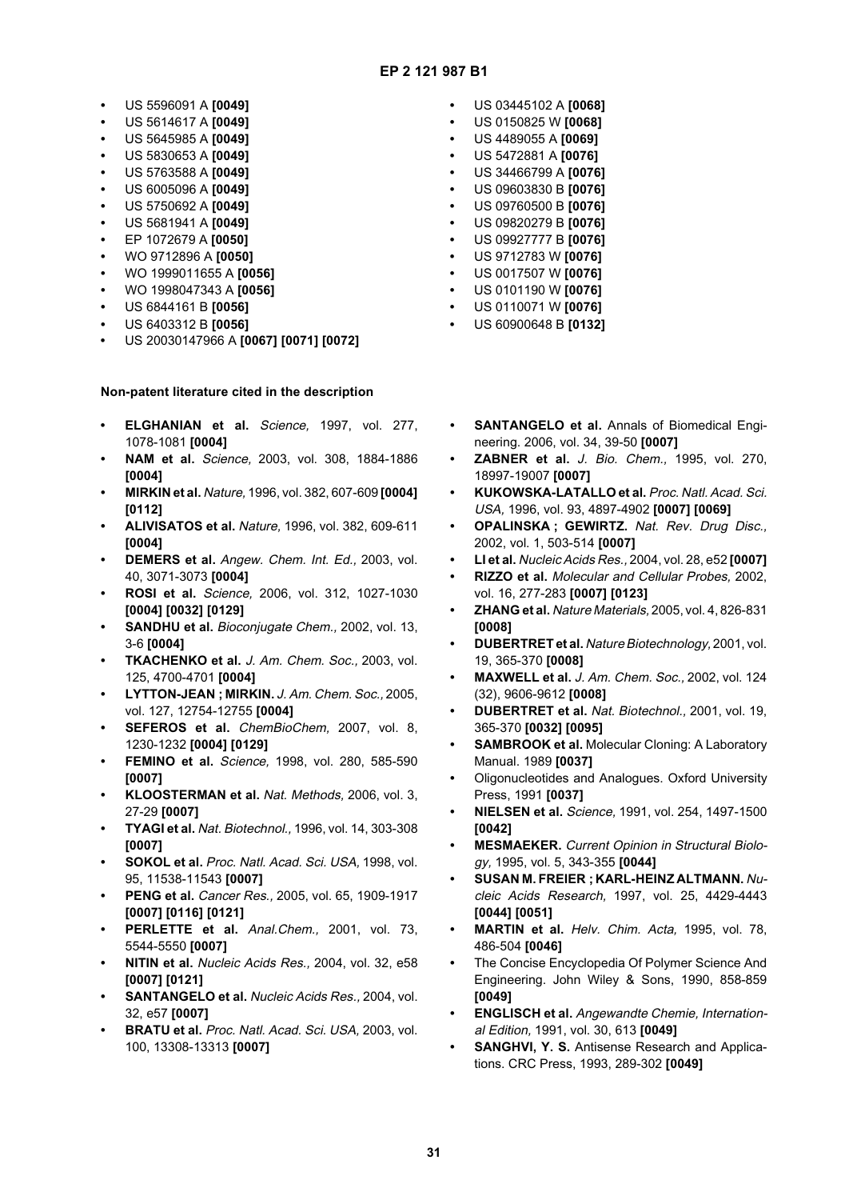- US 5596091 A **[0049]**
- US 5614617 A **[0049]**
- US 5645985 A **[0049]**
- US 5830653 A **[0049]**
- US 5763588 A **[0049]**
- US 6005096 A **[0049]**
- US 5750692 A **[0049]**
- US 5681941 A **[0049]**
- EP 1072679 A **[0050]**
- WO 9712896 A **[0050]**
- WO 1999011655 A **[0056]**
- WO 1998047343 A **[0056]**
- US 6844161 B **[0056]**
- US 6403312 B **[0056]**
- US 20030147966 A **[0067] [0071] [0072]**
- US 03445102 A **[0068]**
- US 0150825 W **[0068]**
- US 4489055 A **[0069]**
- US 5472881 A **[0076]**
- US 34466799 A **[0076]**
- US 09603830 B **[0076]**
- US 09760500 B **[0076]**
- US 09820279 B **[0076]**
- US 09927777 B **[0076]**
- US 9712783 W **[0076]**
- US 0017507 W **[0076]**
- US 0101190 W **[0076]**
- US 0110071 W **[0076]**
- US 60900648 B **[0132]**

**Non-patent literature cited in the description**

- **ELGHANIAN et al.** *Science,* 1997, vol. 277, 1078-1081 **[0004]**
- **NAM et al.** *Science,* 2003, vol. 308, 1884-1886 **[0004]**
- **MIRKIN et al.** *Nature,* 1996, vol. 382, 607-609 **[0004] [0112]**
- **ALIVISATOS et al.** *Nature,* 1996, vol. 382, 609-611 **[0004]**
- **DEMERS et al.** *Angew. Chem. Int. Ed.,* 2003, vol. 40, 3071-3073 **[0004]**
- **ROSI et al.** *Science,* 2006, vol. 312, 1027-1030 **[0004] [0032] [0129]**
- **SANDHU et al.** *Bioconjugate Chem.,* 2002, vol. 13, 3-6 **[0004]**
- **TKACHENKO et al.** *J. Am. Chem. Soc.,* 2003, vol. 125, 4700-4701 **[0004]**
- **LYTTON-JEAN ; MIRKIN.** *J. Am. Chem. Soc.,* 2005, vol. 127, 12754-12755 **[0004]**
- **SEFEROS et al.** *ChemBioChem,* 2007, vol. 8, 1230-1232 **[0004] [0129]**
- **FEMINO et al.** *Science,* 1998, vol. 280, 585-590 **[0007]**
- **KLOOSTERMAN et al.** *Nat. Methods,* 2006, vol. 3, 27-29 **[0007]**
- **TYAGI et al.** *Nat. Biotechnol.,* 1996, vol. 14, 303-308 **[0007]**
- **SOKOL et al.** *Proc. Natl. Acad. Sci. USA,* 1998, vol. 95, 11538-11543 **[0007]**
- **PENG et al.** *Cancer Res.,* 2005, vol. 65, 1909-1917 **[0007] [0116] [0121]**
- **PERLETTE et al.** *Anal.Chem.,* 2001, vol. 73, 5544-5550 **[0007]**
- **NITIN et al.** *Nucleic Acids Res.,* 2004, vol. 32, e58 **[0007] [0121]**
- **SANTANGELO et al.** *Nucleic Acids Res.,* 2004, vol. 32, e57 **[0007]**
- **BRATU et al.** *Proc. Natl. Acad. Sci. USA,* 2003, vol. 100, 13308-13313 **[0007]**
- **SANTANGELO et al.** Annals of Biomedical Engineering. 2006, vol. 34, 39-50 **[0007]**
- **ZABNER et al.** *J. Bio. Chem.,* 1995, vol. 270, 18997-19007 **[0007]**
- **KUKOWSKA-LATALLO et al.** *Proc. Natl. Acad. Sci. USA,* 1996, vol. 93, 4897-4902 **[0007] [0069]**
- **OPALINSKA ; GEWIRTZ.** *Nat. Rev. Drug Disc.,* 2002, vol. 1, 503-514 **[0007]**
- **LI et al.** *Nucleic Acids Res.,* 2004, vol. 28, e52 **[0007]**
- **RIZZO et al.** *Molecular and Cellular Probes,* 2002, vol. 16, 277-283 **[0007] [0123]**
- **ZHANG et al.** *Nature Materials,* 2005, vol. 4, 826-831 **[0008]**
- **DUBERTRET et al.** *Nature Biotechnology,* 2001, vol. 19, 365-370 **[0008]**
- **MAXWELL et al.** *J. Am. Chem. Soc.,* 2002, vol. 124 (32), 9606-9612 **[0008]**
- **DUBERTRET et al.** *Nat. Biotechnol.,* 2001, vol. 19, 365-370 **[0032] [0095]**
- **SAMBROOK et al.** Molecular Cloning: A Laboratory Manual. 1989 **[0037]**
- Oligonucleotides and Analogues. Oxford University Press, 1991 **[0037]**
- **NIELSEN et al.** *Science,* 1991, vol. 254, 1497-1500 **[0042]**
- **MESMAEKER.** *Current Opinion in Structural Biology,* 1995, vol. 5, 343-355 **[0044]**
- **SUSAN M. FREIER ; KARL-HEINZ ALTMANN.** *Nucleic Acids Research,* 1997, vol. 25, 4429-4443 **[0044] [0051]**
- **MARTIN et al.** *Helv. Chim. Acta,* 1995, vol. 78, 486-504 **[0046]**
- The Concise Encyclopedia Of Polymer Science And Engineering. John Wiley & Sons, 1990, 858-859 **[0049]**
- **ENGLISCH et al.** *Angewandte Chemie, International Edition,* 1991, vol. 30, 613 **[0049]**
- **SANGHVI, Y. S.** Antisense Research and Applications. CRC Press, 1993, 289-302 **[0049]**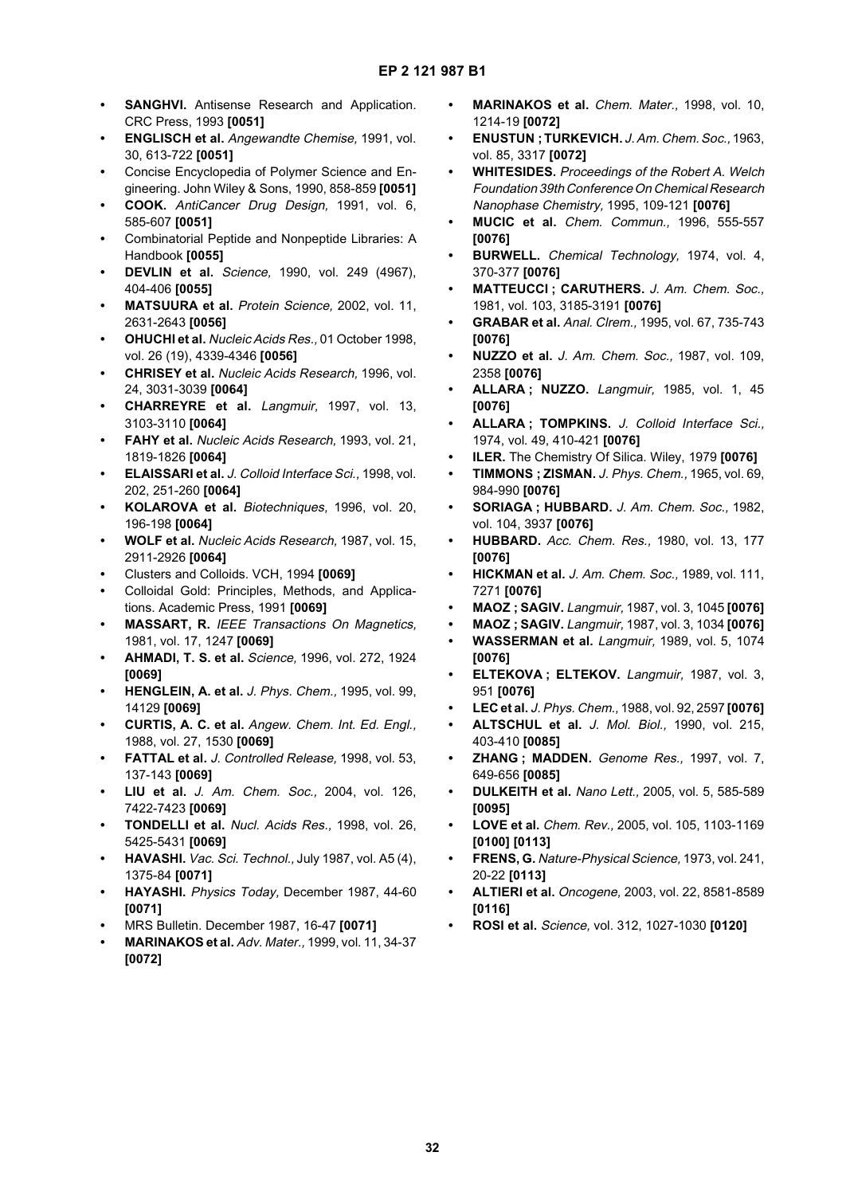- **SANGHVI.** Antisense Research and Application. CRC Press, 1993 **[0051]**
- **ENGLISCH et al.** *Angewandte Chemise,* 1991, vol. 30, 613-722 **[0051]**
- Concise Encyclopedia of Polymer Science and Engineering. John Wiley & Sons, 1990, 858-859 **[0051]**
- **COOK.** *AntiCancer Drug Design,* 1991, vol. 6, 585-607 **[0051]**
- Combinatorial Peptide and Nonpeptide Libraries: A Handbook **[0055]**
- **DEVLIN et al.** *Science,* 1990, vol. 249 (4967), 404-406 **[0055]**
- **MATSUURA et al.** *Protein Science,* 2002, vol. 11, 2631-2643 **[0056]**
- **OHUCHI et al.** *Nucleic Acids Res.,* 01 October 1998, vol. 26 (19), 4339-4346 **[0056]**
- **CHRISEY et al.** *Nucleic Acids Research,* 1996, vol. 24, 3031-3039 **[0064]**
- **CHARREYRE et al.** *Langmuir,* 1997, vol. 13, 3103-3110 **[0064]**
- **FAHY et al.** *Nucleic Acids Research,* 1993, vol. 21, 1819-1826 **[0064]**
- **ELAISSARI et al.** *J. Colloid Interface Sci.,* 1998, vol. 202, 251-260 **[0064]**
- **KOLAROVA et al.** *Biotechniques,* 1996, vol. 20, 196-198 **[0064]**
- **WOLF et al.** *Nucleic Acids Research,* 1987, vol. 15, 2911-2926 **[0064]**
- Clusters and Colloids. VCH, 1994 **[0069]**
- Colloidal Gold: Principles, Methods, and Applications. Academic Press, 1991 **[0069]**
- **MASSART, R.** *IEEE Transactions On Magnetics,* 1981, vol. 17, 1247 **[0069]**
- **AHMADI, T. S. et al.** *Science,* 1996, vol. 272, 1924 **[0069]**
- **HENGLEIN, A. et al.** *J. Phys. Chem.,* 1995, vol. 99, 14129 **[0069]**
- **CURTIS, A. C. et al.** *Angew. Chem. Int. Ed. Engl.,* 1988, vol. 27, 1530 **[0069]**
- **FATTAL et al.** *J. Controlled Release,* 1998, vol. 53, 137-143 **[0069]**
- **LIU et al.** *J. Am. Chem. Soc.,* 2004, vol. 126, 7422-7423 **[0069]**
- **TONDELLI et al.** *Nucl. Acids Res.,* 1998, vol. 26, 5425-5431 **[0069]**
- **HAVASHI.** *Vac. Sci. Technol.,* July 1987, vol. A5 (4), 1375-84 **[0071]**
- **HAYASHI.** *Physics Today,* December 1987, 44-60 **[0071]**
- MRS Bulletin. December 1987, 16-47 **[0071]**
- **MARINAKOS et al.** *Adv. Mater.,* 1999, vol. 11, 34-37 **[0072]**
- **MARINAKOS et al.** *Chem. Mater.,* 1998, vol. 10, 1214-19 **[0072]**
- **ENUSTUN ; TURKEVICH.** *J. Am. Chem. Soc.,* 1963, vol. 85, 3317 **[0072]**
- **WHITESIDES.** *Proceedings of the Robert A. Welch Foundation 39th Conference On Chemical Research Nanophase Chemistry,* 1995, 109-121 **[0076]**
- **MUCIC et al.** *Chem. Commun.,* 1996, 555-557 **[0076]**
- **BURWELL.** *Chemical Technology,* 1974, vol. 4, 370-377 **[0076]**
- **MATTEUCCI ; CARUTHERS.** *J. Am. Chem. Soc.,* 1981, vol. 103, 3185-3191 **[0076]**
- **GRABAR et al.** *Anal. Clrem.,* 1995, vol. 67, 735-743 **[0076]**
- **NUZZO et al.** *J. Am. Chem. Soc.,* 1987, vol. 109, 2358 **[0076]**
- **ALLARA ; NUZZO.** *Langmuir,* 1985, vol. 1, 45 **[0076]**
- **ALLARA ; TOMPKINS.** *J. Colloid Interface Sci.,* 1974, vol. 49, 410-421 **[0076]**
- **ILER.** The Chemistry Of Silica. Wiley, 1979 **[0076]**
- **TIMMONS ; ZISMAN.** *J. Phys. Chem.,* 1965, vol. 69, 984-990 **[0076]**
- **SORIAGA ; HUBBARD.** *J. Am. Chem. Soc.,* 1982, vol. 104, 3937 **[0076]**
- **HUBBARD.** *Acc. Chem. Res.,* 1980, vol. 13, 177 **[0076]**
- **HICKMAN et al.** *J. Am. Chem. Soc.,* 1989, vol. 111, 7271 **[0076]**
- **MAOZ ; SAGIV.** *Langmuir,* 1987, vol. 3, 1045 **[0076]**
- **MAOZ ; SAGIV.** *Langmuir,* 1987, vol. 3, 1034 **[0076]**
- **WASSERMAN et al.** *Langmuir,* 1989, vol. 5, 1074 **[0076]**
- **ELTEKOVA ; ELTEKOV.** *Langmuir,* 1987, vol. 3, 951 **[0076]**
- **LEC et al.** *J. Phys. Chem.,* 1988, vol. 92, 2597 **[0076]**
- **ALTSCHUL et al.** *J. Mol. Biol.,* 1990, vol. 215, 403-410 **[0085]**
- **ZHANG ; MADDEN.** *Genome Res.,* 1997, vol. 7, 649-656 **[0085]**
- **DULKEITH et al.** *Nano Lett.,* 2005, vol. 5, 585-589 **[0095]**
- **LOVE et al.** *Chem. Rev.,* 2005, vol. 105, 1103-1169 **[0100] [0113]**
- **FRENS, G.** *Nature-Physical Science,* 1973, vol. 241, 20-22 **[0113]**
- **ALTIERI et al.** *Oncogene,* 2003, vol. 22, 8581-8589 **[0116]**
- **ROSI et al.** *Science,* vol. 312, 1027-1030 **[0120]**